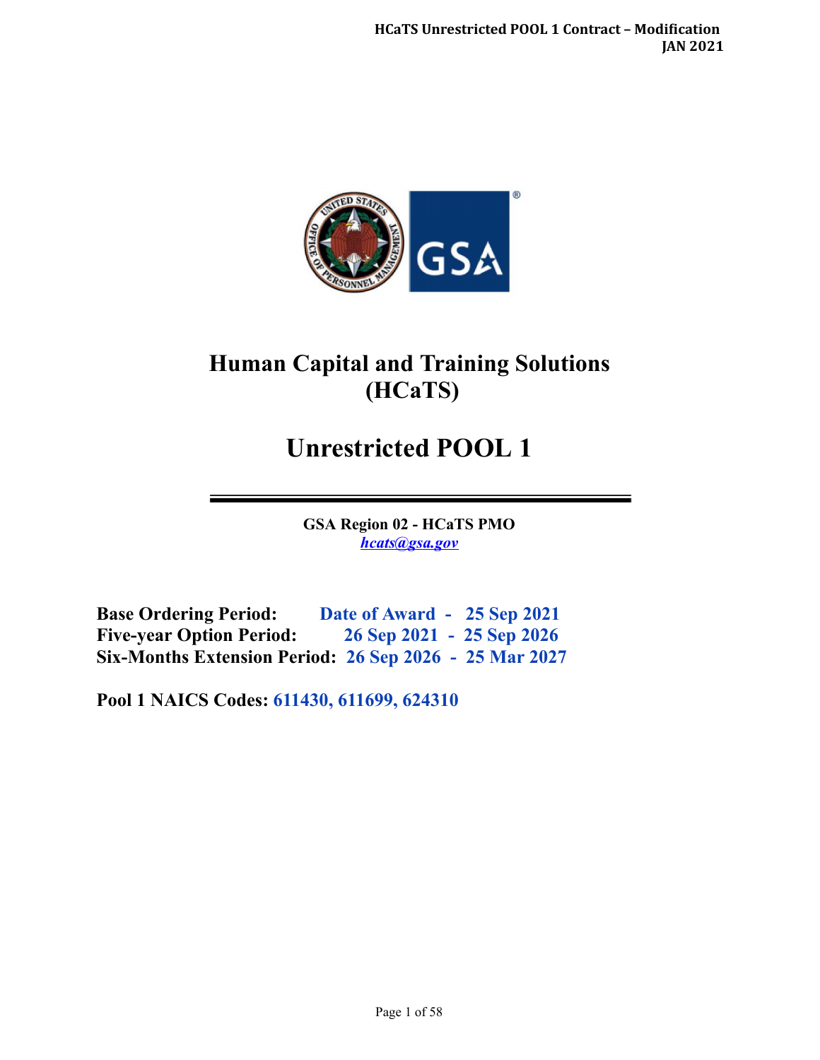# Human Capital and Training Solutions (HCaTS)

# Unrestricted POOL 1

**GSA Region 02 - HCaTS PMO**
*hcats@gsa.gov*

**Base Ordering Period:** Date of Award - 25 Sep 2021
**Five-year Option Period:** 26 Sep 2021 - 25 Sep 2026
**Six-Months Extension Period:** 26 Sep 2026 - 25 Mar 2027

**Pool 1 NAICS Codes:** 611430, 611699, 624310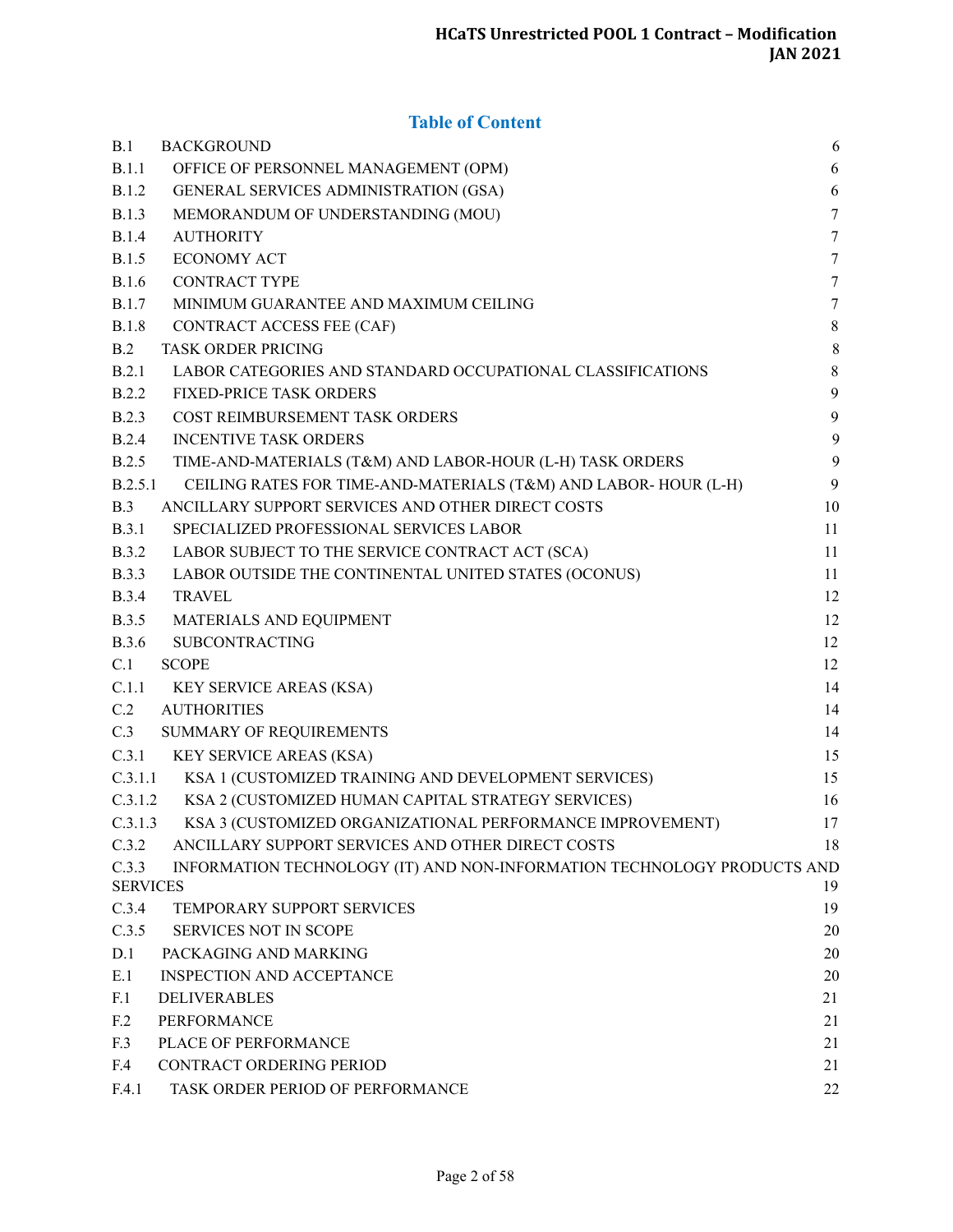## Table of Content

| | | |
|---|---|---|
| B.1 | BACKGROUND | 6 |
| B.1.1 | OFFICE OF PERSONNEL MANAGEMENT (OPM) | 6 |
| B.1.2 | GENERAL SERVICES ADMINISTRATION (GSA) | 6 |
| B.1.3 | MEMORANDUM OF UNDERSTANDING (MOU) | 7 |
| B.1.4 | AUTHORITY | 7 |
| B.1.5 | ECONOMY ACT | 7 |
| B.1.6 | CONTRACT TYPE | 7 |
| B.1.7 | MINIMUM GUARANTEE AND MAXIMUM CEILING | 7 |
| B.1.8 | CONTRACT ACCESS FEE (CAF) | 8 |
| B.2 | TASK ORDER PRICING | 8 |
| B.2.1 | LABOR CATEGORIES AND STANDARD OCCUPATIONAL CLASSIFICATIONS | 8 |
| B.2.2 | FIXED-PRICE TASK ORDERS | 9 |
| B.2.3 | COST REIMBURSEMENT TASK ORDERS | 9 |
| B.2.4 | INCENTIVE TASK ORDERS | 9 |
| B.2.5 | TIME-AND-MATERIALS (T&M) AND LABOR-HOUR (L-H) TASK ORDERS | 9 |
| B.2.5.1 | CEILING RATES FOR TIME-AND-MATERIALS (T&M) AND LABOR- HOUR (L-H) | 9 |
| B.3 | ANCILLARY SUPPORT SERVICES AND OTHER DIRECT COSTS | 10 |
| B.3.1 | SPECIALIZED PROFESSIONAL SERVICES LABOR | 11 |
| B.3.2 | LABOR SUBJECT TO THE SERVICE CONTRACT ACT (SCA) | 11 |
| B.3.3 | LABOR OUTSIDE THE CONTINENTAL UNITED STATES (OCONUS) | 11 |
| B.3.4 | TRAVEL | 12 |
| B.3.5 | MATERIALS AND EQUIPMENT | 12 |
| B.3.6 | SUBCONTRACTING | 12 |
| C.1 | SCOPE | 12 |
| C.1.1 | KEY SERVICE AREAS (KSA) | 14 |
| C.2 | AUTHORITIES | 14 |
| C.3 | SUMMARY OF REQUIREMENTS | 14 |
| C.3.1 | KEY SERVICE AREAS (KSA) | 15 |
| C.3.1.1 | KSA 1 (CUSTOMIZED TRAINING AND DEVELOPMENT SERVICES) | 15 |
| C.3.1.2 | KSA 2 (CUSTOMIZED HUMAN CAPITAL STRATEGY SERVICES) | 16 |
| C.3.1.3 | KSA 3 (CUSTOMIZED ORGANIZATIONAL PERFORMANCE IMPROVEMENT) | 17 |
| C.3.2 | ANCILLARY SUPPORT SERVICES AND OTHER DIRECT COSTS | 18 |
| C.3.3 | INFORMATION TECHNOLOGY (IT) AND NON-INFORMATION TECHNOLOGY PRODUCTS AND SERVICES | 19 |
| C.3.4 | TEMPORARY SUPPORT SERVICES | 19 |
| C.3.5 | SERVICES NOT IN SCOPE | 20 |
| D.1 | PACKAGING AND MARKING | 20 |
| E.1 | INSPECTION AND ACCEPTANCE | 20 |
| F.1 | DELIVERABLES | 21 |
| F.2 | PERFORMANCE | 21 |
| F.3 | PLACE OF PERFORMANCE | 21 |
| F.4 | CONTRACT ORDERING PERIOD | 21 |
| F.4.1 | TASK ORDER PERIOD OF PERFORMANCE | 22 |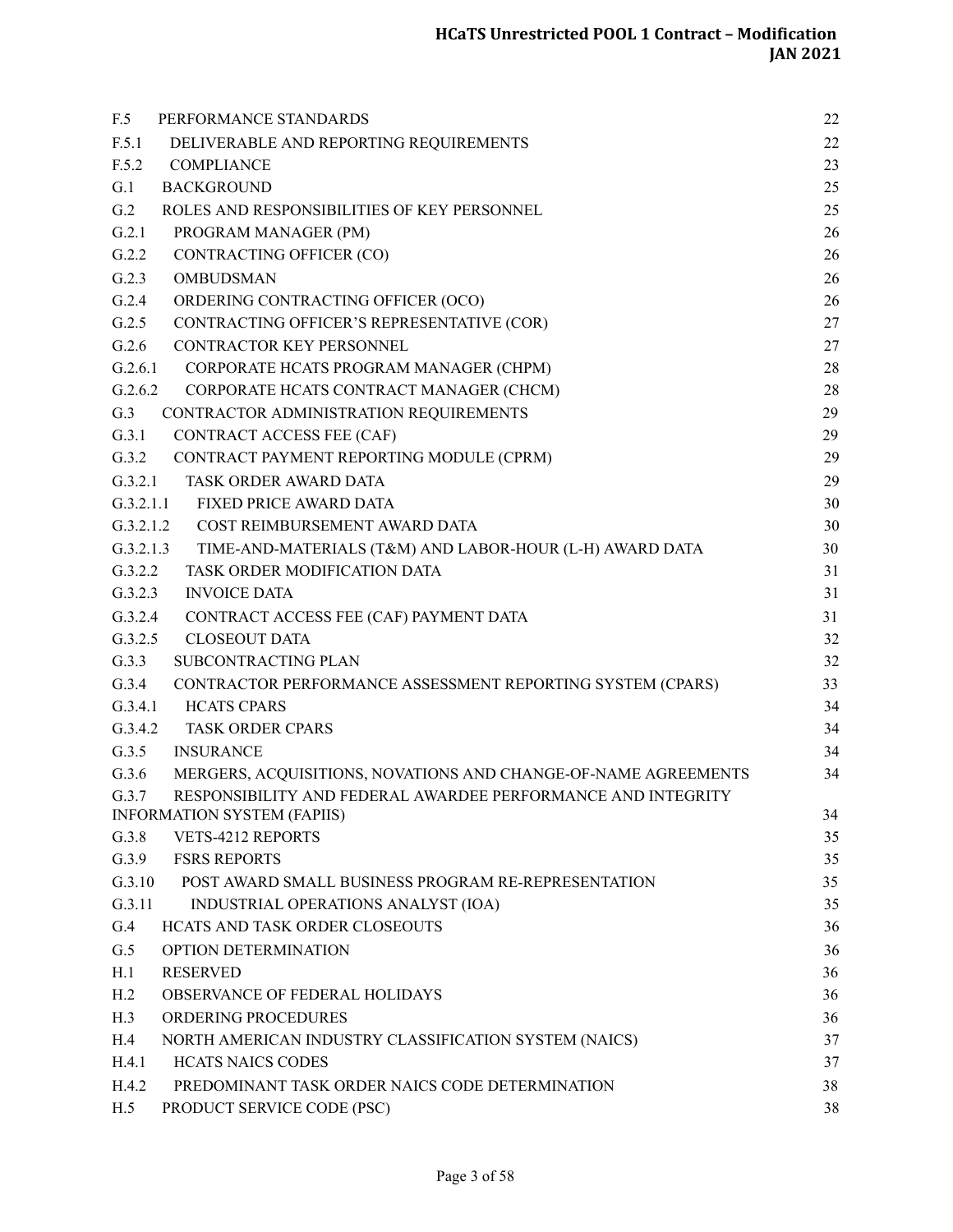| | | |
|---|---|---|
| F.5 | PERFORMANCE STANDARDS | 22 |
| F.5.1 | DELIVERABLE AND REPORTING REQUIREMENTS | 22 |
| F.5.2 | COMPLIANCE | 23 |
| G.1 | BACKGROUND | 25 |
| G.2 | ROLES AND RESPONSIBILITIES OF KEY PERSONNEL | 25 |
| G.2.1 | PROGRAM MANAGER (PM) | 26 |
| G.2.2 | CONTRACTING OFFICER (CO) | 26 |
| G.2.3 | OMBUDSMAN | 26 |
| G.2.4 | ORDERING CONTRACTING OFFICER (OCO) | 26 |
| G.2.5 | CONTRACTING OFFICER'S REPRESENTATIVE (COR) | 27 |
| G.2.6 | CONTRACTOR KEY PERSONNEL | 27 |
| G.2.6.1 | CORPORATE HCATS PROGRAM MANAGER (CHPM) | 28 |
| G.2.6.2 | CORPORATE HCATS CONTRACT MANAGER (CHCM) | 28 |
| G.3 | CONTRACTOR ADMINISTRATION REQUIREMENTS | 29 |
| G.3.1 | CONTRACT ACCESS FEE (CAF) | 29 |
| G.3.2 | CONTRACT PAYMENT REPORTING MODULE (CPRM) | 29 |
| G.3.2.1 | TASK ORDER AWARD DATA | 29 |
| G.3.2.1.1 | FIXED PRICE AWARD DATA | 30 |
| G.3.2.1.2 | COST REIMBURSEMENT AWARD DATA | 30 |
| G.3.2.1.3 | TIME-AND-MATERIALS (T&M) AND LABOR-HOUR (L-H) AWARD DATA | 30 |
| G.3.2.2 | TASK ORDER MODIFICATION DATA | 31 |
| G.3.2.3 | INVOICE DATA | 31 |
| G.3.2.4 | CONTRACT ACCESS FEE (CAF) PAYMENT DATA | 31 |
| G.3.2.5 | CLOSEOUT DATA | 32 |
| G.3.3 | SUBCONTRACTING PLAN | 32 |
| G.3.4 | CONTRACTOR PERFORMANCE ASSESSMENT REPORTING SYSTEM (CPARS) | 33 |
| G.3.4.1 | HCATS CPARS | 34 |
| G.3.4.2 | TASK ORDER CPARS | 34 |
| G.3.5 | INSURANCE | 34 |
| G.3.6 | MERGERS, ACQUISITIONS, NOVATIONS AND CHANGE-OF-NAME AGREEMENTS | 34 |
| G.3.7 | RESPONSIBILITY AND FEDERAL AWARDEE PERFORMANCE AND INTEGRITY INFORMATION SYSTEM (FAPIIS) | 34 |
| G.3.8 | VETS-4212 REPORTS | 35 |
| G.3.9 | FSRS REPORTS | 35 |
| G.3.10 | POST AWARD SMALL BUSINESS PROGRAM RE-REPRESENTATION | 35 |
| G.3.11 | INDUSTRIAL OPERATIONS ANALYST (IOA) | 35 |
| G.4 | HCATS AND TASK ORDER CLOSEOUTS | 36 |
| G.5 | OPTION DETERMINATION | 36 |
| H.1 | RESERVED | 36 |
| H.2 | OBSERVANCE OF FEDERAL HOLIDAYS | 36 |
| H.3 | ORDERING PROCEDURES | 36 |
| H.4 | NORTH AMERICAN INDUSTRY CLASSIFICATION SYSTEM (NAICS) | 37 |
| H.4.1 | HCATS NAICS CODES | 37 |
| H.4.2 | PREDOMINANT TASK ORDER NAICS CODE DETERMINATION | 38 |
| H.5 | PRODUCT SERVICE CODE (PSC) | 38 |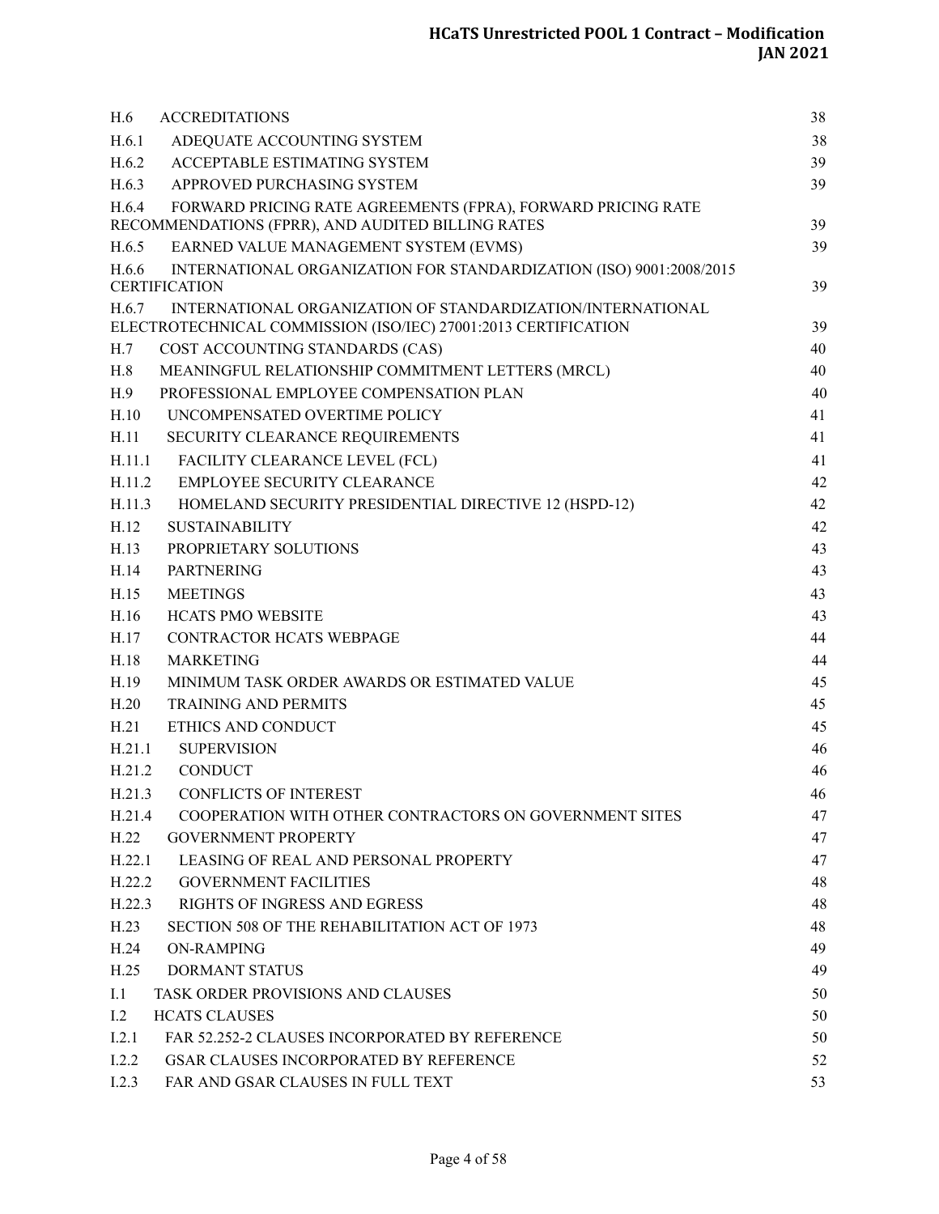| | | |
|---|---|---|
| H.6 | ACCREDITATIONS | 38 |
| H.6.1 | ADEQUATE ACCOUNTING SYSTEM | 38 |
| H.6.2 | ACCEPTABLE ESTIMATING SYSTEM | 39 |
| H.6.3 | APPROVED PURCHASING SYSTEM | 39 |
| H.6.4 | FORWARD PRICING RATE AGREEMENTS (FPRA), FORWARD PRICING RATE RECOMMENDATIONS (FPRR), AND AUDITED BILLING RATES | 39 |
| H.6.5 | EARNED VALUE MANAGEMENT SYSTEM (EVMS) | 39 |
| H.6.6 | INTERNATIONAL ORGANIZATION FOR STANDARDIZATION (ISO) 9001:2008/2015 CERTIFICATION | 39 |
| H.6.7 | INTERNATIONAL ORGANIZATION OF STANDARDIZATION/INTERNATIONAL ELECTROTECHNICAL COMMISSION (ISO/IEC) 27001:2013 CERTIFICATION | 39 |
| H.7 | COST ACCOUNTING STANDARDS (CAS) | 40 |
| H.8 | MEANINGFUL RELATIONSHIP COMMITMENT LETTERS (MRCL) | 40 |
| H.9 | PROFESSIONAL EMPLOYEE COMPENSATION PLAN | 40 |
| H.10 | UNCOMPENSATED OVERTIME POLICY | 41 |
| H.11 | SECURITY CLEARANCE REQUIREMENTS | 41 |
| H.11.1 | FACILITY CLEARANCE LEVEL (FCL) | 41 |
| H.11.2 | EMPLOYEE SECURITY CLEARANCE | 42 |
| H.11.3 | HOMELAND SECURITY PRESIDENTIAL DIRECTIVE 12 (HSPD-12) | 42 |
| H.12 | SUSTAINABILITY | 42 |
| H.13 | PROPRIETARY SOLUTIONS | 43 |
| H.14 | PARTNERING | 43 |
| H.15 | MEETINGS | 43 |
| H.16 | HCATS PMO WEBSITE | 43 |
| H.17 | CONTRACTOR HCATS WEBPAGE | 44 |
| H.18 | MARKETING | 44 |
| H.19 | MINIMUM TASK ORDER AWARDS OR ESTIMATED VALUE | 45 |
| H.20 | TRAINING AND PERMITS | 45 |
| H.21 | ETHICS AND CONDUCT | 45 |
| H.21.1 | SUPERVISION | 46 |
| H.21.2 | CONDUCT | 46 |
| H.21.3 | CONFLICTS OF INTEREST | 46 |
| H.21.4 | COOPERATION WITH OTHER CONTRACTORS ON GOVERNMENT SITES | 47 |
| H.22 | GOVERNMENT PROPERTY | 47 |
| H.22.1 | LEASING OF REAL AND PERSONAL PROPERTY | 47 |
| H.22.2 | GOVERNMENT FACILITIES | 48 |
| H.22.3 | RIGHTS OF INGRESS AND EGRESS | 48 |
| H.23 | SECTION 508 OF THE REHABILITATION ACT OF 1973 | 48 |
| H.24 | ON-RAMPING | 49 |
| H.25 | DORMANT STATUS | 49 |
| I.1 | TASK ORDER PROVISIONS AND CLAUSES | 50 |
| I.2 | HCATS CLAUSES | 50 |
| I.2.1 | FAR 52.252-2 CLAUSES INCORPORATED BY REFERENCE | 50 |
| I.2.2 | GSAR CLAUSES INCORPORATED BY REFERENCE | 52 |
| I.2.3 | FAR AND GSAR CLAUSES IN FULL TEXT | 53 |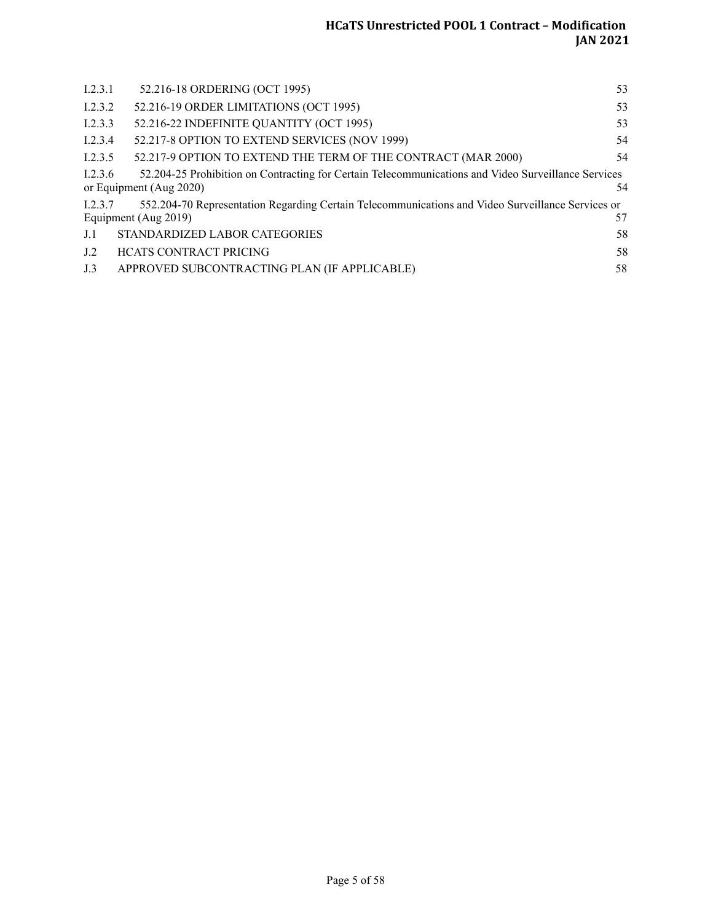I.2.3.1 52.216-18 ORDERING (OCT 1995) 53

I.2.3.2 52.216-19 ORDER LIMITATIONS (OCT 1995) 53

I.2.3.3 52.216-22 INDEFINITE QUANTITY (OCT 1995) 53

I.2.3.4 52.217-8 OPTION TO EXTEND SERVICES (NOV 1999) 54

I.2.3.5 52.217-9 OPTION TO EXTEND THE TERM OF THE CONTRACT (MAR 2000) 54

I.2.3.6 52.204-25 Prohibition on Contracting for Certain Telecommunications and Video Surveillance Services or Equipment (Aug 2020) 54

I.2.3.7 552.204-70 Representation Regarding Certain Telecommunications and Video Surveillance Services or Equipment (Aug 2019) 57

J.1 STANDARDIZED LABOR CATEGORIES 58

J.2 HCATS CONTRACT PRICING 58

J.3 APPROVED SUBCONTRACTING PLAN (IF APPLICABLE) 58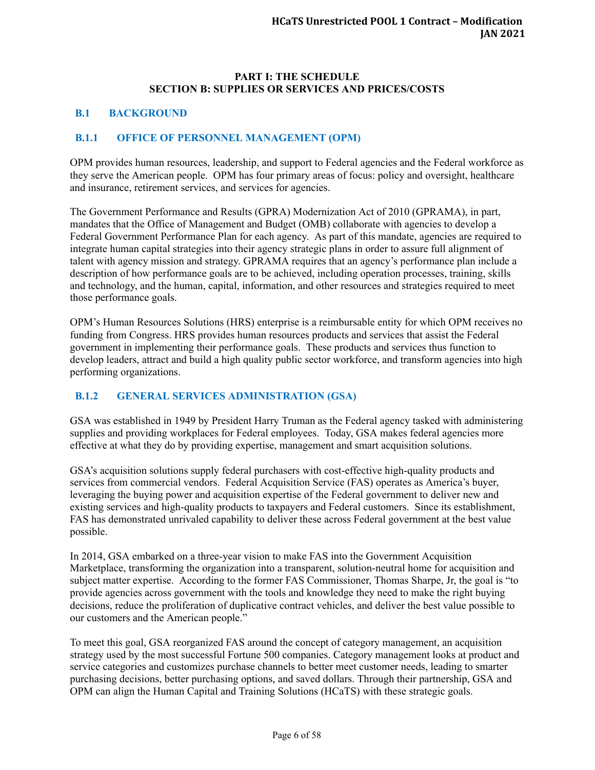## PART I: THE SCHEDULE
## SECTION B: SUPPLIES OR SERVICES AND PRICES/COSTS

### B.1 BACKGROUND

#### B.1.1 OFFICE OF PERSONNEL MANAGEMENT (OPM)

OPM provides human resources, leadership, and support to Federal agencies and the Federal workforce as they serve the American people. OPM has four primary areas of focus: policy and oversight, healthcare and insurance, retirement services, and services for agencies.

The Government Performance and Results (GPRA) Modernization Act of 2010 (GPRAMA), in part, mandates that the Office of Management and Budget (OMB) collaborate with agencies to develop a Federal Government Performance Plan for each agency. As part of this mandate, agencies are required to integrate human capital strategies into their agency strategic plans in order to assure full alignment of talent with agency mission and strategy. GPRAMA requires that an agency's performance plan include a description of how performance goals are to be achieved, including operation processes, training, skills and technology, and the human, capital, information, and other resources and strategies required to meet those performance goals.

OPM's Human Resources Solutions (HRS) enterprise is a reimbursable entity for which OPM receives no funding from Congress. HRS provides human resources products and services that assist the Federal government in implementing their performance goals. These products and services thus function to develop leaders, attract and build a high quality public sector workforce, and transform agencies into high performing organizations.

#### B.1.2 GENERAL SERVICES ADMINISTRATION (GSA)

GSA was established in 1949 by President Harry Truman as the Federal agency tasked with administering supplies and providing workplaces for Federal employees. Today, GSA makes federal agencies more effective at what they do by providing expertise, management and smart acquisition solutions.

GSA's acquisition solutions supply federal purchasers with cost-effective high-quality products and services from commercial vendors. Federal Acquisition Service (FAS) operates as America's buyer, leveraging the buying power and acquisition expertise of the Federal government to deliver new and existing services and high-quality products to taxpayers and Federal customers. Since its establishment, FAS has demonstrated unrivaled capability to deliver these across Federal government at the best value possible.

In 2014, GSA embarked on a three-year vision to make FAS into the Government Acquisition Marketplace, transforming the organization into a transparent, solution-neutral home for acquisition and subject matter expertise. According to the former FAS Commissioner, Thomas Sharpe, Jr, the goal is "to provide agencies across government with the tools and knowledge they need to make the right buying decisions, reduce the proliferation of duplicative contract vehicles, and deliver the best value possible to our customers and the American people."

To meet this goal, GSA reorganized FAS around the concept of category management, an acquisition strategy used by the most successful Fortune 500 companies. Category management looks at product and service categories and customizes purchase channels to better meet customer needs, leading to smarter purchasing decisions, better purchasing options, and saved dollars. Through their partnership, GSA and OPM can align the Human Capital and Training Solutions (HCaTS) with these strategic goals.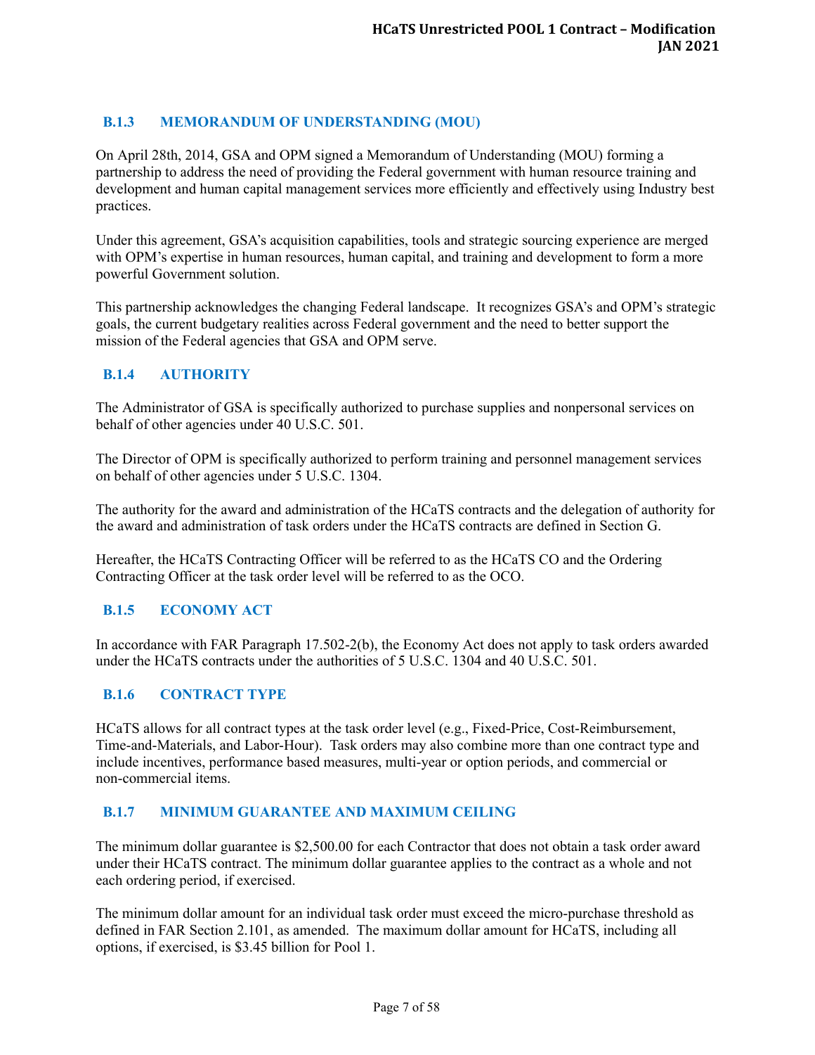### B.1.3 MEMORANDUM OF UNDERSTANDING (MOU)

On April 28th, 2014, GSA and OPM signed a Memorandum of Understanding (MOU) forming a partnership to address the need of providing the Federal government with human resource training and development and human capital management services more efficiently and effectively using Industry best practices.

Under this agreement, GSA's acquisition capabilities, tools and strategic sourcing experience are merged with OPM's expertise in human resources, human capital, and training and development to form a more powerful Government solution.

This partnership acknowledges the changing Federal landscape. It recognizes GSA's and OPM's strategic goals, the current budgetary realities across Federal government and the need to better support the mission of the Federal agencies that GSA and OPM serve.

### B.1.4 AUTHORITY

The Administrator of GSA is specifically authorized to purchase supplies and nonpersonal services on behalf of other agencies under 40 U.S.C. 501.

The Director of OPM is specifically authorized to perform training and personnel management services on behalf of other agencies under 5 U.S.C. 1304.

The authority for the award and administration of the HCaTS contracts and the delegation of authority for the award and administration of task orders under the HCaTS contracts are defined in Section G.

Hereafter, the HCaTS Contracting Officer will be referred to as the HCaTS CO and the Ordering Contracting Officer at the task order level will be referred to as the OCO.

### B.1.5 ECONOMY ACT

In accordance with FAR Paragraph 17.502-2(b), the Economy Act does not apply to task orders awarded under the HCaTS contracts under the authorities of 5 U.S.C. 1304 and 40 U.S.C. 501.

### B.1.6 CONTRACT TYPE

HCaTS allows for all contract types at the task order level (e.g., Fixed-Price, Cost-Reimbursement, Time-and-Materials, and Labor-Hour). Task orders may also combine more than one contract type and include incentives, performance based measures, multi-year or option periods, and commercial or non-commercial items.

### B.1.7 MINIMUM GUARANTEE AND MAXIMUM CEILING

The minimum dollar guarantee is $2,500.00 for each Contractor that does not obtain a task order award under their HCaTS contract. The minimum dollar guarantee applies to the contract as a whole and not each ordering period, if exercised.

The minimum dollar amount for an individual task order must exceed the micro-purchase threshold as defined in FAR Section 2.101, as amended. The maximum dollar amount for HCaTS, including all options, if exercised, is $3.45 billion for Pool 1.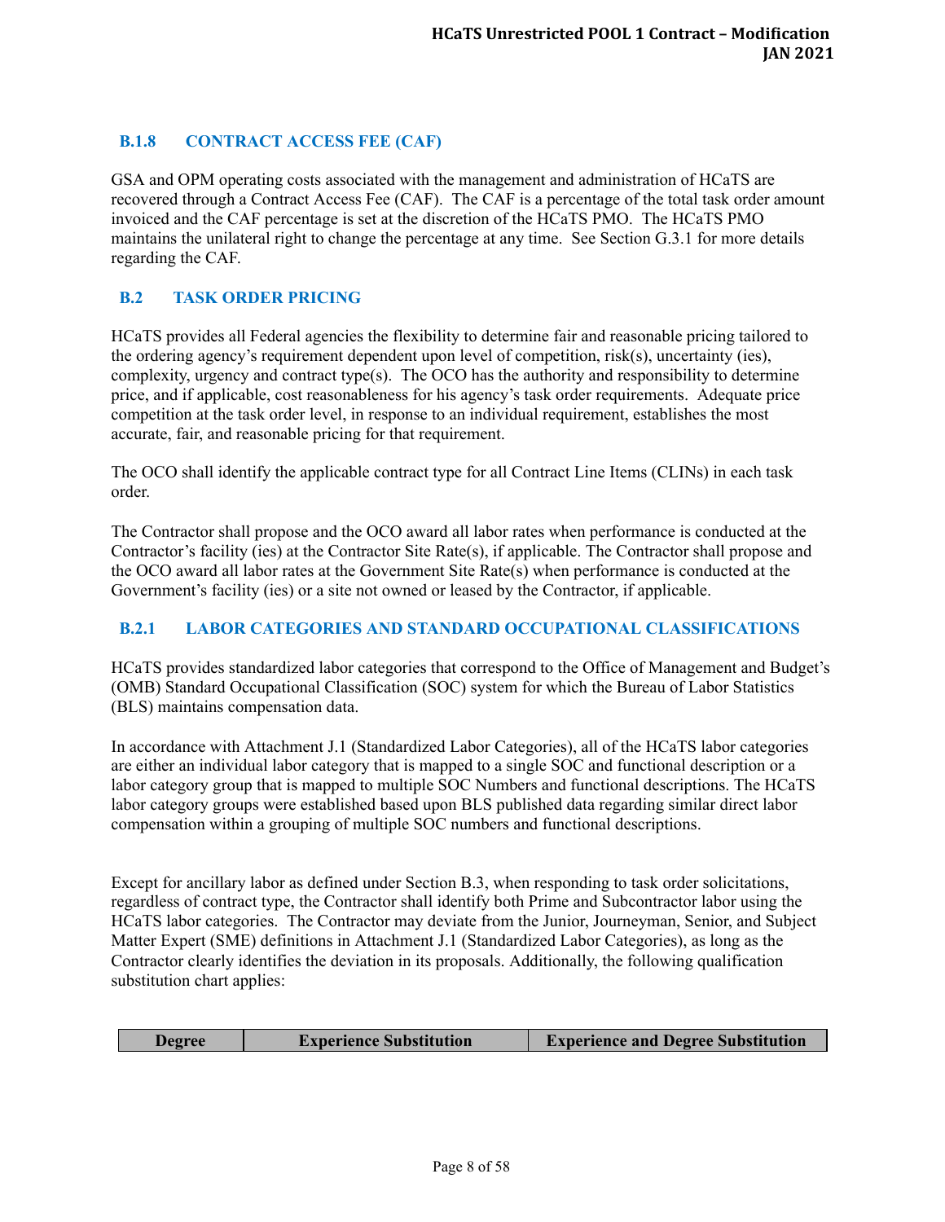### B.1.8 CONTRACT ACCESS FEE (CAF)

GSA and OPM operating costs associated with the management and administration of HCaTS are recovered through a Contract Access Fee (CAF). The CAF is a percentage of the total task order amount invoiced and the CAF percentage is set at the discretion of the HCaTS PMO. The HCaTS PMO maintains the unilateral right to change the percentage at any time. See Section G.3.1 for more details regarding the CAF.

## B.2 TASK ORDER PRICING

HCaTS provides all Federal agencies the flexibility to determine fair and reasonable pricing tailored to the ordering agency's requirement dependent upon level of competition, risk(s), uncertainty (ies), complexity, urgency and contract type(s). The OCO has the authority and responsibility to determine price, and if applicable, cost reasonableness for his agency's task order requirements. Adequate price competition at the task order level, in response to an individual requirement, establishes the most accurate, fair, and reasonable pricing for that requirement.

The OCO shall identify the applicable contract type for all Contract Line Items (CLINs) in each task order.

The Contractor shall propose and the OCO award all labor rates when performance is conducted at the Contractor's facility (ies) at the Contractor Site Rate(s), if applicable. The Contractor shall propose and the OCO award all labor rates at the Government Site Rate(s) when performance is conducted at the Government's facility (ies) or a site not owned or leased by the Contractor, if applicable.

### B.2.1 LABOR CATEGORIES AND STANDARD OCCUPATIONAL CLASSIFICATIONS

HCaTS provides standardized labor categories that correspond to the Office of Management and Budget's (OMB) Standard Occupational Classification (SOC) system for which the Bureau of Labor Statistics (BLS) maintains compensation data.

In accordance with Attachment J.1 (Standardized Labor Categories), all of the HCaTS labor categories are either an individual labor category that is mapped to a single SOC and functional description or a labor category group that is mapped to multiple SOC Numbers and functional descriptions. The HCaTS labor category groups were established based upon BLS published data regarding similar direct labor compensation within a grouping of multiple SOC numbers and functional descriptions.

Except for ancillary labor as defined under Section B.3, when responding to task order solicitations, regardless of contract type, the Contractor shall identify both Prime and Subcontractor labor using the HCaTS labor categories. The Contractor may deviate from the Junior, Journeyman, Senior, and Subject Matter Expert (SME) definitions in Attachment J.1 (Standardized Labor Categories), as long as the Contractor clearly identifies the deviation in its proposals. Additionally, the following qualification substitution chart applies:

| Degree | Experience Substitution | Experience and Degree Substitution |
|---|---|---|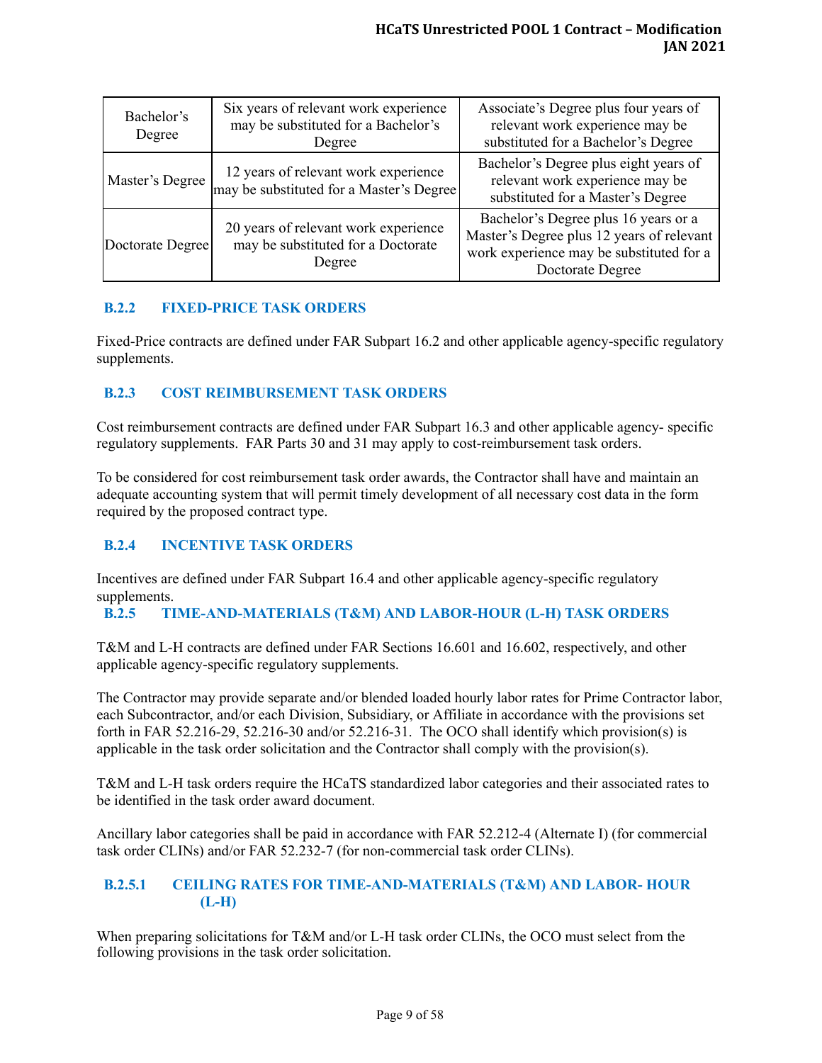| | | |
|---|---|---|
| Bachelor's Degree | Six years of relevant work experience may be substituted for a Bachelor's Degree | Associate's Degree plus four years of relevant work experience may be substituted for a Bachelor's Degree |
| Master's Degree | 12 years of relevant work experience may be substituted for a Master's Degree | Bachelor's Degree plus eight years of relevant work experience may be substituted for a Master's Degree |
| Doctorate Degree | 20 years of relevant work experience may be substituted for a Doctorate Degree | Bachelor's Degree plus 16 years or a Master's Degree plus 12 years of relevant work experience may be substituted for a Doctorate Degree |

### B.2.2 FIXED-PRICE TASK ORDERS

Fixed-Price contracts are defined under FAR Subpart 16.2 and other applicable agency-specific regulatory supplements.

### B.2.3 COST REIMBURSEMENT TASK ORDERS

Cost reimbursement contracts are defined under FAR Subpart 16.3 and other applicable agency- specific regulatory supplements. FAR Parts 30 and 31 may apply to cost-reimbursement task orders.

To be considered for cost reimbursement task order awards, the Contractor shall have and maintain an adequate accounting system that will permit timely development of all necessary cost data in the form required by the proposed contract type.

### B.2.4 INCENTIVE TASK ORDERS

Incentives are defined under FAR Subpart 16.4 and other applicable agency-specific regulatory supplements.

### B.2.5 TIME-AND-MATERIALS (T&M) AND LABOR-HOUR (L-H) TASK ORDERS

T&M and L-H contracts are defined under FAR Sections 16.601 and 16.602, respectively, and other applicable agency-specific regulatory supplements.

The Contractor may provide separate and/or blended loaded hourly labor rates for Prime Contractor labor, each Subcontractor, and/or each Division, Subsidiary, or Affiliate in accordance with the provisions set forth in FAR 52.216-29, 52.216-30 and/or 52.216-31. The OCO shall identify which provision(s) is applicable in the task order solicitation and the Contractor shall comply with the provision(s).

T&M and L-H task orders require the HCaTS standardized labor categories and their associated rates to be identified in the task order award document.

Ancillary labor categories shall be paid in accordance with FAR 52.212-4 (Alternate I) (for commercial task order CLINs) and/or FAR 52.232-7 (for non-commercial task order CLINs).

#### B.2.5.1 CEILING RATES FOR TIME-AND-MATERIALS (T&M) AND LABOR- HOUR (L-H)

When preparing solicitations for T&M and/or L-H task order CLINs, the OCO must select from the following provisions in the task order solicitation.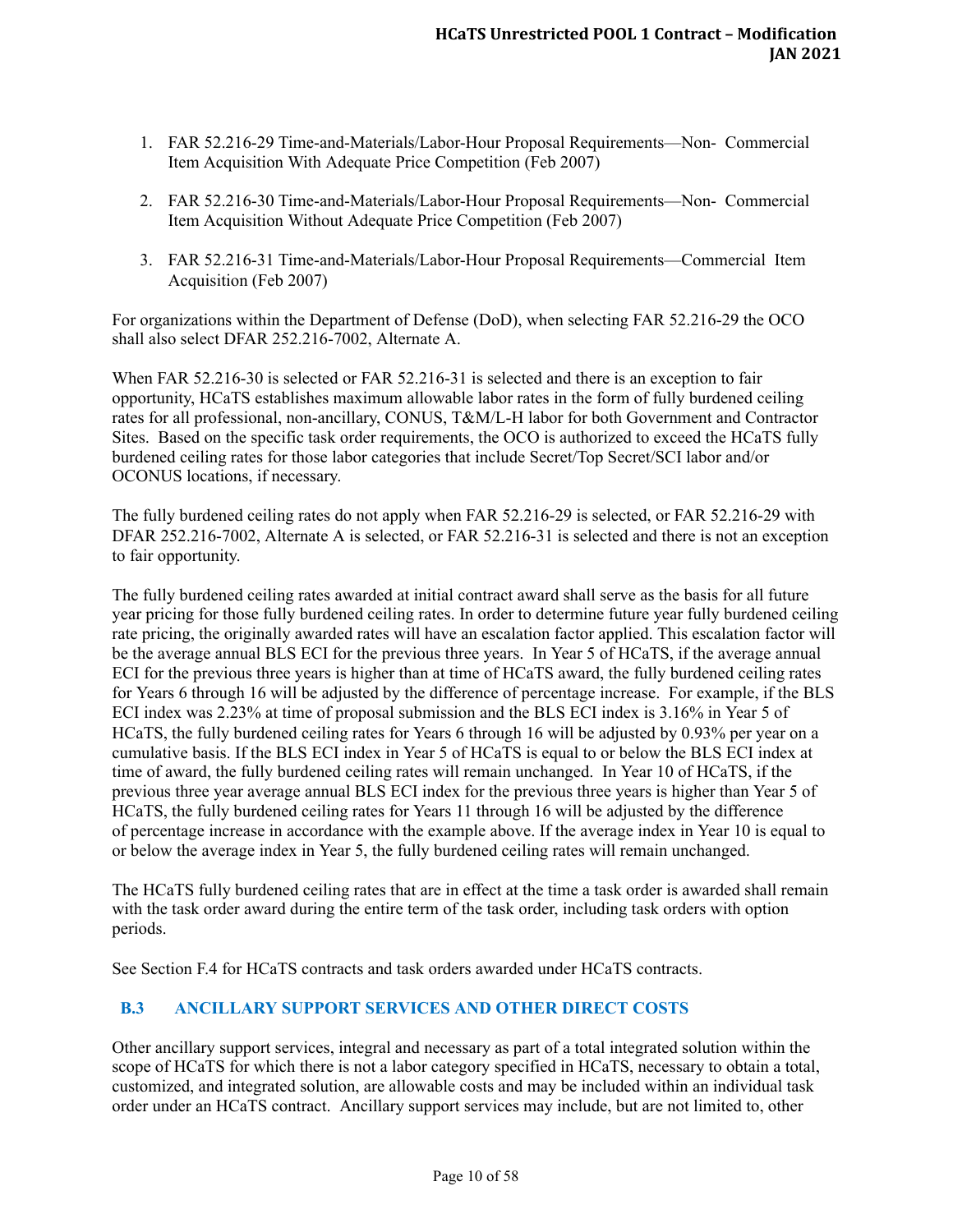1. FAR 52.216-29 Time-and-Materials/Labor-Hour Proposal Requirements—Non- Commercial Item Acquisition With Adequate Price Competition (Feb 2007)

2. FAR 52.216-30 Time-and-Materials/Labor-Hour Proposal Requirements—Non- Commercial Item Acquisition Without Adequate Price Competition (Feb 2007)

3. FAR 52.216-31 Time-and-Materials/Labor-Hour Proposal Requirements—Commercial Item Acquisition (Feb 2007)

For organizations within the Department of Defense (DoD), when selecting FAR 52.216-29 the OCO shall also select DFAR 252.216-7002, Alternate A.

When FAR 52.216-30 is selected or FAR 52.216-31 is selected and there is an exception to fair opportunity, HCaTS establishes maximum allowable labor rates in the form of fully burdened ceiling rates for all professional, non-ancillary, CONUS, T&M/L-H labor for both Government and Contractor Sites. Based on the specific task order requirements, the OCO is authorized to exceed the HCaTS fully burdened ceiling rates for those labor categories that include Secret/Top Secret/SCI labor and/or OCONUS locations, if necessary.

The fully burdened ceiling rates do not apply when FAR 52.216-29 is selected, or FAR 52.216-29 with DFAR 252.216-7002, Alternate A is selected, or FAR 52.216-31 is selected and there is not an exception to fair opportunity.

The fully burdened ceiling rates awarded at initial contract award shall serve as the basis for all future year pricing for those fully burdened ceiling rates. In order to determine future year fully burdened ceiling rate pricing, the originally awarded rates will have an escalation factor applied. This escalation factor will be the average annual BLS ECI for the previous three years. In Year 5 of HCaTS, if the average annual ECI for the previous three years is higher than at time of HCaTS award, the fully burdened ceiling rates for Years 6 through 16 will be adjusted by the difference of percentage increase. For example, if the BLS ECI index was 2.23% at time of proposal submission and the BLS ECI index is 3.16% in Year 5 of HCaTS, the fully burdened ceiling rates for Years 6 through 16 will be adjusted by 0.93% per year on a cumulative basis. If the BLS ECI index in Year 5 of HCaTS is equal to or below the BLS ECI index at time of award, the fully burdened ceiling rates will remain unchanged. In Year 10 of HCaTS, if the previous three year average annual BLS ECI index for the previous three years is higher than Year 5 of HCaTS, the fully burdened ceiling rates for Years 11 through 16 will be adjusted by the difference of percentage increase in accordance with the example above. If the average index in Year 10 is equal to or below the average index in Year 5, the fully burdened ceiling rates will remain unchanged.

The HCaTS fully burdened ceiling rates that are in effect at the time a task order is awarded shall remain with the task order award during the entire term of the task order, including task orders with option periods.

See Section F.4 for HCaTS contracts and task orders awarded under HCaTS contracts.

## B.3 ANCILLARY SUPPORT SERVICES AND OTHER DIRECT COSTS

Other ancillary support services, integral and necessary as part of a total integrated solution within the scope of HCaTS for which there is not a labor category specified in HCaTS, necessary to obtain a total, customized, and integrated solution, are allowable costs and may be included within an individual task order under an HCaTS contract. Ancillary support services may include, but are not limited to, other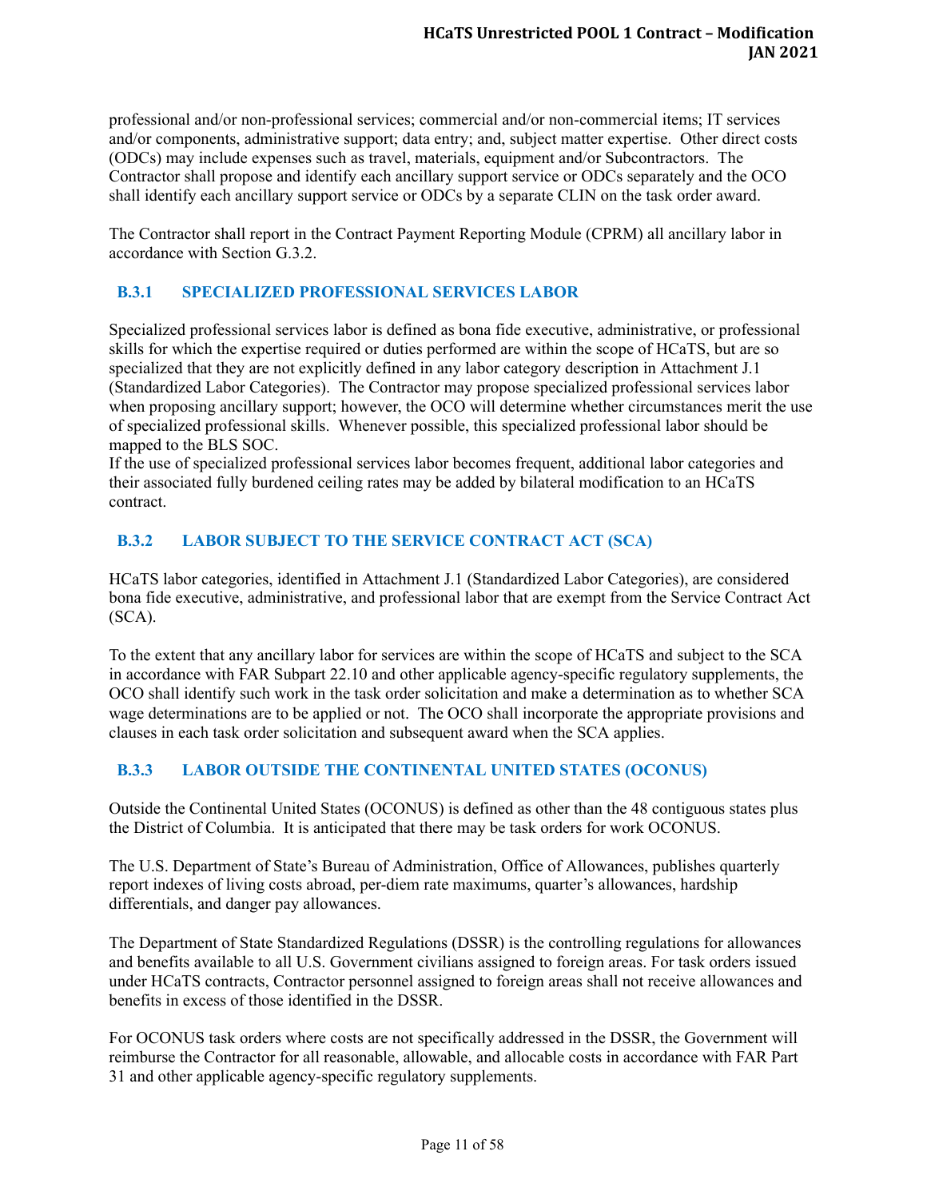professional and/or non-professional services; commercial and/or non-commercial items; IT services and/or components, administrative support; data entry; and, subject matter expertise. Other direct costs (ODCs) may include expenses such as travel, materials, equipment and/or Subcontractors. The Contractor shall propose and identify each ancillary support service or ODCs separately and the OCO shall identify each ancillary support service or ODCs by a separate CLIN on the task order award.

The Contractor shall report in the Contract Payment Reporting Module (CPRM) all ancillary labor in accordance with Section G.3.2.

### B.3.1 SPECIALIZED PROFESSIONAL SERVICES LABOR

Specialized professional services labor is defined as bona fide executive, administrative, or professional skills for which the expertise required or duties performed are within the scope of HCaTS, but are so specialized that they are not explicitly defined in any labor category description in Attachment J.1 (Standardized Labor Categories). The Contractor may propose specialized professional services labor when proposing ancillary support; however, the OCO will determine whether circumstances merit the use of specialized professional skills. Whenever possible, this specialized professional labor should be mapped to the BLS SOC.

If the use of specialized professional services labor becomes frequent, additional labor categories and their associated fully burdened ceiling rates may be added by bilateral modification to an HCaTS contract.

### B.3.2 LABOR SUBJECT TO THE SERVICE CONTRACT ACT (SCA)

HCaTS labor categories, identified in Attachment J.1 (Standardized Labor Categories), are considered bona fide executive, administrative, and professional labor that are exempt from the Service Contract Act (SCA).

To the extent that any ancillary labor for services are within the scope of HCaTS and subject to the SCA in accordance with FAR Subpart 22.10 and other applicable agency-specific regulatory supplements, the OCO shall identify such work in the task order solicitation and make a determination as to whether SCA wage determinations are to be applied or not. The OCO shall incorporate the appropriate provisions and clauses in each task order solicitation and subsequent award when the SCA applies.

### B.3.3 LABOR OUTSIDE THE CONTINENTAL UNITED STATES (OCONUS)

Outside the Continental United States (OCONUS) is defined as other than the 48 contiguous states plus the District of Columbia. It is anticipated that there may be task orders for work OCONUS.

The U.S. Department of State's Bureau of Administration, Office of Allowances, publishes quarterly report indexes of living costs abroad, per-diem rate maximums, quarter's allowances, hardship differentials, and danger pay allowances.

The Department of State Standardized Regulations (DSSR) is the controlling regulations for allowances and benefits available to all U.S. Government civilians assigned to foreign areas. For task orders issued under HCaTS contracts, Contractor personnel assigned to foreign areas shall not receive allowances and benefits in excess of those identified in the DSSR.

For OCONUS task orders where costs are not specifically addressed in the DSSR, the Government will reimburse the Contractor for all reasonable, allowable, and allocable costs in accordance with FAR Part 31 and other applicable agency-specific regulatory supplements.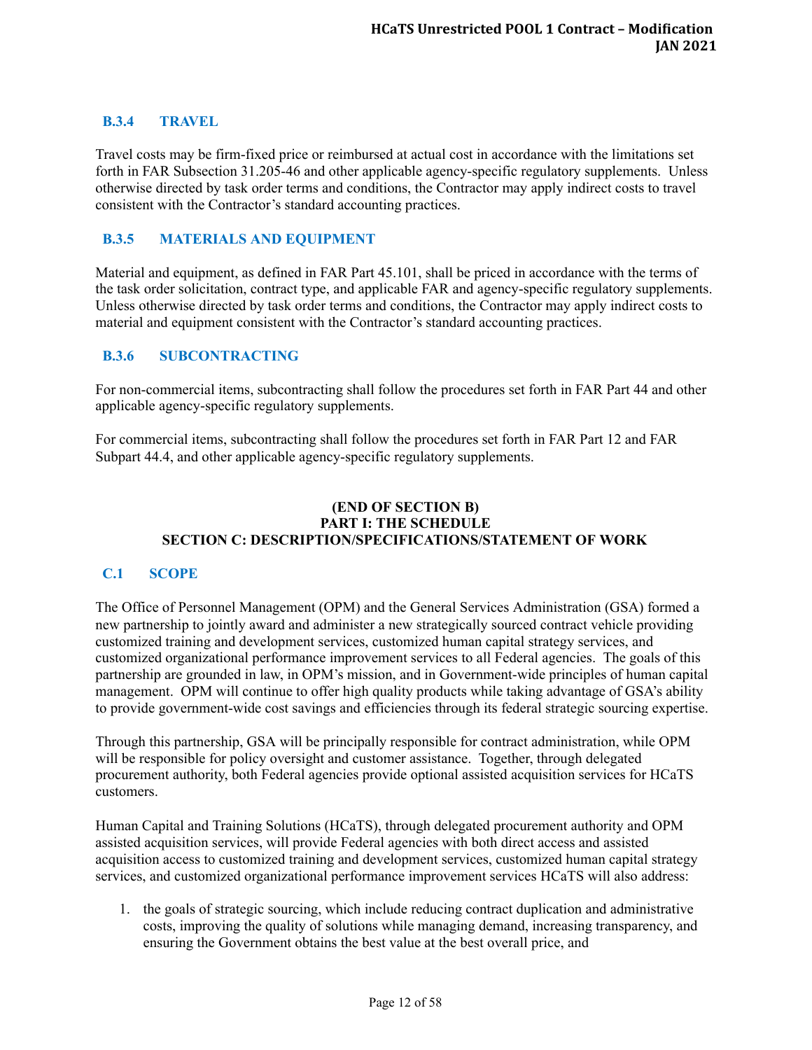### B.3.4 TRAVEL

Travel costs may be firm-fixed price or reimbursed at actual cost in accordance with the limitations set forth in FAR Subsection 31.205-46 and other applicable agency-specific regulatory supplements. Unless otherwise directed by task order terms and conditions, the Contractor may apply indirect costs to travel consistent with the Contractor's standard accounting practices.

### B.3.5 MATERIALS AND EQUIPMENT

Material and equipment, as defined in FAR Part 45.101, shall be priced in accordance with the terms of the task order solicitation, contract type, and applicable FAR and agency-specific regulatory supplements. Unless otherwise directed by task order terms and conditions, the Contractor may apply indirect costs to material and equipment consistent with the Contractor's standard accounting practices.

### B.3.6 SUBCONTRACTING

For non-commercial items, subcontracting shall follow the procedures set forth in FAR Part 44 and other applicable agency-specific regulatory supplements.

For commercial items, subcontracting shall follow the procedures set forth in FAR Part 12 and FAR Subpart 44.4, and other applicable agency-specific regulatory supplements.

**(END OF SECTION B)**

**PART I: THE SCHEDULE**

## SECTION C: DESCRIPTION/SPECIFICATIONS/STATEMENT OF WORK

### C.1 SCOPE

The Office of Personnel Management (OPM) and the General Services Administration (GSA) formed a new partnership to jointly award and administer a new strategically sourced contract vehicle providing customized training and development services, customized human capital strategy services, and customized organizational performance improvement services to all Federal agencies. The goals of this partnership are grounded in law, in OPM's mission, and in Government-wide principles of human capital management. OPM will continue to offer high quality products while taking advantage of GSA's ability to provide government-wide cost savings and efficiencies through its federal strategic sourcing expertise.

Through this partnership, GSA will be principally responsible for contract administration, while OPM will be responsible for policy oversight and customer assistance. Together, through delegated procurement authority, both Federal agencies provide optional assisted acquisition services for HCaTS customers.

Human Capital and Training Solutions (HCaTS), through delegated procurement authority and OPM assisted acquisition services, will provide Federal agencies with both direct access and assisted acquisition access to customized training and development services, customized human capital strategy services, and customized organizational performance improvement services HCaTS will also address:

1. the goals of strategic sourcing, which include reducing contract duplication and administrative costs, improving the quality of solutions while managing demand, increasing transparency, and ensuring the Government obtains the best value at the best overall price, and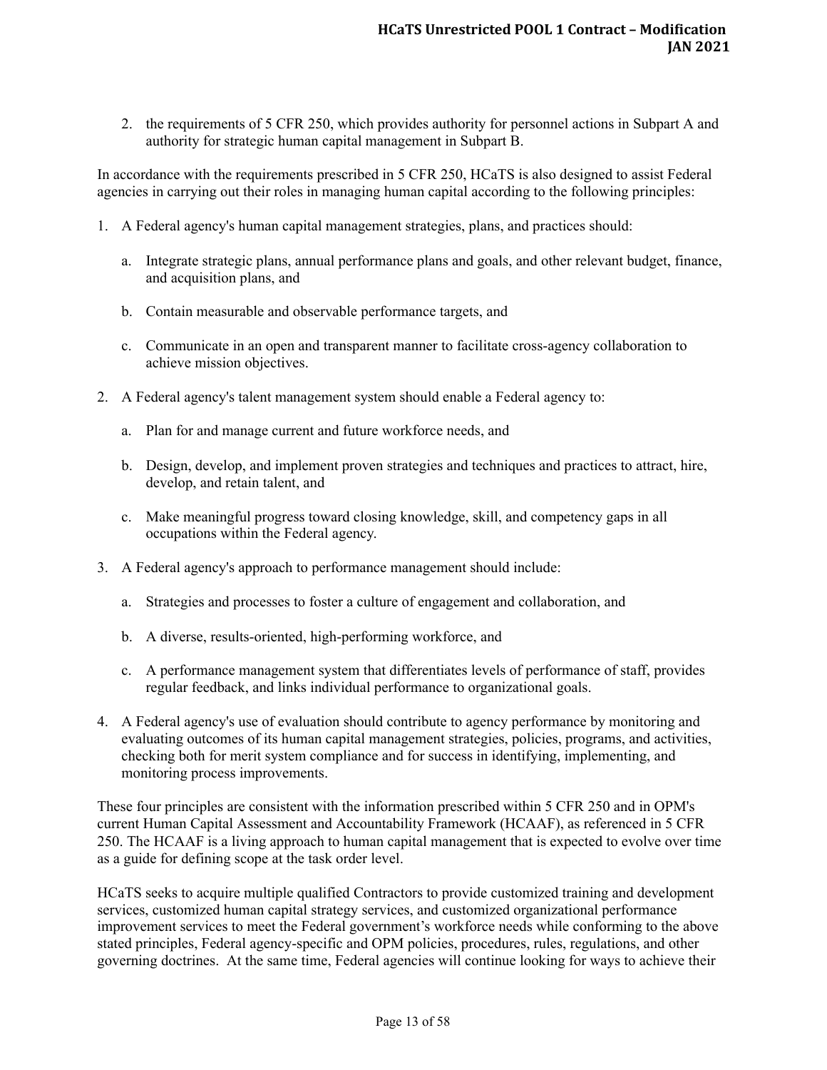2. the requirements of 5 CFR 250, which provides authority for personnel actions in Subpart A and authority for strategic human capital management in Subpart B.

In accordance with the requirements prescribed in 5 CFR 250, HCaTS is also designed to assist Federal agencies in carrying out their roles in managing human capital according to the following principles:

1. A Federal agency's human capital management strategies, plans, and practices should:

   a. Integrate strategic plans, annual performance plans and goals, and other relevant budget, finance, and acquisition plans, and

   b. Contain measurable and observable performance targets, and

   c. Communicate in an open and transparent manner to facilitate cross-agency collaboration to achieve mission objectives.

2. A Federal agency's talent management system should enable a Federal agency to:

   a. Plan for and manage current and future workforce needs, and

   b. Design, develop, and implement proven strategies and techniques and practices to attract, hire, develop, and retain talent, and

   c. Make meaningful progress toward closing knowledge, skill, and competency gaps in all occupations within the Federal agency.

3. A Federal agency's approach to performance management should include:

   a. Strategies and processes to foster a culture of engagement and collaboration, and

   b. A diverse, results-oriented, high-performing workforce, and

   c. A performance management system that differentiates levels of performance of staff, provides regular feedback, and links individual performance to organizational goals.

4. A Federal agency's use of evaluation should contribute to agency performance by monitoring and evaluating outcomes of its human capital management strategies, policies, programs, and activities, checking both for merit system compliance and for success in identifying, implementing, and monitoring process improvements.

These four principles are consistent with the information prescribed within 5 CFR 250 and in OPM's current Human Capital Assessment and Accountability Framework (HCAAF), as referenced in 5 CFR 250. The HCAAF is a living approach to human capital management that is expected to evolve over time as a guide for defining scope at the task order level.

HCaTS seeks to acquire multiple qualified Contractors to provide customized training and development services, customized human capital strategy services, and customized organizational performance improvement services to meet the Federal government's workforce needs while conforming to the above stated principles, Federal agency-specific and OPM policies, procedures, rules, regulations, and other governing doctrines. At the same time, Federal agencies will continue looking for ways to achieve their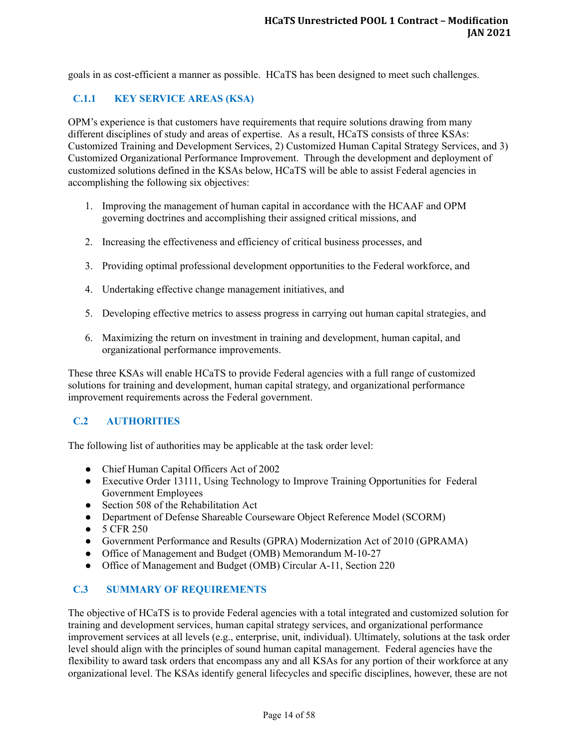goals in as cost-efficient a manner as possible. HCaTS has been designed to meet such challenges.

### C.1.1 KEY SERVICE AREAS (KSA)

OPM's experience is that customers have requirements that require solutions drawing from many different disciplines of study and areas of expertise. As a result, HCaTS consists of three KSAs: Customized Training and Development Services, 2) Customized Human Capital Strategy Services, and 3) Customized Organizational Performance Improvement. Through the development and deployment of customized solutions defined in the KSAs below, HCaTS will be able to assist Federal agencies in accomplishing the following six objectives:

1. Improving the management of human capital in accordance with the HCAAF and OPM governing doctrines and accomplishing their assigned critical missions, and
2. Increasing the effectiveness and efficiency of critical business processes, and
3. Providing optimal professional development opportunities to the Federal workforce, and
4. Undertaking effective change management initiatives, and
5. Developing effective metrics to assess progress in carrying out human capital strategies, and
6. Maximizing the return on investment in training and development, human capital, and organizational performance improvements.

These three KSAs will enable HCaTS to provide Federal agencies with a full range of customized solutions for training and development, human capital strategy, and organizational performance improvement requirements across the Federal government.

## C.2 AUTHORITIES

The following list of authorities may be applicable at the task order level:

- Chief Human Capital Officers Act of 2002
- Executive Order 13111, Using Technology to Improve Training Opportunities for Federal Government Employees
- Section 508 of the Rehabilitation Act
- Department of Defense Shareable Courseware Object Reference Model (SCORM)
- 5 CFR 250
- Government Performance and Results (GPRA) Modernization Act of 2010 (GPRAMA)
- Office of Management and Budget (OMB) Memorandum M-10-27
- Office of Management and Budget (OMB) Circular A-11, Section 220

## C.3 SUMMARY OF REQUIREMENTS

The objective of HCaTS is to provide Federal agencies with a total integrated and customized solution for training and development services, human capital strategy services, and organizational performance improvement services at all levels (e.g., enterprise, unit, individual). Ultimately, solutions at the task order level should align with the principles of sound human capital management. Federal agencies have the flexibility to award task orders that encompass any and all KSAs for any portion of their workforce at any organizational level. The KSAs identify general lifecycles and specific disciplines, however, these are not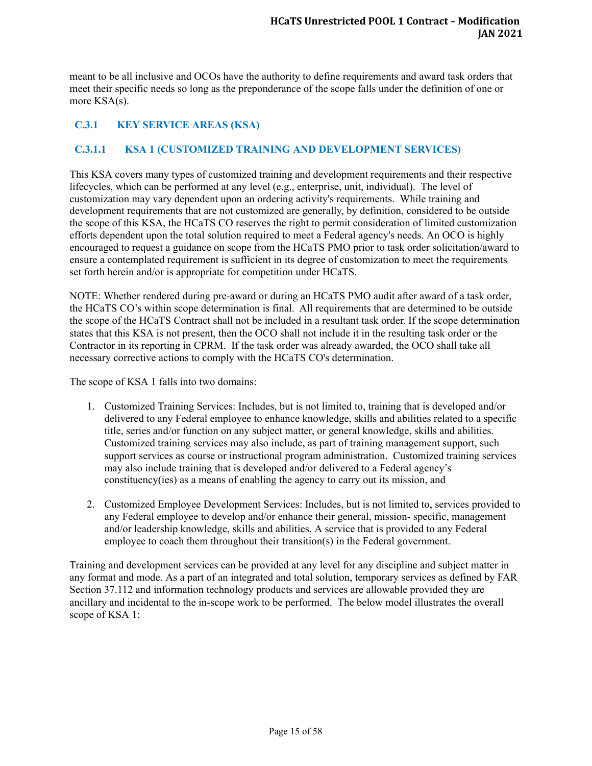meant to be all inclusive and OCOs have the authority to define requirements and award task orders that meet their specific needs so long as the preponderance of the scope falls under the definition of one or more KSA(s).

### C.3.1 KEY SERVICE AREAS (KSA)

#### C.3.1.1 KSA 1 (CUSTOMIZED TRAINING AND DEVELOPMENT SERVICES)

This KSA covers many types of customized training and development requirements and their respective lifecycles, which can be performed at any level (e.g., enterprise, unit, individual). The level of customization may vary dependent upon an ordering activity's requirements. While training and development requirements that are not customized are generally, by definition, considered to be outside the scope of this KSA, the HCaTS CO reserves the right to permit consideration of limited customization efforts dependent upon the total solution required to meet a Federal agency's needs. An OCO is highly encouraged to request a guidance on scope from the HCaTS PMO prior to task order solicitation/award to ensure a contemplated requirement is sufficient in its degree of customization to meet the requirements set forth herein and/or is appropriate for competition under HCaTS.

NOTE: Whether rendered during pre-award or during an HCaTS PMO audit after award of a task order, the HCaTS CO's within scope determination is final. All requirements that are determined to be outside the scope of the HCaTS Contract shall not be included in a resultant task order. If the scope determination states that this KSA is not present, then the OCO shall not include it in the resulting task order or the Contractor in its reporting in CPRM. If the task order was already awarded, the OCO shall take all necessary corrective actions to comply with the HCaTS CO's determination.

The scope of KSA 1 falls into two domains:

1. Customized Training Services: Includes, but is not limited to, training that is developed and/or delivered to any Federal employee to enhance knowledge, skills and abilities related to a specific title, series and/or function on any subject matter, or general knowledge, skills and abilities. Customized training services may also include, as part of training management support, such support services as course or instructional program administration. Customized training services may also include training that is developed and/or delivered to a Federal agency's constituency(ies) as a means of enabling the agency to carry out its mission, and

2. Customized Employee Development Services: Includes, but is not limited to, services provided to any Federal employee to develop and/or enhance their general, mission- specific, management and/or leadership knowledge, skills and abilities. A service that is provided to any Federal employee to coach them throughout their transition(s) in the Federal government.

Training and development services can be provided at any level for any discipline and subject matter in any format and mode. As a part of an integrated and total solution, temporary services as defined by FAR Section 37.112 and information technology products and services are allowable provided they are ancillary and incidental to the in-scope work to be performed. The below model illustrates the overall scope of KSA 1: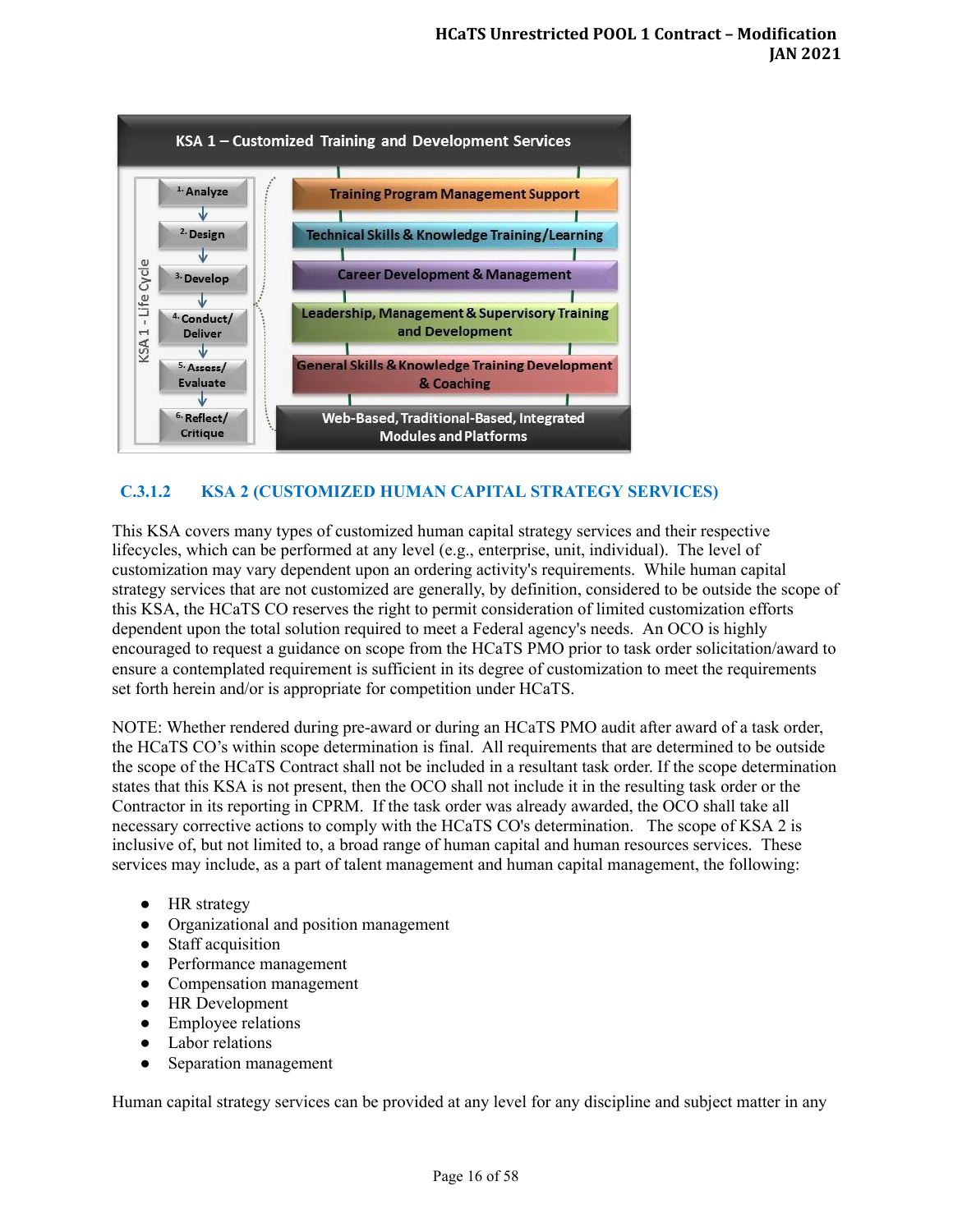KSA 1 – Customized Training and Development Services

KSA 1 - Life Cycle

1. Analyze
2. Design
3. Develop
4. Conduct/ Deliver
5. Assess/ Evaluate
6. Reflect/ Critique

Training Program Management Support

Technical Skills & Knowledge Training/Learning

Career Development & Management

Leadership, Management & Supervisory Training and Development

General Skills & Knowledge Training Development & Coaching

Web-Based, Traditional-Based, Integrated Modules and Platforms

### C.3.1.2 KSA 2 (CUSTOMIZED HUMAN CAPITAL STRATEGY SERVICES)

This KSA covers many types of customized human capital strategy services and their respective lifecycles, which can be performed at any level (e.g., enterprise, unit, individual). The level of customization may vary dependent upon an ordering activity's requirements. While human capital strategy services that are not customized are generally, by definition, considered to be outside the scope of this KSA, the HCaTS CO reserves the right to permit consideration of limited customization efforts dependent upon the total solution required to meet a Federal agency's needs. An OCO is highly encouraged to request a guidance on scope from the HCaTS PMO prior to task order solicitation/award to ensure a contemplated requirement is sufficient in its degree of customization to meet the requirements set forth herein and/or is appropriate for competition under HCaTS.

NOTE: Whether rendered during pre-award or during an HCaTS PMO audit after award of a task order, the HCaTS CO's within scope determination is final. All requirements that are determined to be outside the scope of the HCaTS Contract shall not be included in a resultant task order. If the scope determination states that this KSA is not present, then the OCO shall not include it in the resulting task order or the Contractor in its reporting in CPRM. If the task order was already awarded, the OCO shall take all necessary corrective actions to comply with the HCaTS CO's determination. The scope of KSA 2 is inclusive of, but not limited to, a broad range of human capital and human resources services. These services may include, as a part of talent management and human capital management, the following:

- HR strategy
- Organizational and position management
- Staff acquisition
- Performance management
- Compensation management
- HR Development
- Employee relations
- Labor relations
- Separation management

Human capital strategy services can be provided at any level for any discipline and subject matter in any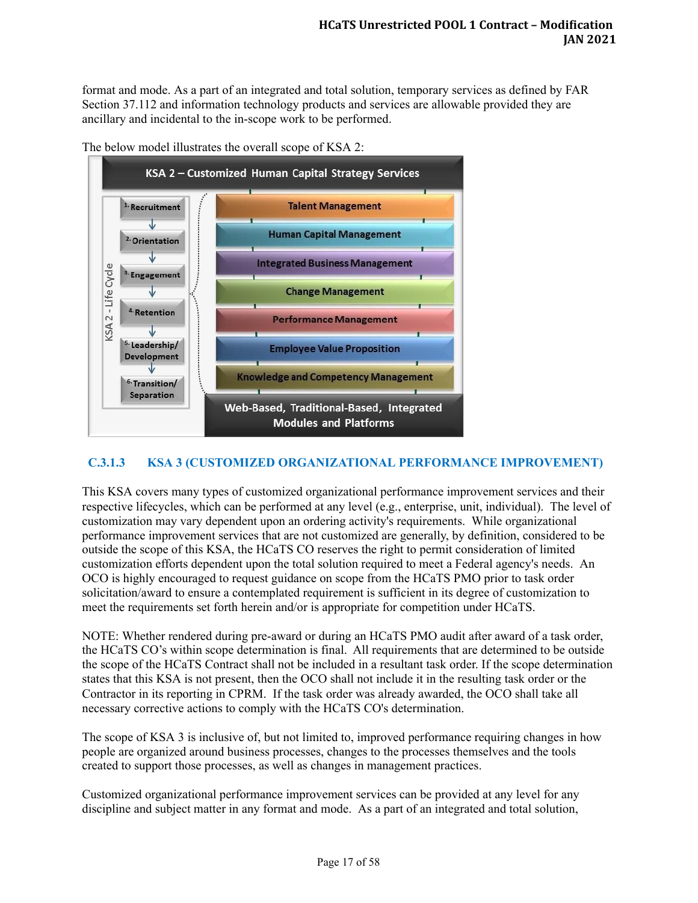format and mode. As a part of an integrated and total solution, temporary services as defined by FAR Section 37.112 and information technology products and services are allowable provided they are ancillary and incidental to the in-scope work to be performed.

The below model illustrates the overall scope of KSA 2:

KSA 2 – Customized Human Capital Strategy Services

KSA 2 - Life Cycle

1. Recruitment
2. Orientation
3. Engagement
4. Retention
5. Leadership/ Development
6. Transition/ Separation

Talent Management
Human Capital Management
Integrated Business Management
Change Management
Performance Management
Employee Value Proposition
Knowledge and Competency Management

Web-Based, Traditional-Based, Integrated Modules and Platforms

### C.3.1.3 KSA 3 (CUSTOMIZED ORGANIZATIONAL PERFORMANCE IMPROVEMENT)

This KSA covers many types of customized organizational performance improvement services and their respective lifecycles, which can be performed at any level (e.g., enterprise, unit, individual). The level of customization may vary dependent upon an ordering activity's requirements. While organizational performance improvement services that are not customized are generally, by definition, considered to be outside the scope of this KSA, the HCaTS CO reserves the right to permit consideration of limited customization efforts dependent upon the total solution required to meet a Federal agency's needs. An OCO is highly encouraged to request guidance on scope from the HCaTS PMO prior to task order solicitation/award to ensure a contemplated requirement is sufficient in its degree of customization to meet the requirements set forth herein and/or is appropriate for competition under HCaTS.

NOTE: Whether rendered during pre-award or during an HCaTS PMO audit after award of a task order, the HCaTS CO's within scope determination is final. All requirements that are determined to be outside the scope of the HCaTS Contract shall not be included in a resultant task order. If the scope determination states that this KSA is not present, then the OCO shall not include it in the resulting task order or the Contractor in its reporting in CPRM. If the task order was already awarded, the OCO shall take all necessary corrective actions to comply with the HCaTS CO's determination.

The scope of KSA 3 is inclusive of, but not limited to, improved performance requiring changes in how people are organized around business processes, changes to the processes themselves and the tools created to support those processes, as well as changes in management practices.

Customized organizational performance improvement services can be provided at any level for any discipline and subject matter in any format and mode. As a part of an integrated and total solution,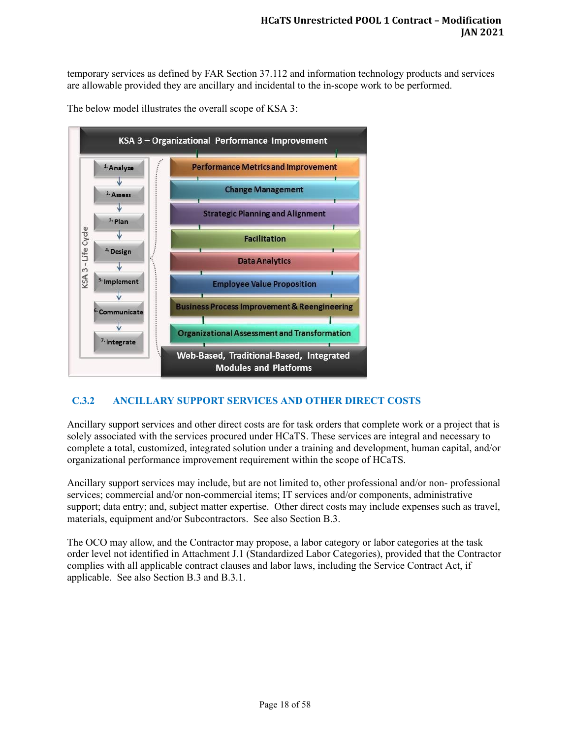temporary services as defined by FAR Section 37.112 and information technology products and services are allowable provided they are ancillary and incidental to the in-scope work to be performed.

The below model illustrates the overall scope of KSA 3:

KSA 3 – Organizational Performance Improvement

KSA 3 - Life Cycle

1. Analyze
2. Assess
3. Plan
4. Design
5. Implement
6. Communicate
7. Integrate

Performance Metrics and Improvement
Change Management
Strategic Planning and Alignment
Facilitation
Data Analytics
Employee Value Proposition
Business Process Improvement & Reengineering
Organizational Assessment and Transformation
Web-Based, Traditional-Based, Integrated Modules and Platforms

## C.3.2 ANCILLARY SUPPORT SERVICES AND OTHER DIRECT COSTS

Ancillary support services and other direct costs are for task orders that complete work or a project that is solely associated with the services procured under HCaTS. These services are integral and necessary to complete a total, customized, integrated solution under a training and development, human capital, and/or organizational performance improvement requirement within the scope of HCaTS.

Ancillary support services may include, but are not limited to, other professional and/or non- professional services; commercial and/or non-commercial items; IT services and/or components, administrative support; data entry; and, subject matter expertise. Other direct costs may include expenses such as travel, materials, equipment and/or Subcontractors. See also Section B.3.

The OCO may allow, and the Contractor may propose, a labor category or labor categories at the task order level not identified in Attachment J.1 (Standardized Labor Categories), provided that the Contractor complies with all applicable contract clauses and labor laws, including the Service Contract Act, if applicable. See also Section B.3 and B.3.1.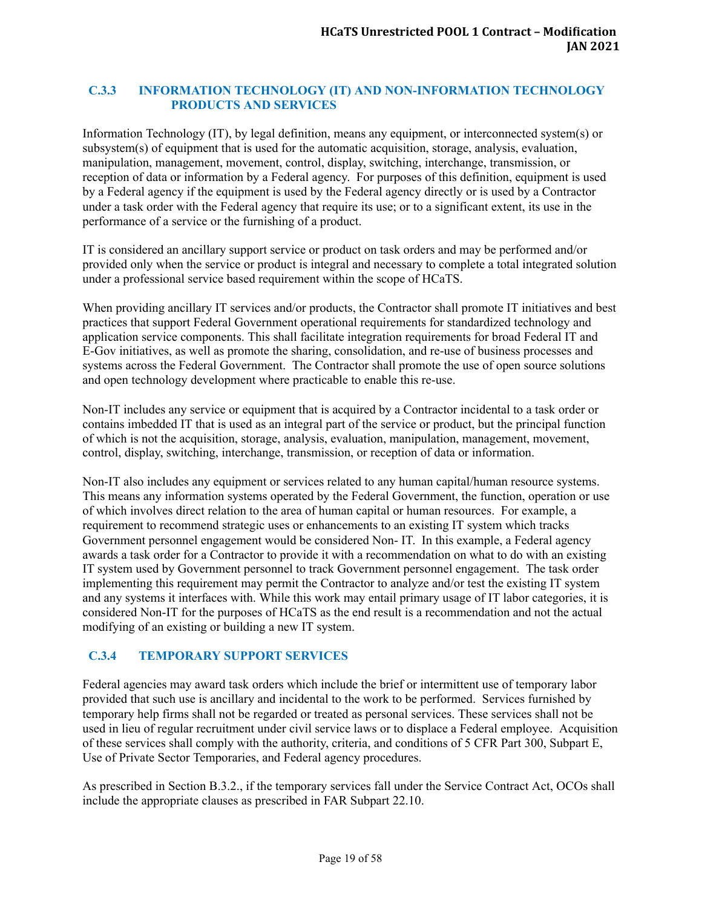### C.3.3 INFORMATION TECHNOLOGY (IT) AND NON-INFORMATION TECHNOLOGY PRODUCTS AND SERVICES

Information Technology (IT), by legal definition, means any equipment, or interconnected system(s) or subsystem(s) of equipment that is used for the automatic acquisition, storage, analysis, evaluation, manipulation, management, movement, control, display, switching, interchange, transmission, or reception of data or information by a Federal agency. For purposes of this definition, equipment is used by a Federal agency if the equipment is used by the Federal agency directly or is used by a Contractor under a task order with the Federal agency that require its use; or to a significant extent, its use in the performance of a service or the furnishing of a product.

IT is considered an ancillary support service or product on task orders and may be performed and/or provided only when the service or product is integral and necessary to complete a total integrated solution under a professional service based requirement within the scope of HCaTS.

When providing ancillary IT services and/or products, the Contractor shall promote IT initiatives and best practices that support Federal Government operational requirements for standardized technology and application service components. This shall facilitate integration requirements for broad Federal IT and E-Gov initiatives, as well as promote the sharing, consolidation, and re-use of business processes and systems across the Federal Government. The Contractor shall promote the use of open source solutions and open technology development where practicable to enable this re-use.

Non-IT includes any service or equipment that is acquired by a Contractor incidental to a task order or contains imbedded IT that is used as an integral part of the service or product, but the principal function of which is not the acquisition, storage, analysis, evaluation, manipulation, management, movement, control, display, switching, interchange, transmission, or reception of data or information.

Non-IT also includes any equipment or services related to any human capital/human resource systems. This means any information systems operated by the Federal Government, the function, operation or use of which involves direct relation to the area of human capital or human resources. For example, a requirement to recommend strategic uses or enhancements to an existing IT system which tracks Government personnel engagement would be considered Non- IT. In this example, a Federal agency awards a task order for a Contractor to provide it with a recommendation on what to do with an existing IT system used by Government personnel to track Government personnel engagement. The task order implementing this requirement may permit the Contractor to analyze and/or test the existing IT system and any systems it interfaces with. While this work may entail primary usage of IT labor categories, it is considered Non-IT for the purposes of HCaTS as the end result is a recommendation and not the actual modifying of an existing or building a new IT system.

### C.3.4 TEMPORARY SUPPORT SERVICES

Federal agencies may award task orders which include the brief or intermittent use of temporary labor provided that such use is ancillary and incidental to the work to be performed. Services furnished by temporary help firms shall not be regarded or treated as personal services. These services shall not be used in lieu of regular recruitment under civil service laws or to displace a Federal employee. Acquisition of these services shall comply with the authority, criteria, and conditions of 5 CFR Part 300, Subpart E, Use of Private Sector Temporaries, and Federal agency procedures.

As prescribed in Section B.3.2., if the temporary services fall under the Service Contract Act, OCOs shall include the appropriate clauses as prescribed in FAR Subpart 22.10.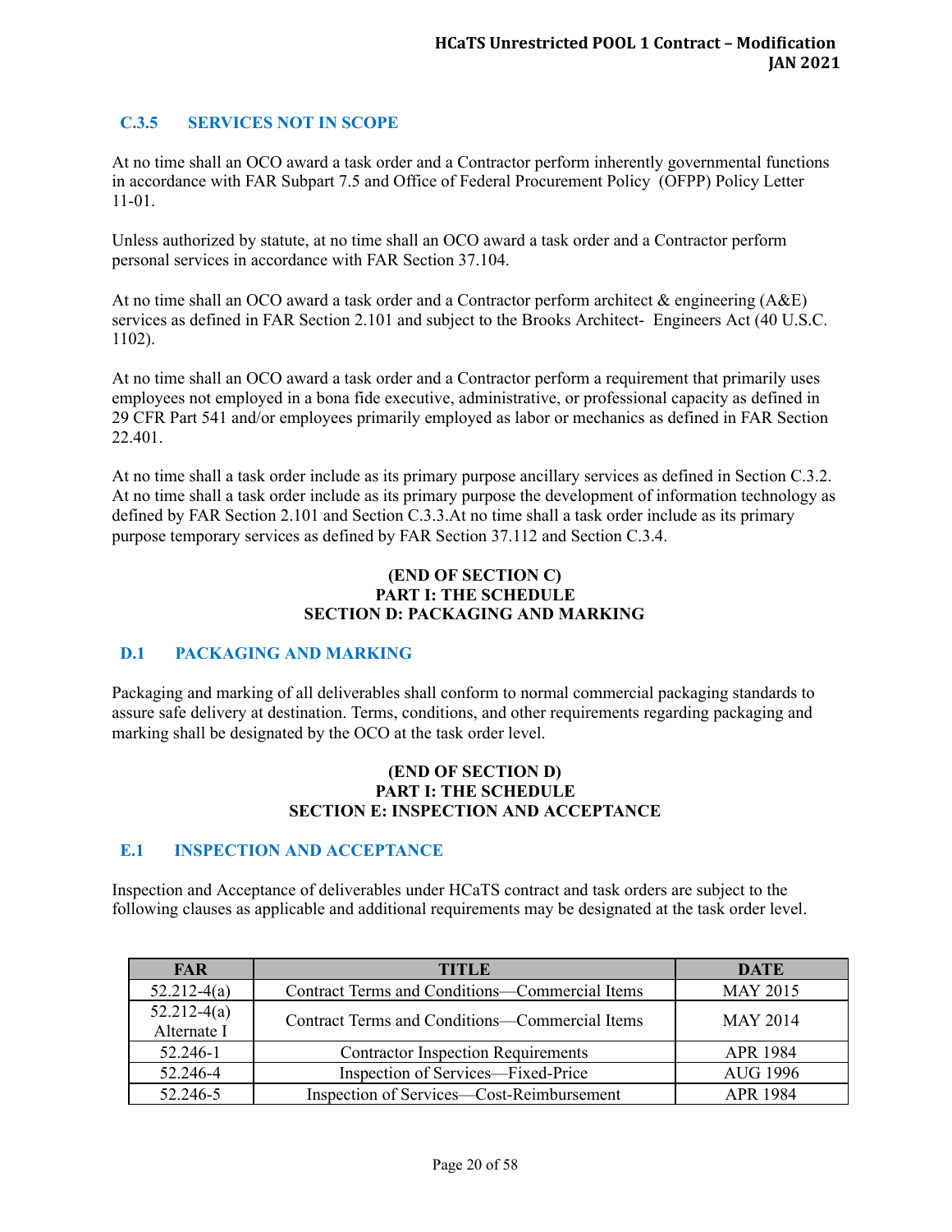### C.3.5 SERVICES NOT IN SCOPE

At no time shall an OCO award a task order and a Contractor perform inherently governmental functions in accordance with FAR Subpart 7.5 and Office of Federal Procurement Policy (OFPP) Policy Letter 11-01.

Unless authorized by statute, at no time shall an OCO award a task order and a Contractor perform personal services in accordance with FAR Section 37.104.

At no time shall an OCO award a task order and a Contractor perform architect & engineering (A&E) services as defined in FAR Section 2.101 and subject to the Brooks Architect- Engineers Act (40 U.S.C. 1102).

At no time shall an OCO award a task order and a Contractor perform a requirement that primarily uses employees not employed in a bona fide executive, administrative, or professional capacity as defined in 29 CFR Part 541 and/or employees primarily employed as labor or mechanics as defined in FAR Section 22.401.

At no time shall a task order include as its primary purpose ancillary services as defined in Section C.3.2. At no time shall a task order include as its primary purpose the development of information technology as defined by FAR Section 2.101 and Section C.3.3.At no time shall a task order include as its primary purpose temporary services as defined by FAR Section 37.112 and Section C.3.4.

**(END OF SECTION C)**
**PART I: THE SCHEDULE**
**SECTION D: PACKAGING AND MARKING**

### D.1 PACKAGING AND MARKING

Packaging and marking of all deliverables shall conform to normal commercial packaging standards to assure safe delivery at destination. Terms, conditions, and other requirements regarding packaging and marking shall be designated by the OCO at the task order level.

**(END OF SECTION D)**
**PART I: THE SCHEDULE**
**SECTION E: INSPECTION AND ACCEPTANCE**

### E.1 INSPECTION AND ACCEPTANCE

Inspection and Acceptance of deliverables under HCaTS contract and task orders are subject to the following clauses as applicable and additional requirements may be designated at the task order level.

| FAR | TITLE | DATE |
|---|---|---|
| 52.212-4(a) | Contract Terms and Conditions—Commercial Items | MAY 2015 |
| 52.212-4(a) Alternate I | Contract Terms and Conditions—Commercial Items | MAY 2014 |
| 52.246-1 | Contractor Inspection Requirements | APR 1984 |
| 52.246-4 | Inspection of Services—Fixed-Price | AUG 1996 |
| 52.246-5 | Inspection of Services—Cost-Reimbursement | APR 1984 |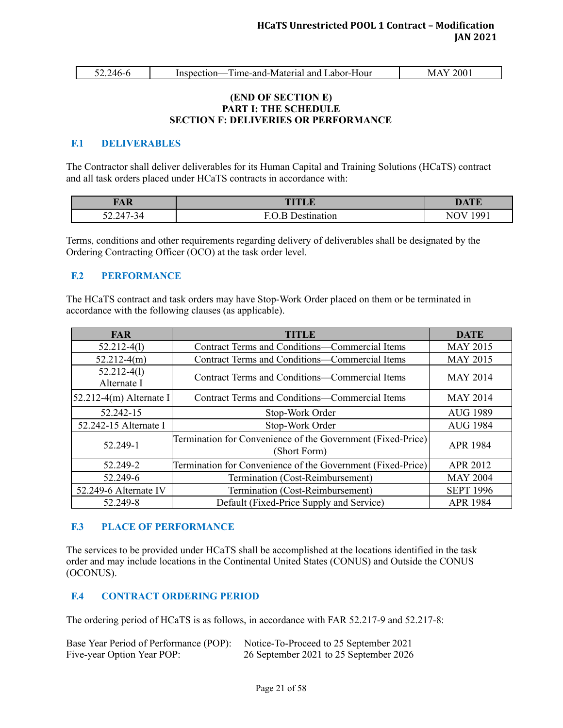| 52.246-6 | Inspection—Time-and-Material and Labor-Hour | MAY 2001 |
|---|---|---|

**(END OF SECTION E)**
**PART I: THE SCHEDULE**
**SECTION F: DELIVERIES OR PERFORMANCE**

## F.1 DELIVERABLES

The Contractor shall deliver deliverables for its Human Capital and Training Solutions (HCaTS) contract and all task orders placed under HCaTS contracts in accordance with:

| FAR | TITLE | DATE |
|---|---|---|
| 52.247-34 | F.O.B Destination | NOV 1991 |

Terms, conditions and other requirements regarding delivery of deliverables shall be designated by the Ordering Contracting Officer (OCO) at the task order level.

## F.2 PERFORMANCE

The HCaTS contract and task orders may have Stop-Work Order placed on them or be terminated in accordance with the following clauses (as applicable).

| FAR | TITLE | DATE |
|---|---|---|
| 52.212-4(l) | Contract Terms and Conditions—Commercial Items | MAY 2015 |
| 52.212-4(m) | Contract Terms and Conditions—Commercial Items | MAY 2015 |
| 52.212-4(l) Alternate I | Contract Terms and Conditions—Commercial Items | MAY 2014 |
| 52.212-4(m) Alternate I | Contract Terms and Conditions—Commercial Items | MAY 2014 |
| 52.242-15 | Stop-Work Order | AUG 1989 |
| 52.242-15 Alternate I | Stop-Work Order | AUG 1984 |
| 52.249-1 | Termination for Convenience of the Government (Fixed-Price) (Short Form) | APR 1984 |
| 52.249-2 | Termination for Convenience of the Government (Fixed-Price) | APR 2012 |
| 52.249-6 | Termination (Cost-Reimbursement) | MAY 2004 |
| 52.249-6 Alternate IV | Termination (Cost-Reimbursement) | SEPT 1996 |
| 52.249-8 | Default (Fixed-Price Supply and Service) | APR 1984 |

## F.3 PLACE OF PERFORMANCE

The services to be provided under HCaTS shall be accomplished at the locations identified in the task order and may include locations in the Continental United States (CONUS) and Outside the CONUS (OCONUS).

## F.4 CONTRACT ORDERING PERIOD

The ordering period of HCaTS is as follows, in accordance with FAR 52.217-9 and 52.217-8:

Base Year Period of Performance (POP): Notice-To-Proceed to 25 September 2021
Five-year Option Year POP: 26 September 2021 to 25 September 2026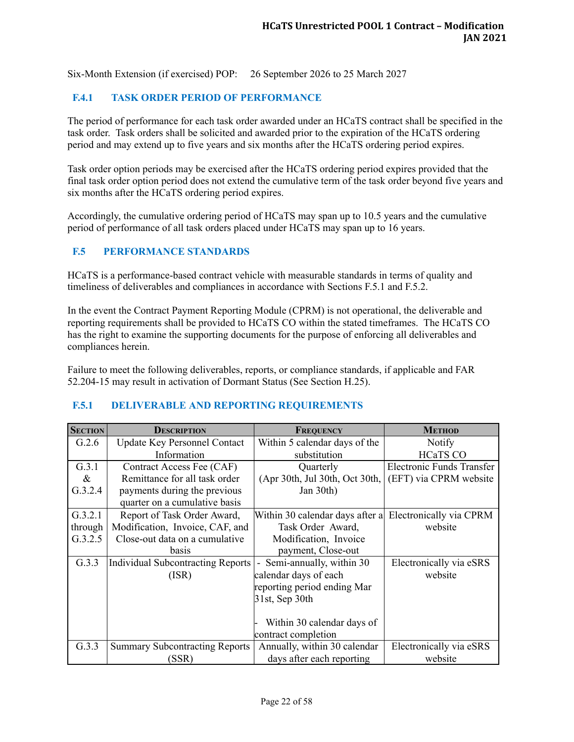Six-Month Extension (if exercised) POP: 26 September 2026 to 25 March 2027

### F.4.1 TASK ORDER PERIOD OF PERFORMANCE

The period of performance for each task order awarded under an HCaTS contract shall be specified in the task order. Task orders shall be solicited and awarded prior to the expiration of the HCaTS ordering period and may extend up to five years and six months after the HCaTS ordering period expires.

Task order option periods may be exercised after the HCaTS ordering period expires provided that the final task order option period does not extend the cumulative term of the task order beyond five years and six months after the HCaTS ordering period expires.

Accordingly, the cumulative ordering period of HCaTS may span up to 10.5 years and the cumulative period of performance of all task orders placed under HCaTS may span up to 16 years.

## F.5 PERFORMANCE STANDARDS

HCaTS is a performance-based contract vehicle with measurable standards in terms of quality and timeliness of deliverables and compliances in accordance with Sections F.5.1 and F.5.2.

In the event the Contract Payment Reporting Module (CPRM) is not operational, the deliverable and reporting requirements shall be provided to HCaTS CO within the stated timeframes. The HCaTS CO has the right to examine the supporting documents for the purpose of enforcing all deliverables and compliances herein.

Failure to meet the following deliverables, reports, or compliance standards, if applicable and FAR 52.204-15 may result in activation of Dormant Status (See Section H.25).

### F.5.1 DELIVERABLE AND REPORTING REQUIREMENTS

| SECTION | DESCRIPTION | FREQUENCY | METHOD |
|---|---|---|---|
| G.2.6 | Update Key Personnel Contact Information | Within 5 calendar days of the substitution | Notify HCaTS CO |
| G.3.1 & G.3.2.4 | Contract Access Fee (CAF) Remittance for all task order payments during the previous quarter on a cumulative basis | Quarterly (Apr 30th, Jul 30th, Oct 30th, Jan 30th) | Electronic Funds Transfer (EFT) via CPRM website |
| G.3.2.1 through G.3.2.5 | Report of Task Order Award, Modification, Invoice, CAF, and Close-out data on a cumulative basis | Within 30 calendar days after a Task Order Award, Modification, Invoice payment, Close-out | Electronically via CPRM website |
| G.3.3 | Individual Subcontracting Reports (ISR) | - Semi-annually, within 30 calendar days of each reporting period ending Mar 31st, Sep 30th<br><br>- Within 30 calendar days of contract completion | Electronically via eSRS website |
| G.3.3 | Summary Subcontracting Reports (SSR) | Annually, within 30 calendar days after each reporting | Electronically via eSRS website |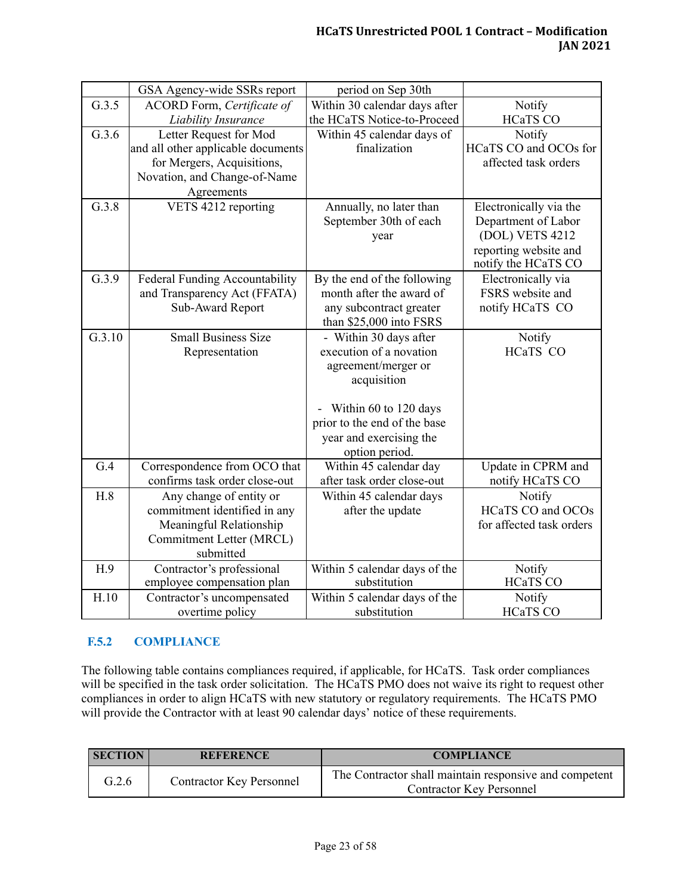| | | | |
|---|---|---|---|
| | GSA Agency-wide SSRs report | period on Sep 30th | |
| G.3.5 | ACORD Form, *Certificate of Liability Insurance* | Within 30 calendar days after the HCaTS Notice-to-Proceed | Notify HCaTS CO |
| G.3.6 | Letter Request for Mod and all other applicable documents for Mergers, Acquisitions, Novation, and Change-of-Name Agreements | Within 45 calendar days of finalization | Notify HCaTS CO and OCOs for affected task orders |
| G.3.8 | VETS 4212 reporting | Annually, no later than September 30th of each year | Electronically via the Department of Labor (DOL) VETS 4212 reporting website and notify the HCaTS CO |
| G.3.9 | Federal Funding Accountability and Transparency Act (FFATA) Sub-Award Report | By the end of the following month after the award of any subcontract greater than $25,000 into FSRS | Electronically via FSRS website and notify HCaTS CO |
| G.3.10 | Small Business Size Representation | - Within 30 days after execution of a novation agreement/merger or acquisition<br><br>- Within 60 to 120 days prior to the end of the base year and exercising the option period. | Notify HCaTS CO |
| G.4 | Correspondence from OCO that confirms task order close-out | Within 45 calendar day after task order close-out | Update in CPRM and notify HCaTS CO |
| H.8 | Any change of entity or commitment identified in any Meaningful Relationship Commitment Letter (MRCL) submitted | Within 45 calendar days after the update | Notify HCaTS CO and OCOs for affected task orders |
| H.9 | Contractor's professional employee compensation plan | Within 5 calendar days of the substitution | Notify HCaTS CO |
| H.10 | Contractor's uncompensated overtime policy | Within 5 calendar days of the substitution | Notify HCaTS CO |

### F.5.2 COMPLIANCE

The following table contains compliances required, if applicable, for HCaTS. Task order compliances will be specified in the task order solicitation. The HCaTS PMO does not waive its right to request other compliances in order to align HCaTS with new statutory or regulatory requirements. The HCaTS PMO will provide the Contractor with at least 90 calendar days' notice of these requirements.

| SECTION | REFERENCE | COMPLIANCE |
|---|---|---|
| G.2.6 | Contractor Key Personnel | The Contractor shall maintain responsive and competent Contractor Key Personnel |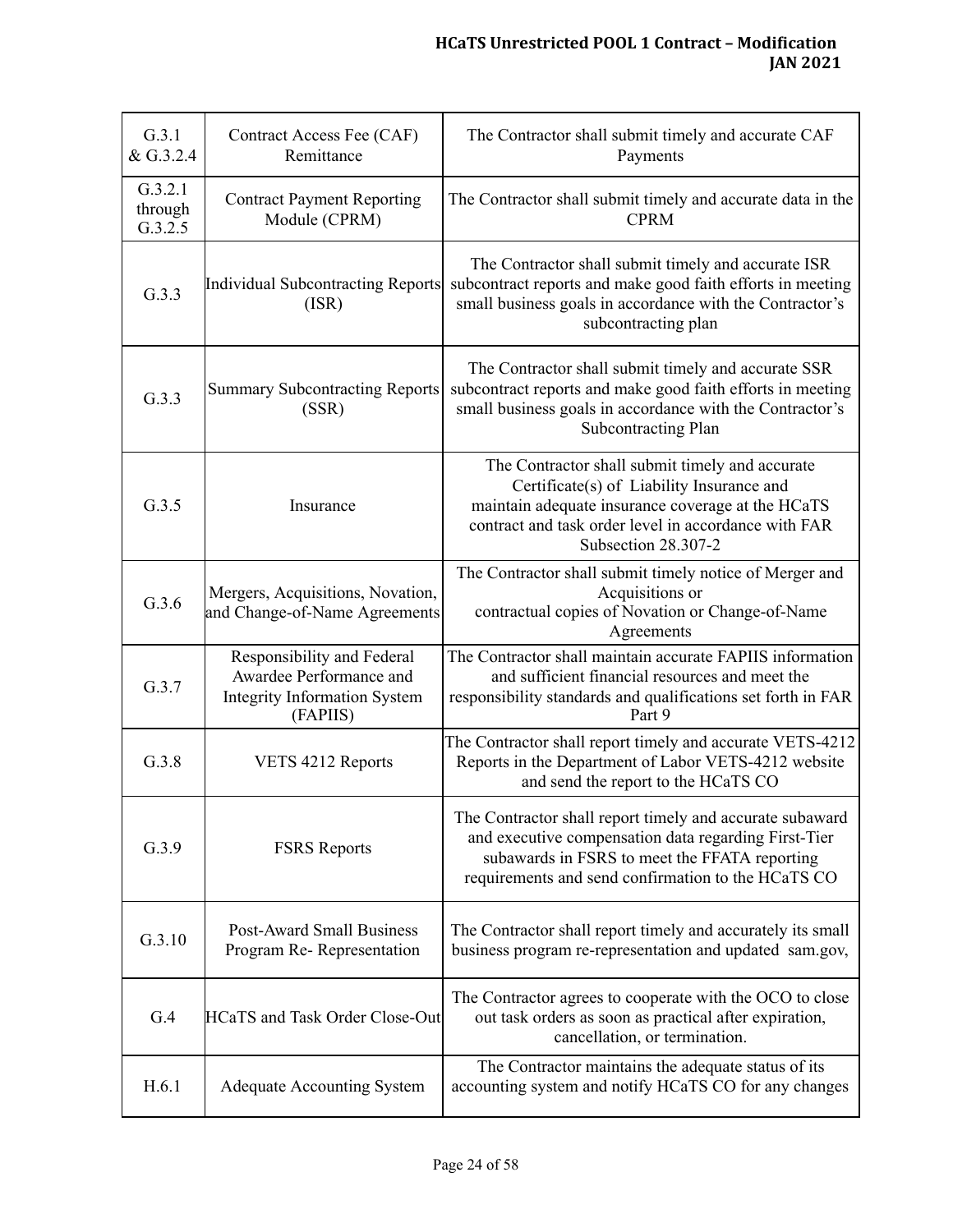| | | |
|---|---|---|
| G.3.1 & G.3.2.4 | Contract Access Fee (CAF) Remittance | The Contractor shall submit timely and accurate CAF Payments |
| G.3.2.1 through G.3.2.5 | Contract Payment Reporting Module (CPRM) | The Contractor shall submit timely and accurate data in the CPRM |
| G.3.3 | Individual Subcontracting Reports (ISR) | The Contractor shall submit timely and accurate ISR subcontract reports and make good faith efforts in meeting small business goals in accordance with the Contractor's subcontracting plan |
| G.3.3 | Summary Subcontracting Reports (SSR) | The Contractor shall submit timely and accurate SSR subcontract reports and make good faith efforts in meeting small business goals in accordance with the Contractor's Subcontracting Plan |
| G.3.5 | Insurance | The Contractor shall submit timely and accurate Certificate(s) of Liability Insurance and maintain adequate insurance coverage at the HCaTS contract and task order level in accordance with FAR Subsection 28.307-2 |
| G.3.6 | Mergers, Acquisitions, Novation, and Change-of-Name Agreements | The Contractor shall submit timely notice of Merger and Acquisitions or contractual copies of Novation or Change-of-Name Agreements |
| G.3.7 | Responsibility and Federal Awardee Performance and Integrity Information System (FAPIIS) | The Contractor shall maintain accurate FAPIIS information and sufficient financial resources and meet the responsibility standards and qualifications set forth in FAR Part 9 |
| G.3.8 | VETS 4212 Reports | The Contractor shall report timely and accurate VETS-4212 Reports in the Department of Labor VETS-4212 website and send the report to the HCaTS CO |
| G.3.9 | FSRS Reports | The Contractor shall report timely and accurate subaward and executive compensation data regarding First-Tier subawards in FSRS to meet the FFATA reporting requirements and send confirmation to the HCaTS CO |
| G.3.10 | Post-Award Small Business Program Re- Representation | The Contractor shall report timely and accurately its small business program re-representation and updated sam.gov, |
| G.4 | HCaTS and Task Order Close-Out | The Contractor agrees to cooperate with the OCO to close out task orders as soon as practical after expiration, cancellation, or termination. |
| H.6.1 | Adequate Accounting System | The Contractor maintains the adequate status of its accounting system and notify HCaTS CO for any changes |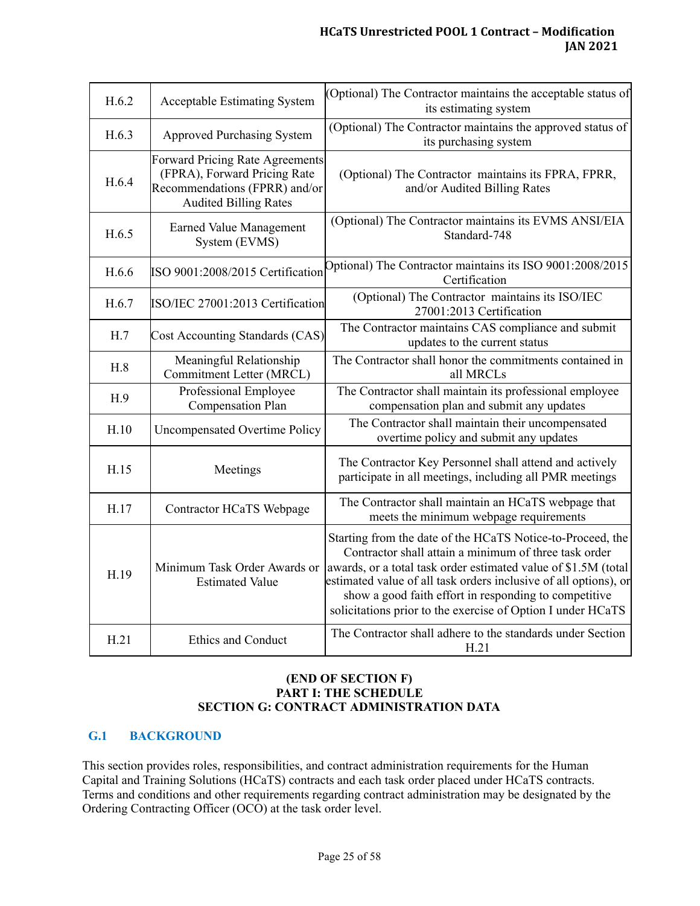| | | |
|---|---|---|
| H.6.2 | Acceptable Estimating System | (Optional) The Contractor maintains the acceptable status of its estimating system |
| H.6.3 | Approved Purchasing System | (Optional) The Contractor maintains the approved status of its purchasing system |
| H.6.4 | Forward Pricing Rate Agreements (FPRA), Forward Pricing Rate Recommendations (FPRR) and/or Audited Billing Rates | (Optional) The Contractor maintains its FPRA, FPRR, and/or Audited Billing Rates |
| H.6.5 | Earned Value Management System (EVMS) | (Optional) The Contractor maintains its EVMS ANSI/EIA Standard-748 |
| H.6.6 | ISO 9001:2008/2015 Certification | Optional) The Contractor maintains its ISO 9001:2008/2015 Certification |
| H.6.7 | ISO/IEC 27001:2013 Certification | (Optional) The Contractor maintains its ISO/IEC 27001:2013 Certification |
| H.7 | Cost Accounting Standards (CAS) | The Contractor maintains CAS compliance and submit updates to the current status |
| H.8 | Meaningful Relationship Commitment Letter (MRCL) | The Contractor shall honor the commitments contained in all MRCLs |
| H.9 | Professional Employee Compensation Plan | The Contractor shall maintain its professional employee compensation plan and submit any updates |
| H.10 | Uncompensated Overtime Policy | The Contractor shall maintain their uncompensated overtime policy and submit any updates |
| H.15 | Meetings | The Contractor Key Personnel shall attend and actively participate in all meetings, including all PMR meetings |
| H.17 | Contractor HCaTS Webpage | The Contractor shall maintain an HCaTS webpage that meets the minimum webpage requirements |
| H.19 | Minimum Task Order Awards or Estimated Value | Starting from the date of the HCaTS Notice-to-Proceed, the Contractor shall attain a minimum of three task order awards, or a total task order estimated value of $1.5M (total estimated value of all task orders inclusive of all options), or show a good faith effort in responding to competitive solicitations prior to the exercise of Option I under HCaTS |
| H.21 | Ethics and Conduct | The Contractor shall adhere to the standards under Section H.21 |

**(END OF SECTION F)**
**PART I: THE SCHEDULE**
**SECTION G: CONTRACT ADMINISTRATION DATA**

## G.1 BACKGROUND

This section provides roles, responsibilities, and contract administration requirements for the Human Capital and Training Solutions (HCaTS) contracts and each task order placed under HCaTS contracts. Terms and conditions and other requirements regarding contract administration may be designated by the Ordering Contracting Officer (OCO) at the task order level.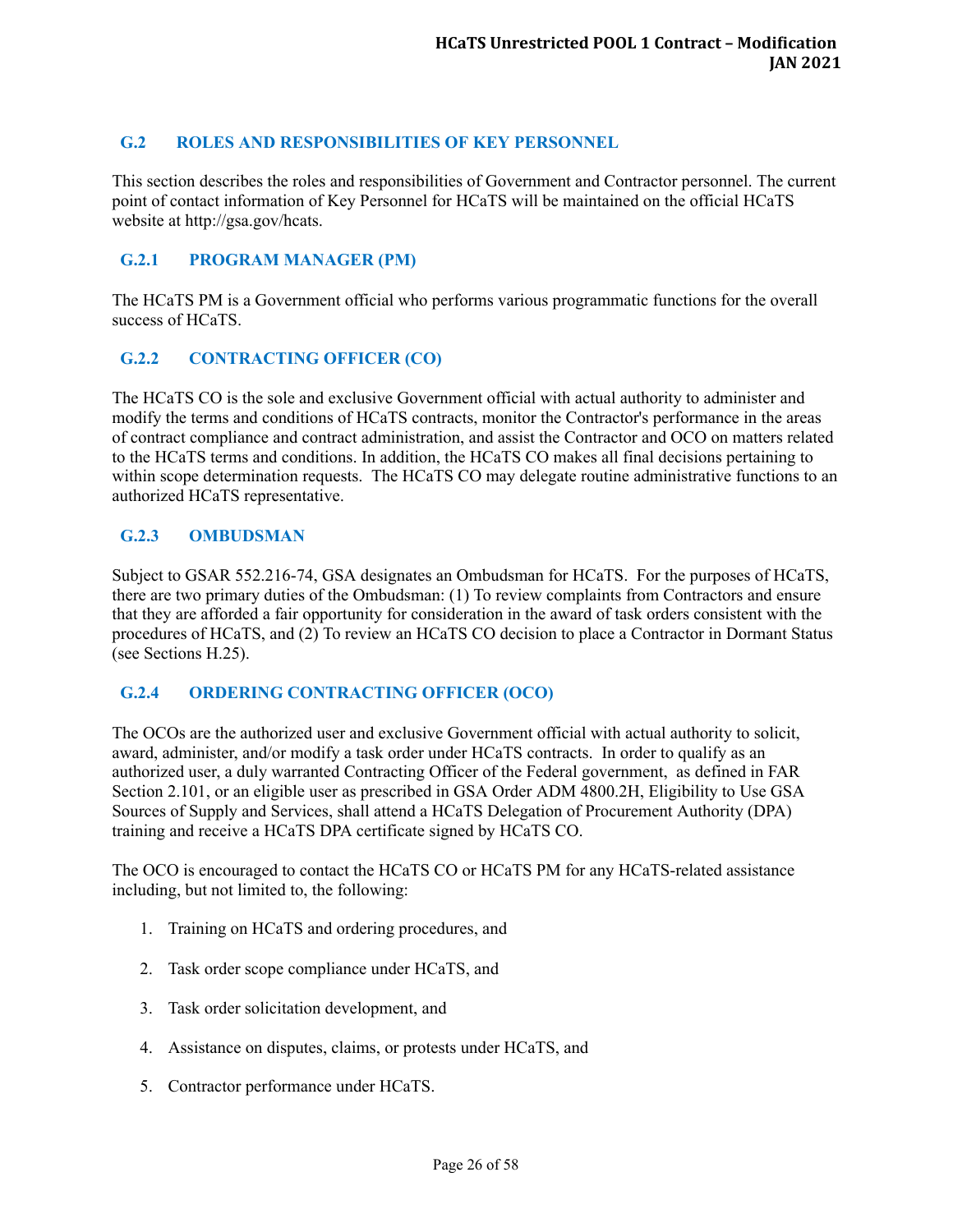## G.2 ROLES AND RESPONSIBILITIES OF KEY PERSONNEL

This section describes the roles and responsibilities of Government and Contractor personnel. The current point of contact information of Key Personnel for HCaTS will be maintained on the official HCaTS website at http://gsa.gov/hcats.

### G.2.1 PROGRAM MANAGER (PM)

The HCaTS PM is a Government official who performs various programmatic functions for the overall success of HCaTS.

### G.2.2 CONTRACTING OFFICER (CO)

The HCaTS CO is the sole and exclusive Government official with actual authority to administer and modify the terms and conditions of HCaTS contracts, monitor the Contractor's performance in the areas of contract compliance and contract administration, and assist the Contractor and OCO on matters related to the HCaTS terms and conditions. In addition, the HCaTS CO makes all final decisions pertaining to within scope determination requests. The HCaTS CO may delegate routine administrative functions to an authorized HCaTS representative.

### G.2.3 OMBUDSMAN

Subject to GSAR 552.216-74, GSA designates an Ombudsman for HCaTS. For the purposes of HCaTS, there are two primary duties of the Ombudsman: (1) To review complaints from Contractors and ensure that they are afforded a fair opportunity for consideration in the award of task orders consistent with the procedures of HCaTS, and (2) To review an HCaTS CO decision to place a Contractor in Dormant Status (see Sections H.25).

### G.2.4 ORDERING CONTRACTING OFFICER (OCO)

The OCOs are the authorized user and exclusive Government official with actual authority to solicit, award, administer, and/or modify a task order under HCaTS contracts. In order to qualify as an authorized user, a duly warranted Contracting Officer of the Federal government, as defined in FAR Section 2.101, or an eligible user as prescribed in GSA Order ADM 4800.2H, Eligibility to Use GSA Sources of Supply and Services, shall attend a HCaTS Delegation of Procurement Authority (DPA) training and receive a HCaTS DPA certificate signed by HCaTS CO.

The OCO is encouraged to contact the HCaTS CO or HCaTS PM for any HCaTS-related assistance including, but not limited to, the following:

1. Training on HCaTS and ordering procedures, and
2. Task order scope compliance under HCaTS, and
3. Task order solicitation development, and
4. Assistance on disputes, claims, or protests under HCaTS, and
5. Contractor performance under HCaTS.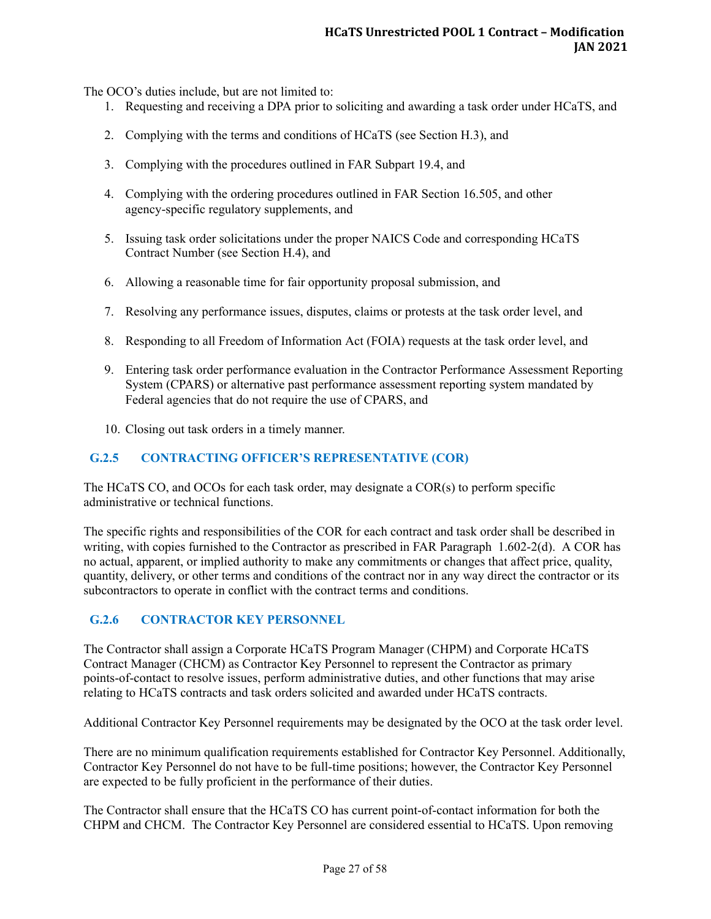The OCO's duties include, but are not limited to:

1. Requesting and receiving a DPA prior to soliciting and awarding a task order under HCaTS, and
2. Complying with the terms and conditions of HCaTS (see Section H.3), and
3. Complying with the procedures outlined in FAR Subpart 19.4, and
4. Complying with the ordering procedures outlined in FAR Section 16.505, and other agency-specific regulatory supplements, and
5. Issuing task order solicitations under the proper NAICS Code and corresponding HCaTS Contract Number (see Section H.4), and
6. Allowing a reasonable time for fair opportunity proposal submission, and
7. Resolving any performance issues, disputes, claims or protests at the task order level, and
8. Responding to all Freedom of Information Act (FOIA) requests at the task order level, and
9. Entering task order performance evaluation in the Contractor Performance Assessment Reporting System (CPARS) or alternative past performance assessment reporting system mandated by Federal agencies that do not require the use of CPARS, and
10. Closing out task orders in a timely manner.

### G.2.5 CONTRACTING OFFICER'S REPRESENTATIVE (COR)

The HCaTS CO, and OCOs for each task order, may designate a COR(s) to perform specific administrative or technical functions.

The specific rights and responsibilities of the COR for each contract and task order shall be described in writing, with copies furnished to the Contractor as prescribed in FAR Paragraph 1.602-2(d). A COR has no actual, apparent, or implied authority to make any commitments or changes that affect price, quality, quantity, delivery, or other terms and conditions of the contract nor in any way direct the contractor or its subcontractors to operate in conflict with the contract terms and conditions.

### G.2.6 CONTRACTOR KEY PERSONNEL

The Contractor shall assign a Corporate HCaTS Program Manager (CHPM) and Corporate HCaTS Contract Manager (CHCM) as Contractor Key Personnel to represent the Contractor as primary points-of-contact to resolve issues, perform administrative duties, and other functions that may arise relating to HCaTS contracts and task orders solicited and awarded under HCaTS contracts.

Additional Contractor Key Personnel requirements may be designated by the OCO at the task order level.

There are no minimum qualification requirements established for Contractor Key Personnel. Additionally, Contractor Key Personnel do not have to be full-time positions; however, the Contractor Key Personnel are expected to be fully proficient in the performance of their duties.

The Contractor shall ensure that the HCaTS CO has current point-of-contact information for both the CHPM and CHCM. The Contractor Key Personnel are considered essential to HCaTS. Upon removing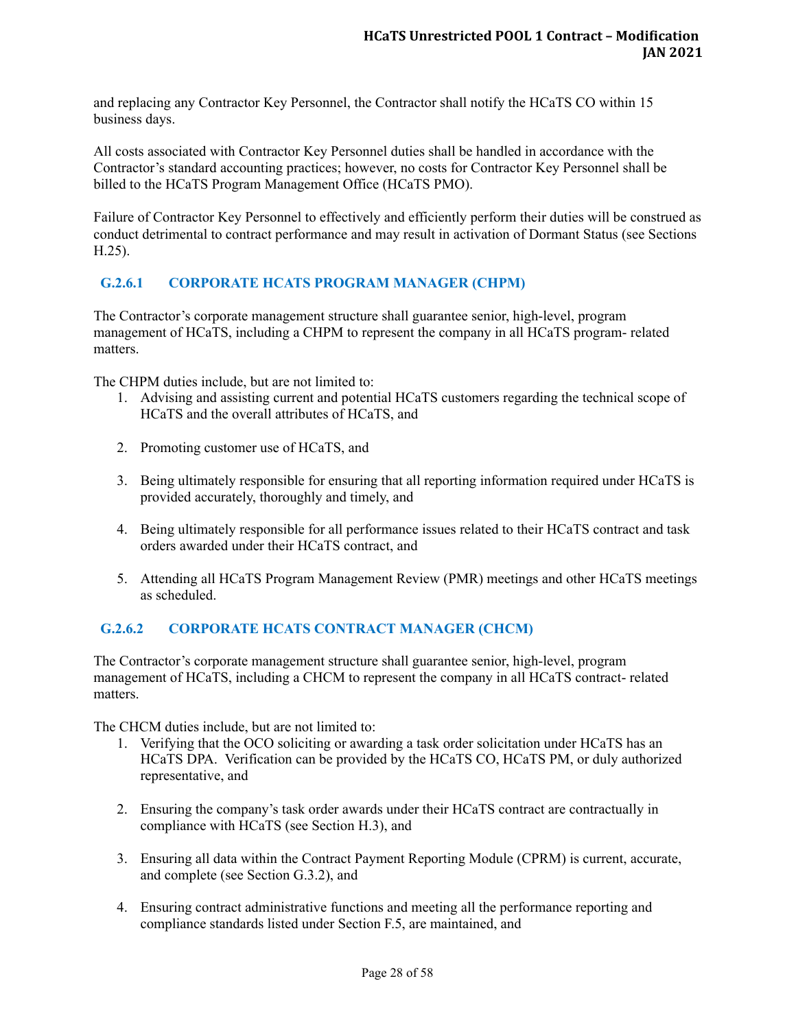and replacing any Contractor Key Personnel, the Contractor shall notify the HCaTS CO within 15 business days.

All costs associated with Contractor Key Personnel duties shall be handled in accordance with the Contractor's standard accounting practices; however, no costs for Contractor Key Personnel shall be billed to the HCaTS Program Management Office (HCaTS PMO).

Failure of Contractor Key Personnel to effectively and efficiently perform their duties will be construed as conduct detrimental to contract performance and may result in activation of Dormant Status (see Sections H.25).

### G.2.6.1 CORPORATE HCATS PROGRAM MANAGER (CHPM)

The Contractor's corporate management structure shall guarantee senior, high-level, program management of HCaTS, including a CHPM to represent the company in all HCaTS program- related matters.

The CHPM duties include, but are not limited to:

1. Advising and assisting current and potential HCaTS customers regarding the technical scope of HCaTS and the overall attributes of HCaTS, and
2. Promoting customer use of HCaTS, and
3. Being ultimately responsible for ensuring that all reporting information required under HCaTS is provided accurately, thoroughly and timely, and
4. Being ultimately responsible for all performance issues related to their HCaTS contract and task orders awarded under their HCaTS contract, and
5. Attending all HCaTS Program Management Review (PMR) meetings and other HCaTS meetings as scheduled.

### G.2.6.2 CORPORATE HCATS CONTRACT MANAGER (CHCM)

The Contractor's corporate management structure shall guarantee senior, high-level, program management of HCaTS, including a CHCM to represent the company in all HCaTS contract- related matters.

The CHCM duties include, but are not limited to:

1. Verifying that the OCO soliciting or awarding a task order solicitation under HCaTS has an HCaTS DPA. Verification can be provided by the HCaTS CO, HCaTS PM, or duly authorized representative, and
2. Ensuring the company's task order awards under their HCaTS contract are contractually in compliance with HCaTS (see Section H.3), and
3. Ensuring all data within the Contract Payment Reporting Module (CPRM) is current, accurate, and complete (see Section G.3.2), and
4. Ensuring contract administrative functions and meeting all the performance reporting and compliance standards listed under Section F.5, are maintained, and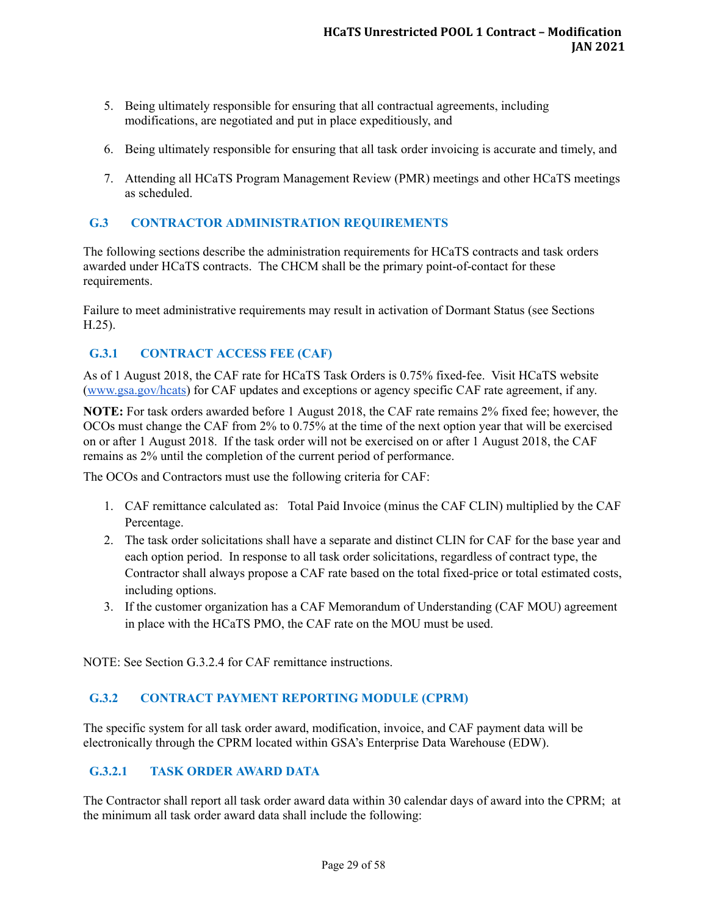5. Being ultimately responsible for ensuring that all contractual agreements, including modifications, are negotiated and put in place expeditiously, and

6. Being ultimately responsible for ensuring that all task order invoicing is accurate and timely, and

7. Attending all HCaTS Program Management Review (PMR) meetings and other HCaTS meetings as scheduled.

## G.3 CONTRACTOR ADMINISTRATION REQUIREMENTS

The following sections describe the administration requirements for HCaTS contracts and task orders awarded under HCaTS contracts. The CHCM shall be the primary point-of-contact for these requirements.

Failure to meet administrative requirements may result in activation of Dormant Status (see Sections H.25).

### G.3.1 CONTRACT ACCESS FEE (CAF)

As of 1 August 2018, the CAF rate for HCaTS Task Orders is 0.75% fixed-fee. Visit HCaTS website (www.gsa.gov/hcats) for CAF updates and exceptions or agency specific CAF rate agreement, if any.

**NOTE:** For task orders awarded before 1 August 2018, the CAF rate remains 2% fixed fee; however, the OCOs must change the CAF from 2% to 0.75% at the time of the next option year that will be exercised on or after 1 August 2018. If the task order will not be exercised on or after 1 August 2018, the CAF remains as 2% until the completion of the current period of performance.

The OCOs and Contractors must use the following criteria for CAF:

1. CAF remittance calculated as: Total Paid Invoice (minus the CAF CLIN) multiplied by the CAF Percentage.
2. The task order solicitations shall have a separate and distinct CLIN for CAF for the base year and each option period. In response to all task order solicitations, regardless of contract type, the Contractor shall always propose a CAF rate based on the total fixed-price or total estimated costs, including options.
3. If the customer organization has a CAF Memorandum of Understanding (CAF MOU) agreement in place with the HCaTS PMO, the CAF rate on the MOU must be used.

NOTE: See Section G.3.2.4 for CAF remittance instructions.

### G.3.2 CONTRACT PAYMENT REPORTING MODULE (CPRM)

The specific system for all task order award, modification, invoice, and CAF payment data will be electronically through the CPRM located within GSA's Enterprise Data Warehouse (EDW).

#### G.3.2.1 TASK ORDER AWARD DATA

The Contractor shall report all task order award data within 30 calendar days of award into the CPRM; at the minimum all task order award data shall include the following: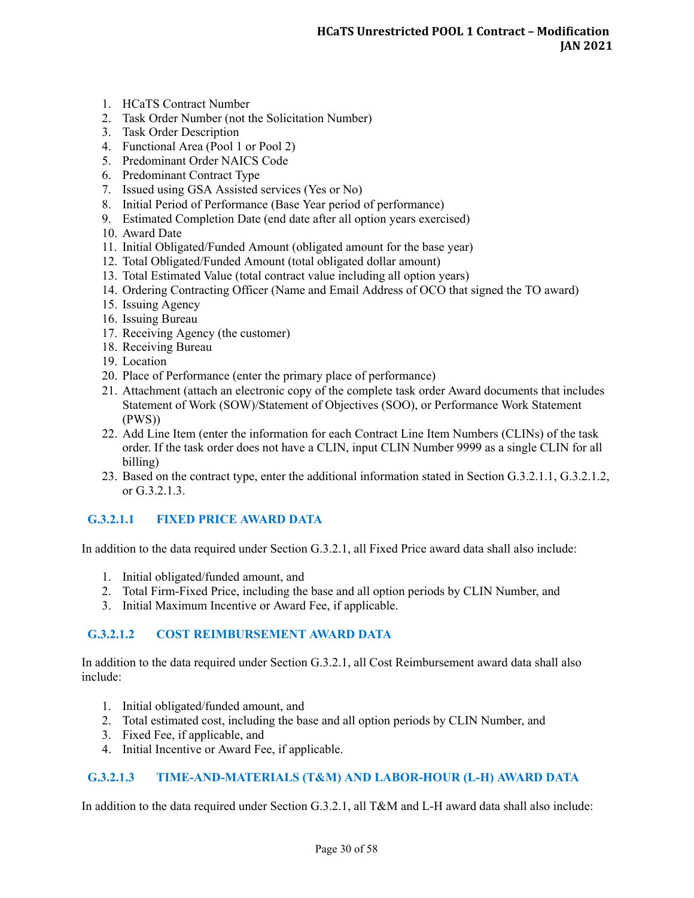1. HCaTS Contract Number
2. Task Order Number (not the Solicitation Number)
3. Task Order Description
4. Functional Area (Pool 1 or Pool 2)
5. Predominant Order NAICS Code
6. Predominant Contract Type
7. Issued using GSA Assisted services (Yes or No)
8. Initial Period of Performance (Base Year period of performance)
9. Estimated Completion Date (end date after all option years exercised)
10. Award Date
11. Initial Obligated/Funded Amount (obligated amount for the base year)
12. Total Obligated/Funded Amount (total obligated dollar amount)
13. Total Estimated Value (total contract value including all option years)
14. Ordering Contracting Officer (Name and Email Address of OCO that signed the TO award)
15. Issuing Agency
16. Issuing Bureau
17. Receiving Agency (the customer)
18. Receiving Bureau
19. Location
20. Place of Performance (enter the primary place of performance)
21. Attachment (attach an electronic copy of the complete task order Award documents that includes Statement of Work (SOW)/Statement of Objectives (SOO), or Performance Work Statement (PWS))
22. Add Line Item (enter the information for each Contract Line Item Numbers (CLINs) of the task order. If the task order does not have a CLIN, input CLIN Number 9999 as a single CLIN for all billing)
23. Based on the contract type, enter the additional information stated in Section G.3.2.1.1, G.3.2.1.2, or G.3.2.1.3.

#### G.3.2.1.1 FIXED PRICE AWARD DATA

In addition to the data required under Section G.3.2.1, all Fixed Price award data shall also include:

1. Initial obligated/funded amount, and
2. Total Firm-Fixed Price, including the base and all option periods by CLIN Number, and
3. Initial Maximum Incentive or Award Fee, if applicable.

#### G.3.2.1.2 COST REIMBURSEMENT AWARD DATA

In addition to the data required under Section G.3.2.1, all Cost Reimbursement award data shall also include:

1. Initial obligated/funded amount, and
2. Total estimated cost, including the base and all option periods by CLIN Number, and
3. Fixed Fee, if applicable, and
4. Initial Incentive or Award Fee, if applicable.

#### G.3.2.1.3 TIME-AND-MATERIALS (T&M) AND LABOR-HOUR (L-H) AWARD DATA

In addition to the data required under Section G.3.2.1, all T&M and L-H award data shall also include: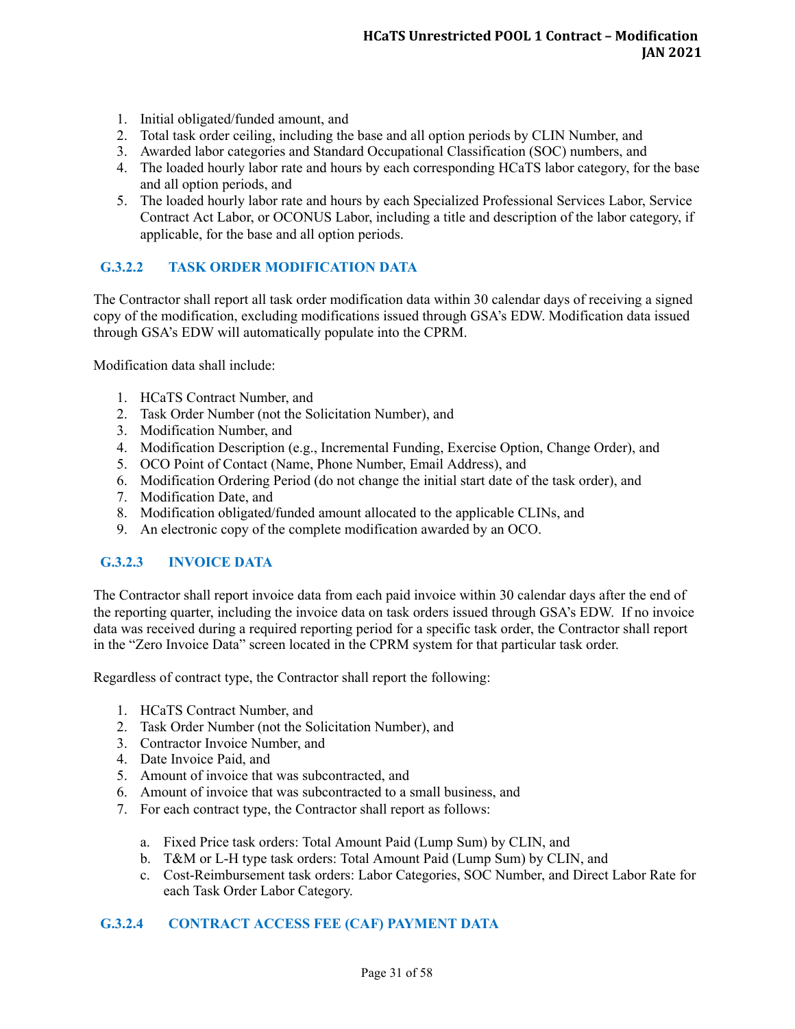1. Initial obligated/funded amount, and
2. Total task order ceiling, including the base and all option periods by CLIN Number, and
3. Awarded labor categories and Standard Occupational Classification (SOC) numbers, and
4. The loaded hourly labor rate and hours by each corresponding HCaTS labor category, for the base and all option periods, and
5. The loaded hourly labor rate and hours by each Specialized Professional Services Labor, Service Contract Act Labor, or OCONUS Labor, including a title and description of the labor category, if applicable, for the base and all option periods.

### G.3.2.2 TASK ORDER MODIFICATION DATA

The Contractor shall report all task order modification data within 30 calendar days of receiving a signed copy of the modification, excluding modifications issued through GSA's EDW. Modification data issued through GSA's EDW will automatically populate into the CPRM.

Modification data shall include:

1. HCaTS Contract Number, and
2. Task Order Number (not the Solicitation Number), and
3. Modification Number, and
4. Modification Description (e.g., Incremental Funding, Exercise Option, Change Order), and
5. OCO Point of Contact (Name, Phone Number, Email Address), and
6. Modification Ordering Period (do not change the initial start date of the task order), and
7. Modification Date, and
8. Modification obligated/funded amount allocated to the applicable CLINs, and
9. An electronic copy of the complete modification awarded by an OCO.

### G.3.2.3 INVOICE DATA

The Contractor shall report invoice data from each paid invoice within 30 calendar days after the end of the reporting quarter, including the invoice data on task orders issued through GSA's EDW. If no invoice data was received during a required reporting period for a specific task order, the Contractor shall report in the "Zero Invoice Data" screen located in the CPRM system for that particular task order.

Regardless of contract type, the Contractor shall report the following:

1. HCaTS Contract Number, and
2. Task Order Number (not the Solicitation Number), and
3. Contractor Invoice Number, and
4. Date Invoice Paid, and
5. Amount of invoice that was subcontracted, and
6. Amount of invoice that was subcontracted to a small business, and
7. For each contract type, the Contractor shall report as follows:
    a. Fixed Price task orders: Total Amount Paid (Lump Sum) by CLIN, and
    b. T&M or L-H type task orders: Total Amount Paid (Lump Sum) by CLIN, and
    c. Cost-Reimbursement task orders: Labor Categories, SOC Number, and Direct Labor Rate for each Task Order Labor Category.

### G.3.2.4 CONTRACT ACCESS FEE (CAF) PAYMENT DATA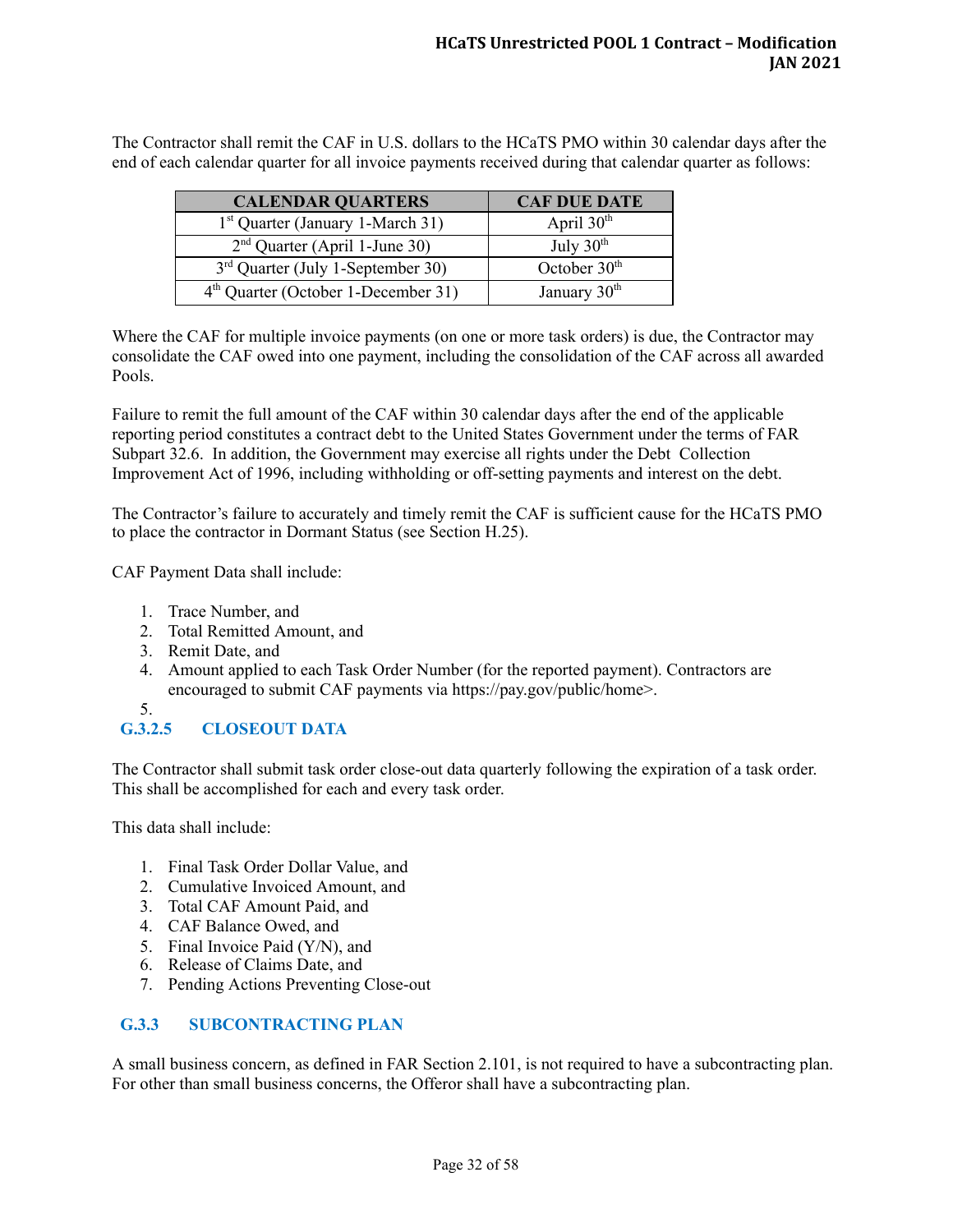The Contractor shall remit the CAF in U.S. dollars to the HCaTS PMO within 30 calendar days after the end of each calendar quarter for all invoice payments received during that calendar quarter as follows:

| CALENDAR QUARTERS | CAF DUE DATE |
|---|---|
| 1st Quarter (January 1-March 31) | April 30th |
| 2nd Quarter (April 1-June 30) | July 30th |
| 3rd Quarter (July 1-September 30) | October 30th |
| 4th Quarter (October 1-December 31) | January 30th |

Where the CAF for multiple invoice payments (on one or more task orders) is due, the Contractor may consolidate the CAF owed into one payment, including the consolidation of the CAF across all awarded Pools.

Failure to remit the full amount of the CAF within 30 calendar days after the end of the applicable reporting period constitutes a contract debt to the United States Government under the terms of FAR Subpart 32.6. In addition, the Government may exercise all rights under the Debt Collection Improvement Act of 1996, including withholding or off-setting payments and interest on the debt.

The Contractor's failure to accurately and timely remit the CAF is sufficient cause for the HCaTS PMO to place the contractor in Dormant Status (see Section H.25).

CAF Payment Data shall include:

1. Trace Number, and
2. Total Remitted Amount, and
3. Remit Date, and
4. Amount applied to each Task Order Number (for the reported payment). Contractors are encouraged to submit CAF payments via https://pay.gov/public/home>.
5. 

### G.3.2.5 CLOSEOUT DATA

The Contractor shall submit task order close-out data quarterly following the expiration of a task order. This shall be accomplished for each and every task order.

This data shall include:

1. Final Task Order Dollar Value, and
2. Cumulative Invoiced Amount, and
3. Total CAF Amount Paid, and
4. CAF Balance Owed, and
5. Final Invoice Paid (Y/N), and
6. Release of Claims Date, and
7. Pending Actions Preventing Close-out

### G.3.3 SUBCONTRACTING PLAN

A small business concern, as defined in FAR Section 2.101, is not required to have a subcontracting plan. For other than small business concerns, the Offeror shall have a subcontracting plan.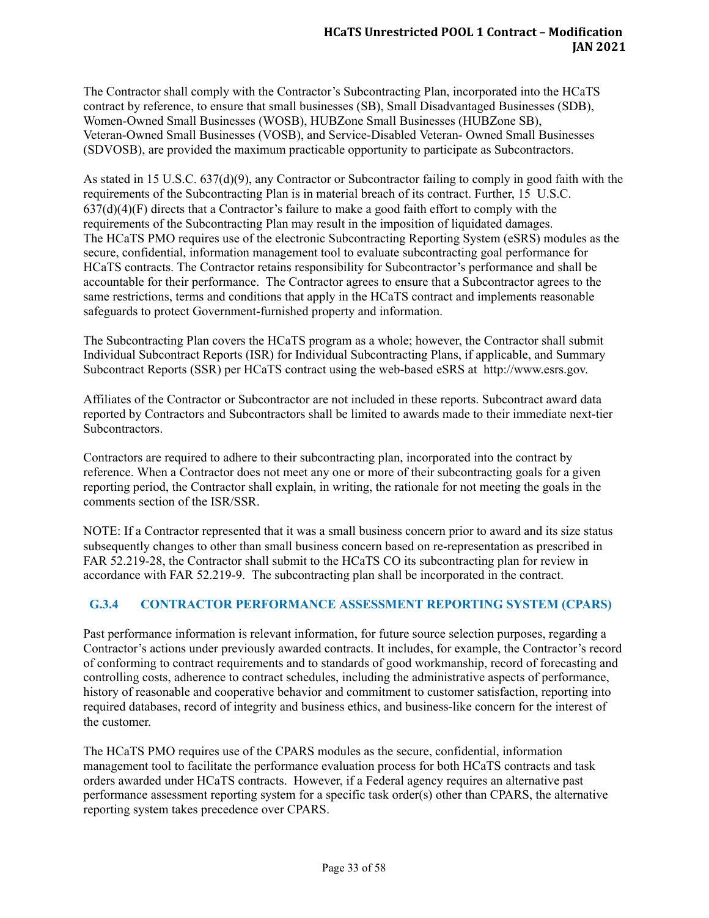The Contractor shall comply with the Contractor's Subcontracting Plan, incorporated into the HCaTS contract by reference, to ensure that small businesses (SB), Small Disadvantaged Businesses (SDB), Women-Owned Small Businesses (WOSB), HUBZone Small Businesses (HUBZone SB), Veteran-Owned Small Businesses (VOSB), and Service-Disabled Veteran- Owned Small Businesses (SDVOSB), are provided the maximum practicable opportunity to participate as Subcontractors.

As stated in 15 U.S.C. 637(d)(9), any Contractor or Subcontractor failing to comply in good faith with the requirements of the Subcontracting Plan is in material breach of its contract. Further, 15 U.S.C. 637(d)(4)(F) directs that a Contractor's failure to make a good faith effort to comply with the requirements of the Subcontracting Plan may result in the imposition of liquidated damages. The HCaTS PMO requires use of the electronic Subcontracting Reporting System (eSRS) modules as the secure, confidential, information management tool to evaluate subcontracting goal performance for HCaTS contracts. The Contractor retains responsibility for Subcontractor's performance and shall be accountable for their performance. The Contractor agrees to ensure that a Subcontractor agrees to the same restrictions, terms and conditions that apply in the HCaTS contract and implements reasonable safeguards to protect Government-furnished property and information.

The Subcontracting Plan covers the HCaTS program as a whole; however, the Contractor shall submit Individual Subcontract Reports (ISR) for Individual Subcontracting Plans, if applicable, and Summary Subcontract Reports (SSR) per HCaTS contract using the web-based eSRS at http://www.esrs.gov.

Affiliates of the Contractor or Subcontractor are not included in these reports. Subcontract award data reported by Contractors and Subcontractors shall be limited to awards made to their immediate next-tier Subcontractors.

Contractors are required to adhere to their subcontracting plan, incorporated into the contract by reference. When a Contractor does not meet any one or more of their subcontracting goals for a given reporting period, the Contractor shall explain, in writing, the rationale for not meeting the goals in the comments section of the ISR/SSR.

NOTE: If a Contractor represented that it was a small business concern prior to award and its size status subsequently changes to other than small business concern based on re-representation as prescribed in FAR 52.219-28, the Contractor shall submit to the HCaTS CO its subcontracting plan for review in accordance with FAR 52.219-9. The subcontracting plan shall be incorporated in the contract.

### G.3.4 CONTRACTOR PERFORMANCE ASSESSMENT REPORTING SYSTEM (CPARS)

Past performance information is relevant information, for future source selection purposes, regarding a Contractor's actions under previously awarded contracts. It includes, for example, the Contractor's record of conforming to contract requirements and to standards of good workmanship, record of forecasting and controlling costs, adherence to contract schedules, including the administrative aspects of performance, history of reasonable and cooperative behavior and commitment to customer satisfaction, reporting into required databases, record of integrity and business ethics, and business-like concern for the interest of the customer.

The HCaTS PMO requires use of the CPARS modules as the secure, confidential, information management tool to facilitate the performance evaluation process for both HCaTS contracts and task orders awarded under HCaTS contracts. However, if a Federal agency requires an alternative past performance assessment reporting system for a specific task order(s) other than CPARS, the alternative reporting system takes precedence over CPARS.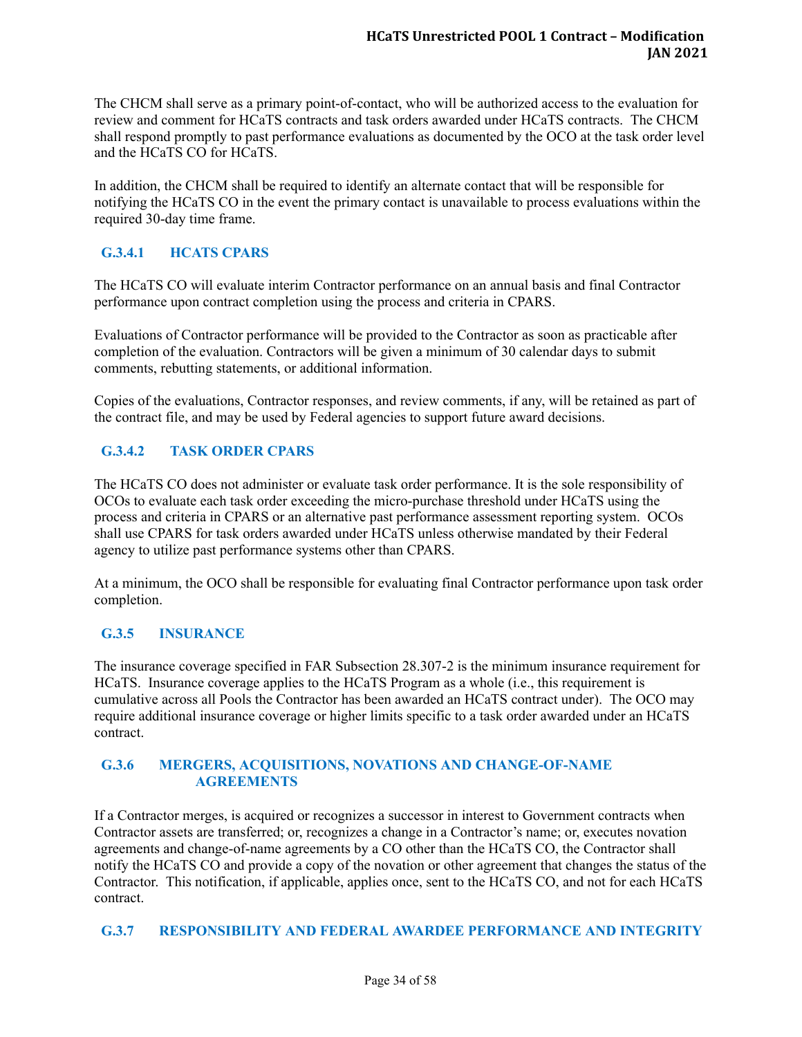The CHCM shall serve as a primary point-of-contact, who will be authorized access to the evaluation for review and comment for HCaTS contracts and task orders awarded under HCaTS contracts. The CHCM shall respond promptly to past performance evaluations as documented by the OCO at the task order level and the HCaTS CO for HCaTS.

In addition, the CHCM shall be required to identify an alternate contact that will be responsible for notifying the HCaTS CO in the event the primary contact is unavailable to process evaluations within the required 30-day time frame.

#### G.3.4.1 HCATS CPARS

The HCaTS CO will evaluate interim Contractor performance on an annual basis and final Contractor performance upon contract completion using the process and criteria in CPARS.

Evaluations of Contractor performance will be provided to the Contractor as soon as practicable after completion of the evaluation. Contractors will be given a minimum of 30 calendar days to submit comments, rebutting statements, or additional information.

Copies of the evaluations, Contractor responses, and review comments, if any, will be retained as part of the contract file, and may be used by Federal agencies to support future award decisions.

#### G.3.4.2 TASK ORDER CPARS

The HCaTS CO does not administer or evaluate task order performance. It is the sole responsibility of OCOs to evaluate each task order exceeding the micro-purchase threshold under HCaTS using the process and criteria in CPARS or an alternative past performance assessment reporting system. OCOs shall use CPARS for task orders awarded under HCaTS unless otherwise mandated by their Federal agency to utilize past performance systems other than CPARS.

At a minimum, the OCO shall be responsible for evaluating final Contractor performance upon task order completion.

### G.3.5 INSURANCE

The insurance coverage specified in FAR Subsection 28.307-2 is the minimum insurance requirement for HCaTS. Insurance coverage applies to the HCaTS Program as a whole (i.e., this requirement is cumulative across all Pools the Contractor has been awarded an HCaTS contract under). The OCO may require additional insurance coverage or higher limits specific to a task order awarded under an HCaTS contract.

### G.3.6 MERGERS, ACQUISITIONS, NOVATIONS AND CHANGE-OF-NAME AGREEMENTS

If a Contractor merges, is acquired or recognizes a successor in interest to Government contracts when Contractor assets are transferred; or, recognizes a change in a Contractor's name; or, executes novation agreements and change-of-name agreements by a CO other than the HCaTS CO, the Contractor shall notify the HCaTS CO and provide a copy of the novation or other agreement that changes the status of the Contractor. This notification, if applicable, applies once, sent to the HCaTS CO, and not for each HCaTS contract.

### G.3.7 RESPONSIBILITY AND FEDERAL AWARDEE PERFORMANCE AND INTEGRITY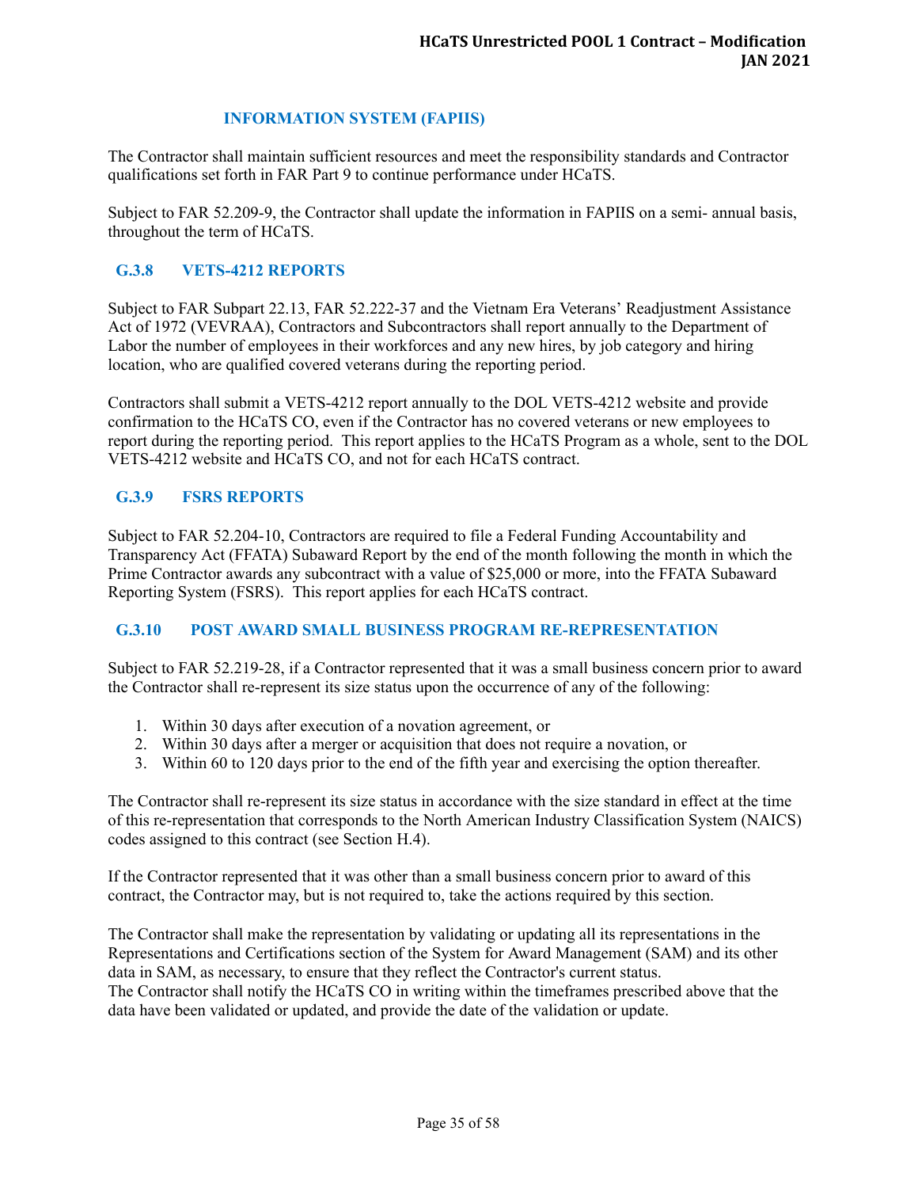### INFORMATION SYSTEM (FAPIIS)

The Contractor shall maintain sufficient resources and meet the responsibility standards and Contractor qualifications set forth in FAR Part 9 to continue performance under HCaTS.

Subject to FAR 52.209-9, the Contractor shall update the information in FAPIIS on a semi- annual basis, throughout the term of HCaTS.

### G.3.8 VETS-4212 REPORTS

Subject to FAR Subpart 22.13, FAR 52.222-37 and the Vietnam Era Veterans' Readjustment Assistance Act of 1972 (VEVRAA), Contractors and Subcontractors shall report annually to the Department of Labor the number of employees in their workforces and any new hires, by job category and hiring location, who are qualified covered veterans during the reporting period.

Contractors shall submit a VETS-4212 report annually to the DOL VETS-4212 website and provide confirmation to the HCaTS CO, even if the Contractor has no covered veterans or new employees to report during the reporting period. This report applies to the HCaTS Program as a whole, sent to the DOL VETS-4212 website and HCaTS CO, and not for each HCaTS contract.

### G.3.9 FSRS REPORTS

Subject to FAR 52.204-10, Contractors are required to file a Federal Funding Accountability and Transparency Act (FFATA) Subaward Report by the end of the month following the month in which the Prime Contractor awards any subcontract with a value of $25,000 or more, into the FFATA Subaward Reporting System (FSRS). This report applies for each HCaTS contract.

### G.3.10 POST AWARD SMALL BUSINESS PROGRAM RE-REPRESENTATION

Subject to FAR 52.219-28, if a Contractor represented that it was a small business concern prior to award the Contractor shall re-represent its size status upon the occurrence of any of the following:

1. Within 30 days after execution of a novation agreement, or
2. Within 30 days after a merger or acquisition that does not require a novation, or
3. Within 60 to 120 days prior to the end of the fifth year and exercising the option thereafter.

The Contractor shall re-represent its size status in accordance with the size standard in effect at the time of this re-representation that corresponds to the North American Industry Classification System (NAICS) codes assigned to this contract (see Section H.4).

If the Contractor represented that it was other than a small business concern prior to award of this contract, the Contractor may, but is not required to, take the actions required by this section.

The Contractor shall make the representation by validating or updating all its representations in the Representations and Certifications section of the System for Award Management (SAM) and its other data in SAM, as necessary, to ensure that they reflect the Contractor's current status.
The Contractor shall notify the HCaTS CO in writing within the timeframes prescribed above that the data have been validated or updated, and provide the date of the validation or update.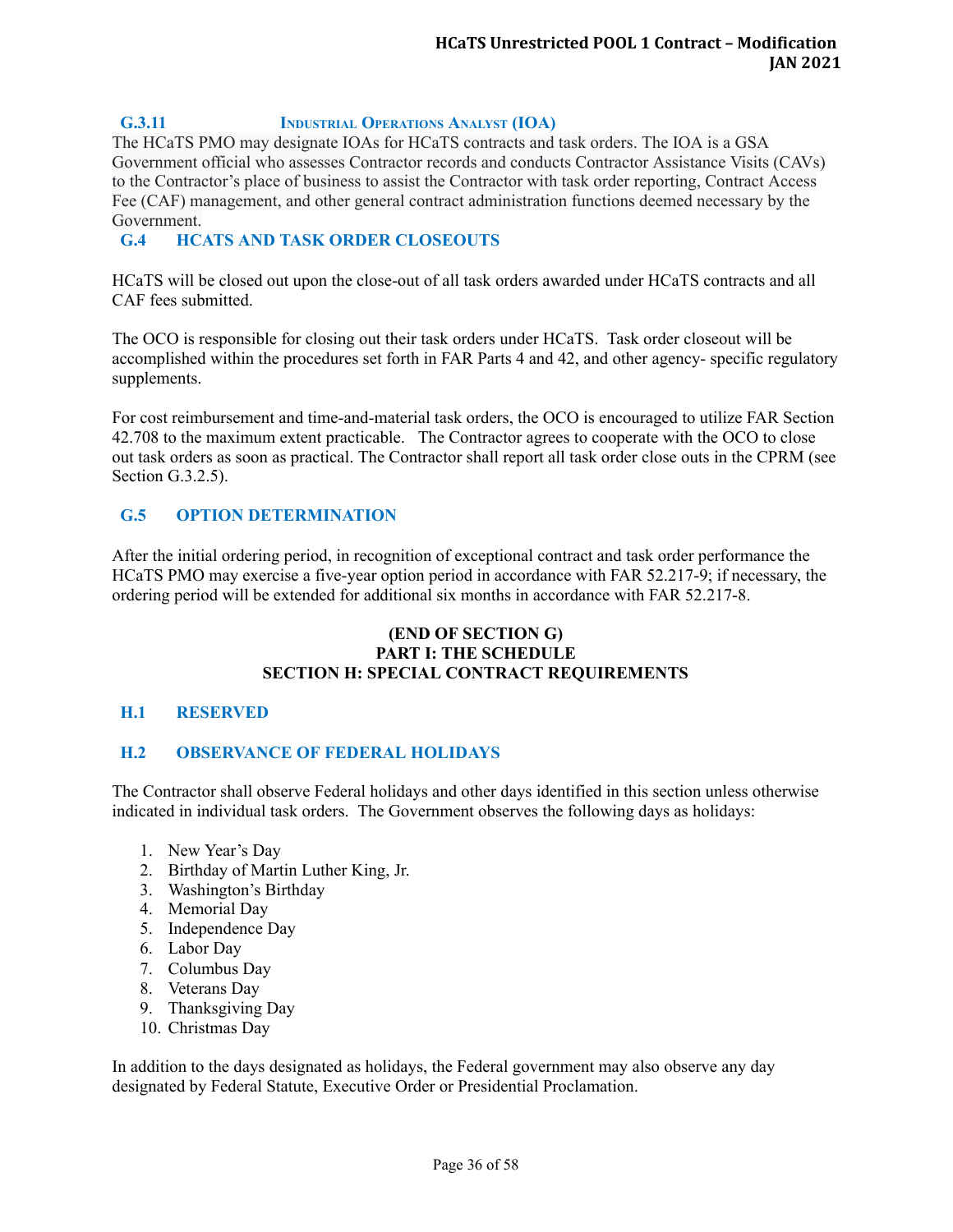### G.3.11 INDUSTRIAL OPERATIONS ANALYST (IOA)

The HCaTS PMO may designate IOAs for HCaTS contracts and task orders. The IOA is a GSA Government official who assesses Contractor records and conducts Contractor Assistance Visits (CAVs) to the Contractor's place of business to assist the Contractor with task order reporting, Contract Access Fee (CAF) management, and other general contract administration functions deemed necessary by the Government.

## G.4 HCATS AND TASK ORDER CLOSEOUTS

HCaTS will be closed out upon the close-out of all task orders awarded under HCaTS contracts and all CAF fees submitted.

The OCO is responsible for closing out their task orders under HCaTS. Task order closeout will be accomplished within the procedures set forth in FAR Parts 4 and 42, and other agency- specific regulatory supplements.

For cost reimbursement and time-and-material task orders, the OCO is encouraged to utilize FAR Section 42.708 to the maximum extent practicable. The Contractor agrees to cooperate with the OCO to close out task orders as soon as practical. The Contractor shall report all task order close outs in the CPRM (see Section G.3.2.5).

## G.5 OPTION DETERMINATION

After the initial ordering period, in recognition of exceptional contract and task order performance the HCaTS PMO may exercise a five-year option period in accordance with FAR 52.217-9; if necessary, the ordering period will be extended for additional six months in accordance with FAR 52.217-8.

**(END OF SECTION G)**
**PART I: THE SCHEDULE**
**SECTION H: SPECIAL CONTRACT REQUIREMENTS**

## H.1 RESERVED

## H.2 OBSERVANCE OF FEDERAL HOLIDAYS

The Contractor shall observe Federal holidays and other days identified in this section unless otherwise indicated in individual task orders. The Government observes the following days as holidays:

1. New Year's Day
2. Birthday of Martin Luther King, Jr.
3. Washington's Birthday
4. Memorial Day
5. Independence Day
6. Labor Day
7. Columbus Day
8. Veterans Day
9. Thanksgiving Day
10. Christmas Day

In addition to the days designated as holidays, the Federal government may also observe any day designated by Federal Statute, Executive Order or Presidential Proclamation.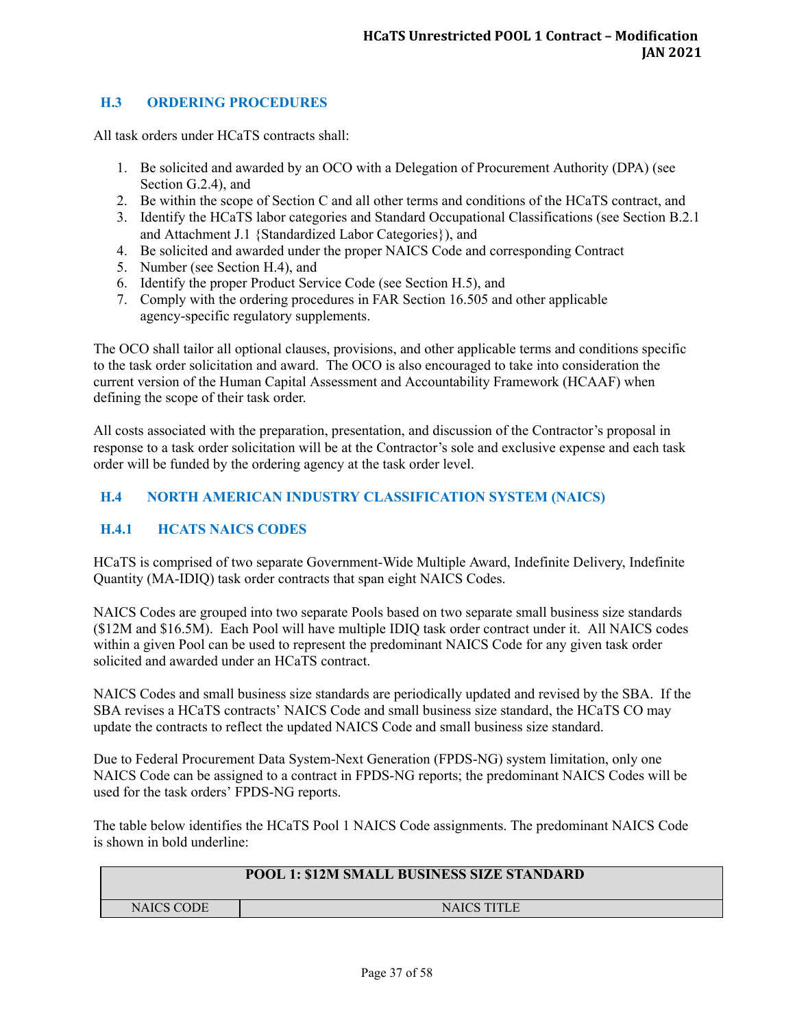## H.3 ORDERING PROCEDURES

All task orders under HCaTS contracts shall:

1. Be solicited and awarded by an OCO with a Delegation of Procurement Authority (DPA) (see Section G.2.4), and
2. Be within the scope of Section C and all other terms and conditions of the HCaTS contract, and
3. Identify the HCaTS labor categories and Standard Occupational Classifications (see Section B.2.1 and Attachment J.1 {Standardized Labor Categories}), and
4. Be solicited and awarded under the proper NAICS Code and corresponding Contract
5. Number (see Section H.4), and
6. Identify the proper Product Service Code (see Section H.5), and
7. Comply with the ordering procedures in FAR Section 16.505 and other applicable agency-specific regulatory supplements.

The OCO shall tailor all optional clauses, provisions, and other applicable terms and conditions specific to the task order solicitation and award. The OCO is also encouraged to take into consideration the current version of the Human Capital Assessment and Accountability Framework (HCAAF) when defining the scope of their task order.

All costs associated with the preparation, presentation, and discussion of the Contractor's proposal in response to a task order solicitation will be at the Contractor's sole and exclusive expense and each task order will be funded by the ordering agency at the task order level.

## H.4 NORTH AMERICAN INDUSTRY CLASSIFICATION SYSTEM (NAICS)

### H.4.1 HCATS NAICS CODES

HCaTS is comprised of two separate Government-Wide Multiple Award, Indefinite Delivery, Indefinite Quantity (MA-IDIQ) task order contracts that span eight NAICS Codes.

NAICS Codes are grouped into two separate Pools based on two separate small business size standards ($12M and $16.5M). Each Pool will have multiple IDIQ task order contract under it. All NAICS codes within a given Pool can be used to represent the predominant NAICS Code for any given task order solicited and awarded under an HCaTS contract.

NAICS Codes and small business size standards are periodically updated and revised by the SBA. If the SBA revises a HCaTS contracts' NAICS Code and small business size standard, the HCaTS CO may update the contracts to reflect the updated NAICS Code and small business size standard.

Due to Federal Procurement Data System-Next Generation (FPDS-NG) system limitation, only one NAICS Code can be assigned to a contract in FPDS-NG reports; the predominant NAICS Codes will be used for the task orders' FPDS-NG reports.

The table below identifies the HCaTS Pool 1 NAICS Code assignments. The predominant NAICS Code is shown in bold underline:

| POOL 1: $12M SMALL BUSINESS SIZE STANDARD | |
|---|---|
| NAICS CODE | NAICS TITLE |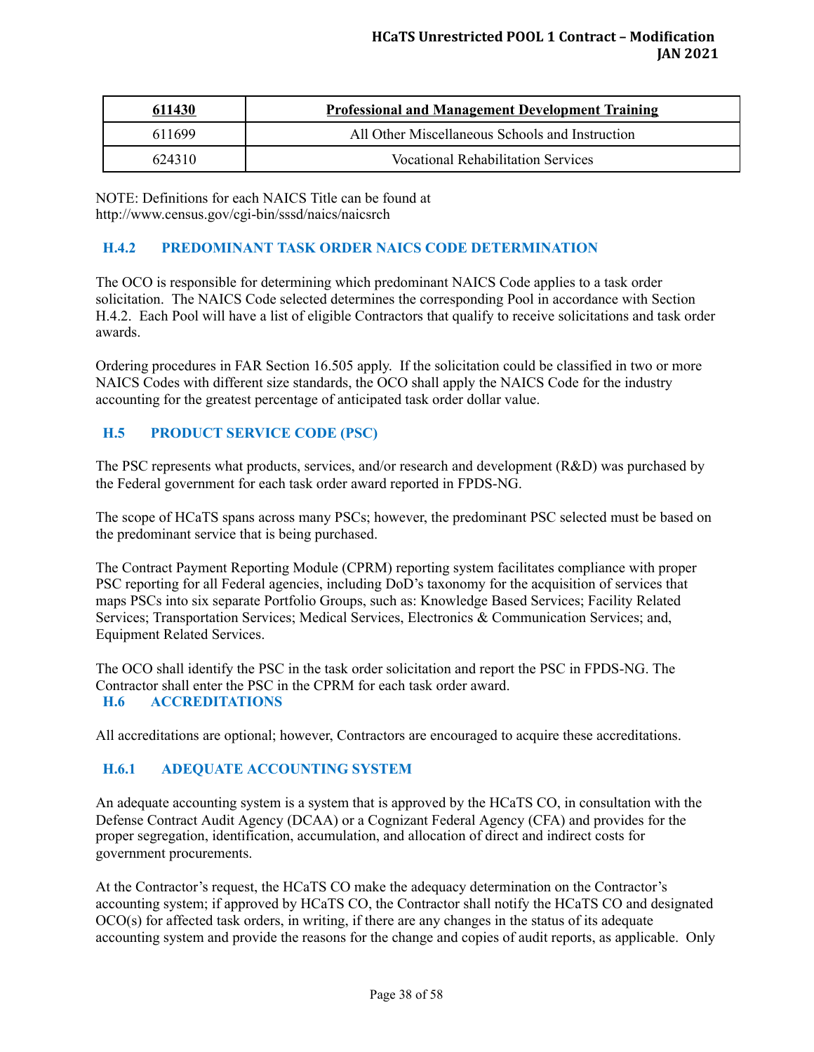| | |
|---|---|
| **611430** | **Professional and Management Development Training** |
| 611699 | All Other Miscellaneous Schools and Instruction |
| 624310 | Vocational Rehabilitation Services |

NOTE: Definitions for each NAICS Title can be found at http://www.census.gov/cgi-bin/sssd/naics/naicsrch

### H.4.2 PREDOMINANT TASK ORDER NAICS CODE DETERMINATION

The OCO is responsible for determining which predominant NAICS Code applies to a task order solicitation. The NAICS Code selected determines the corresponding Pool in accordance with Section H.4.2. Each Pool will have a list of eligible Contractors that qualify to receive solicitations and task order awards.

Ordering procedures in FAR Section 16.505 apply. If the solicitation could be classified in two or more NAICS Codes with different size standards, the OCO shall apply the NAICS Code for the industry accounting for the greatest percentage of anticipated task order dollar value.

## H.5 PRODUCT SERVICE CODE (PSC)

The PSC represents what products, services, and/or research and development (R&D) was purchased by the Federal government for each task order award reported in FPDS-NG.

The scope of HCaTS spans across many PSCs; however, the predominant PSC selected must be based on the predominant service that is being purchased.

The Contract Payment Reporting Module (CPRM) reporting system facilitates compliance with proper PSC reporting for all Federal agencies, including DoD's taxonomy for the acquisition of services that maps PSCs into six separate Portfolio Groups, such as: Knowledge Based Services; Facility Related Services; Transportation Services; Medical Services, Electronics & Communication Services; and, Equipment Related Services.

The OCO shall identify the PSC in the task order solicitation and report the PSC in FPDS-NG. The Contractor shall enter the PSC in the CPRM for each task order award.

## H.6 ACCREDITATIONS

All accreditations are optional; however, Contractors are encouraged to acquire these accreditations.

### H.6.1 ADEQUATE ACCOUNTING SYSTEM

An adequate accounting system is a system that is approved by the HCaTS CO, in consultation with the Defense Contract Audit Agency (DCAA) or a Cognizant Federal Agency (CFA) and provides for the proper segregation, identification, accumulation, and allocation of direct and indirect costs for government procurements.

At the Contractor's request, the HCaTS CO make the adequacy determination on the Contractor's accounting system; if approved by HCaTS CO, the Contractor shall notify the HCaTS CO and designated OCO(s) for affected task orders, in writing, if there are any changes in the status of its adequate accounting system and provide the reasons for the change and copies of audit reports, as applicable. Only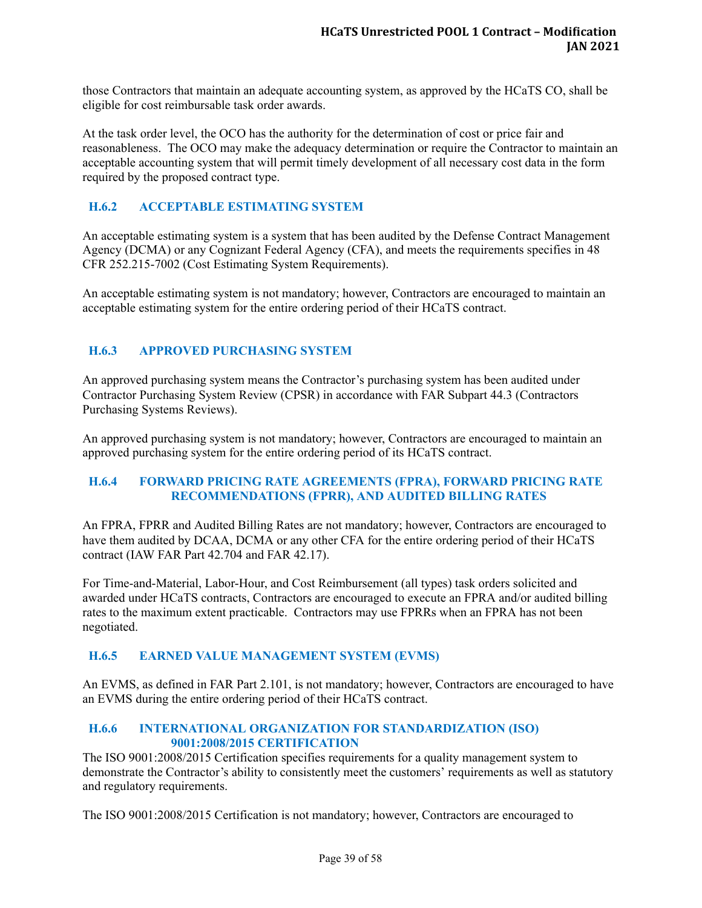those Contractors that maintain an adequate accounting system, as approved by the HCaTS CO, shall be eligible for cost reimbursable task order awards.

At the task order level, the OCO has the authority for the determination of cost or price fair and reasonableness. The OCO may make the adequacy determination or require the Contractor to maintain an acceptable accounting system that will permit timely development of all necessary cost data in the form required by the proposed contract type.

### H.6.2 ACCEPTABLE ESTIMATING SYSTEM

An acceptable estimating system is a system that has been audited by the Defense Contract Management Agency (DCMA) or any Cognizant Federal Agency (CFA), and meets the requirements specifies in 48 CFR 252.215-7002 (Cost Estimating System Requirements).

An acceptable estimating system is not mandatory; however, Contractors are encouraged to maintain an acceptable estimating system for the entire ordering period of their HCaTS contract.

### H.6.3 APPROVED PURCHASING SYSTEM

An approved purchasing system means the Contractor's purchasing system has been audited under Contractor Purchasing System Review (CPSR) in accordance with FAR Subpart 44.3 (Contractors Purchasing Systems Reviews).

An approved purchasing system is not mandatory; however, Contractors are encouraged to maintain an approved purchasing system for the entire ordering period of its HCaTS contract.

### H.6.4 FORWARD PRICING RATE AGREEMENTS (FPRA), FORWARD PRICING RATE RECOMMENDATIONS (FPRR), AND AUDITED BILLING RATES

An FPRA, FPRR and Audited Billing Rates are not mandatory; however, Contractors are encouraged to have them audited by DCAA, DCMA or any other CFA for the entire ordering period of their HCaTS contract (IAW FAR Part 42.704 and FAR 42.17).

For Time-and-Material, Labor-Hour, and Cost Reimbursement (all types) task orders solicited and awarded under HCaTS contracts, Contractors are encouraged to execute an FPRA and/or audited billing rates to the maximum extent practicable. Contractors may use FPRRs when an FPRA has not been negotiated.

### H.6.5 EARNED VALUE MANAGEMENT SYSTEM (EVMS)

An EVMS, as defined in FAR Part 2.101, is not mandatory; however, Contractors are encouraged to have an EVMS during the entire ordering period of their HCaTS contract.

### H.6.6 INTERNATIONAL ORGANIZATION FOR STANDARDIZATION (ISO) 9001:2008/2015 CERTIFICATION

The ISO 9001:2008/2015 Certification specifies requirements for a quality management system to demonstrate the Contractor's ability to consistently meet the customers' requirements as well as statutory and regulatory requirements.

The ISO 9001:2008/2015 Certification is not mandatory; however, Contractors are encouraged to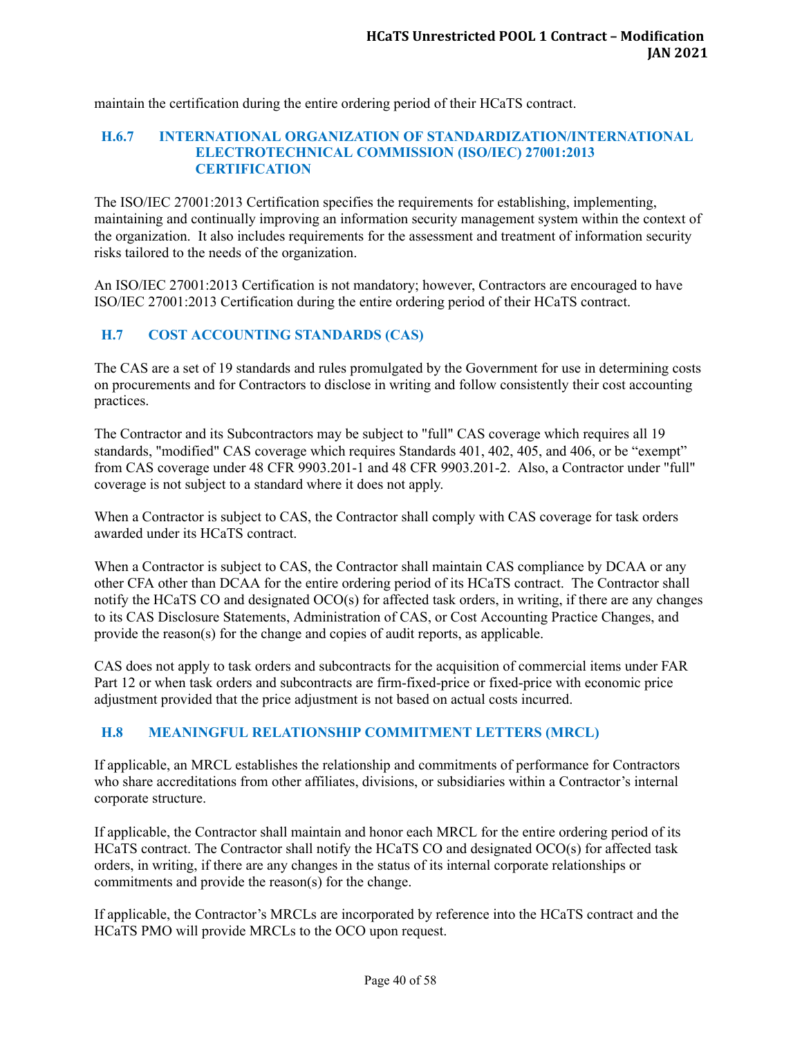maintain the certification during the entire ordering period of their HCaTS contract.

### H.6.7 INTERNATIONAL ORGANIZATION OF STANDARDIZATION/INTERNATIONAL ELECTROTECHNICAL COMMISSION (ISO/IEC) 27001:2013 CERTIFICATION

The ISO/IEC 27001:2013 Certification specifies the requirements for establishing, implementing, maintaining and continually improving an information security management system within the context of the organization. It also includes requirements for the assessment and treatment of information security risks tailored to the needs of the organization.

An ISO/IEC 27001:2013 Certification is not mandatory; however, Contractors are encouraged to have ISO/IEC 27001:2013 Certification during the entire ordering period of their HCaTS contract.

## H.7 COST ACCOUNTING STANDARDS (CAS)

The CAS are a set of 19 standards and rules promulgated by the Government for use in determining costs on procurements and for Contractors to disclose in writing and follow consistently their cost accounting practices.

The Contractor and its Subcontractors may be subject to "full" CAS coverage which requires all 19 standards, "modified" CAS coverage which requires Standards 401, 402, 405, and 406, or be "exempt" from CAS coverage under 48 CFR 9903.201-1 and 48 CFR 9903.201-2. Also, a Contractor under "full" coverage is not subject to a standard where it does not apply.

When a Contractor is subject to CAS, the Contractor shall comply with CAS coverage for task orders awarded under its HCaTS contract.

When a Contractor is subject to CAS, the Contractor shall maintain CAS compliance by DCAA or any other CFA other than DCAA for the entire ordering period of its HCaTS contract. The Contractor shall notify the HCaTS CO and designated OCO(s) for affected task orders, in writing, if there are any changes to its CAS Disclosure Statements, Administration of CAS, or Cost Accounting Practice Changes, and provide the reason(s) for the change and copies of audit reports, as applicable.

CAS does not apply to task orders and subcontracts for the acquisition of commercial items under FAR Part 12 or when task orders and subcontracts are firm-fixed-price or fixed-price with economic price adjustment provided that the price adjustment is not based on actual costs incurred.

## H.8 MEANINGFUL RELATIONSHIP COMMITMENT LETTERS (MRCL)

If applicable, an MRCL establishes the relationship and commitments of performance for Contractors who share accreditations from other affiliates, divisions, or subsidiaries within a Contractor's internal corporate structure.

If applicable, the Contractor shall maintain and honor each MRCL for the entire ordering period of its HCaTS contract. The Contractor shall notify the HCaTS CO and designated OCO(s) for affected task orders, in writing, if there are any changes in the status of its internal corporate relationships or commitments and provide the reason(s) for the change.

If applicable, the Contractor's MRCLs are incorporated by reference into the HCaTS contract and the HCaTS PMO will provide MRCLs to the OCO upon request.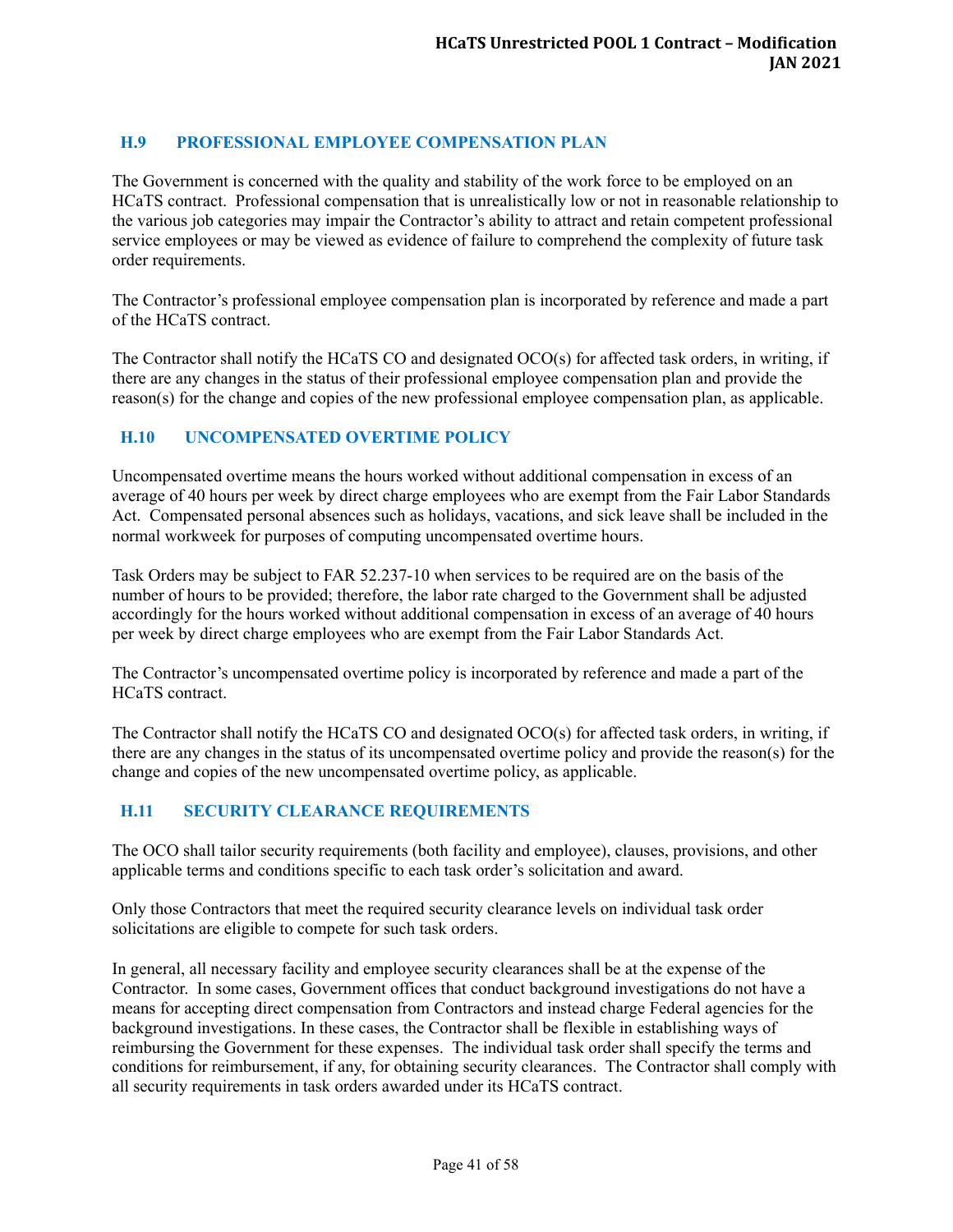## H.9 PROFESSIONAL EMPLOYEE COMPENSATION PLAN

The Government is concerned with the quality and stability of the work force to be employed on an HCaTS contract. Professional compensation that is unrealistically low or not in reasonable relationship to the various job categories may impair the Contractor's ability to attract and retain competent professional service employees or may be viewed as evidence of failure to comprehend the complexity of future task order requirements.

The Contractor's professional employee compensation plan is incorporated by reference and made a part of the HCaTS contract.

The Contractor shall notify the HCaTS CO and designated OCO(s) for affected task orders, in writing, if there are any changes in the status of their professional employee compensation plan and provide the reason(s) for the change and copies of the new professional employee compensation plan, as applicable.

## H.10 UNCOMPENSATED OVERTIME POLICY

Uncompensated overtime means the hours worked without additional compensation in excess of an average of 40 hours per week by direct charge employees who are exempt from the Fair Labor Standards Act. Compensated personal absences such as holidays, vacations, and sick leave shall be included in the normal workweek for purposes of computing uncompensated overtime hours.

Task Orders may be subject to FAR 52.237-10 when services to be required are on the basis of the number of hours to be provided; therefore, the labor rate charged to the Government shall be adjusted accordingly for the hours worked without additional compensation in excess of an average of 40 hours per week by direct charge employees who are exempt from the Fair Labor Standards Act.

The Contractor's uncompensated overtime policy is incorporated by reference and made a part of the HCaTS contract.

The Contractor shall notify the HCaTS CO and designated OCO(s) for affected task orders, in writing, if there are any changes in the status of its uncompensated overtime policy and provide the reason(s) for the change and copies of the new uncompensated overtime policy, as applicable.

## H.11 SECURITY CLEARANCE REQUIREMENTS

The OCO shall tailor security requirements (both facility and employee), clauses, provisions, and other applicable terms and conditions specific to each task order's solicitation and award.

Only those Contractors that meet the required security clearance levels on individual task order solicitations are eligible to compete for such task orders.

In general, all necessary facility and employee security clearances shall be at the expense of the Contractor. In some cases, Government offices that conduct background investigations do not have a means for accepting direct compensation from Contractors and instead charge Federal agencies for the background investigations. In these cases, the Contractor shall be flexible in establishing ways of reimbursing the Government for these expenses. The individual task order shall specify the terms and conditions for reimbursement, if any, for obtaining security clearances. The Contractor shall comply with all security requirements in task orders awarded under its HCaTS contract.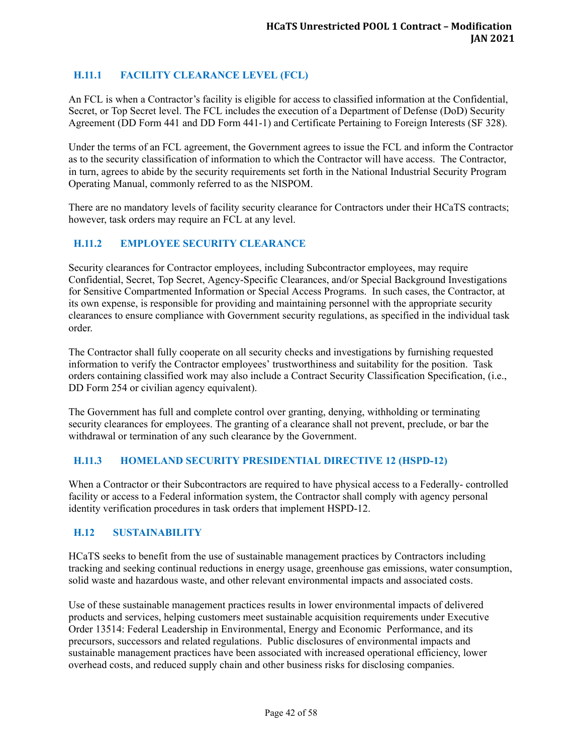### H.11.1 FACILITY CLEARANCE LEVEL (FCL)

An FCL is when a Contractor's facility is eligible for access to classified information at the Confidential, Secret, or Top Secret level. The FCL includes the execution of a Department of Defense (DoD) Security Agreement (DD Form 441 and DD Form 441-1) and Certificate Pertaining to Foreign Interests (SF 328).

Under the terms of an FCL agreement, the Government agrees to issue the FCL and inform the Contractor as to the security classification of information to which the Contractor will have access. The Contractor, in turn, agrees to abide by the security requirements set forth in the National Industrial Security Program Operating Manual, commonly referred to as the NISPOM.

There are no mandatory levels of facility security clearance for Contractors under their HCaTS contracts; however, task orders may require an FCL at any level.

### H.11.2 EMPLOYEE SECURITY CLEARANCE

Security clearances for Contractor employees, including Subcontractor employees, may require Confidential, Secret, Top Secret, Agency-Specific Clearances, and/or Special Background Investigations for Sensitive Compartmented Information or Special Access Programs. In such cases, the Contractor, at its own expense, is responsible for providing and maintaining personnel with the appropriate security clearances to ensure compliance with Government security regulations, as specified in the individual task order.

The Contractor shall fully cooperate on all security checks and investigations by furnishing requested information to verify the Contractor employees' trustworthiness and suitability for the position. Task orders containing classified work may also include a Contract Security Classification Specification, (i.e., DD Form 254 or civilian agency equivalent).

The Government has full and complete control over granting, denying, withholding or terminating security clearances for employees. The granting of a clearance shall not prevent, preclude, or bar the withdrawal or termination of any such clearance by the Government.

### H.11.3 HOMELAND SECURITY PRESIDENTIAL DIRECTIVE 12 (HSPD-12)

When a Contractor or their Subcontractors are required to have physical access to a Federally- controlled facility or access to a Federal information system, the Contractor shall comply with agency personal identity verification procedures in task orders that implement HSPD-12.

## H.12 SUSTAINABILITY

HCaTS seeks to benefit from the use of sustainable management practices by Contractors including tracking and seeking continual reductions in energy usage, greenhouse gas emissions, water consumption, solid waste and hazardous waste, and other relevant environmental impacts and associated costs.

Use of these sustainable management practices results in lower environmental impacts of delivered products and services, helping customers meet sustainable acquisition requirements under Executive Order 13514: Federal Leadership in Environmental, Energy and Economic Performance, and its precursors, successors and related regulations. Public disclosures of environmental impacts and sustainable management practices have been associated with increased operational efficiency, lower overhead costs, and reduced supply chain and other business risks for disclosing companies.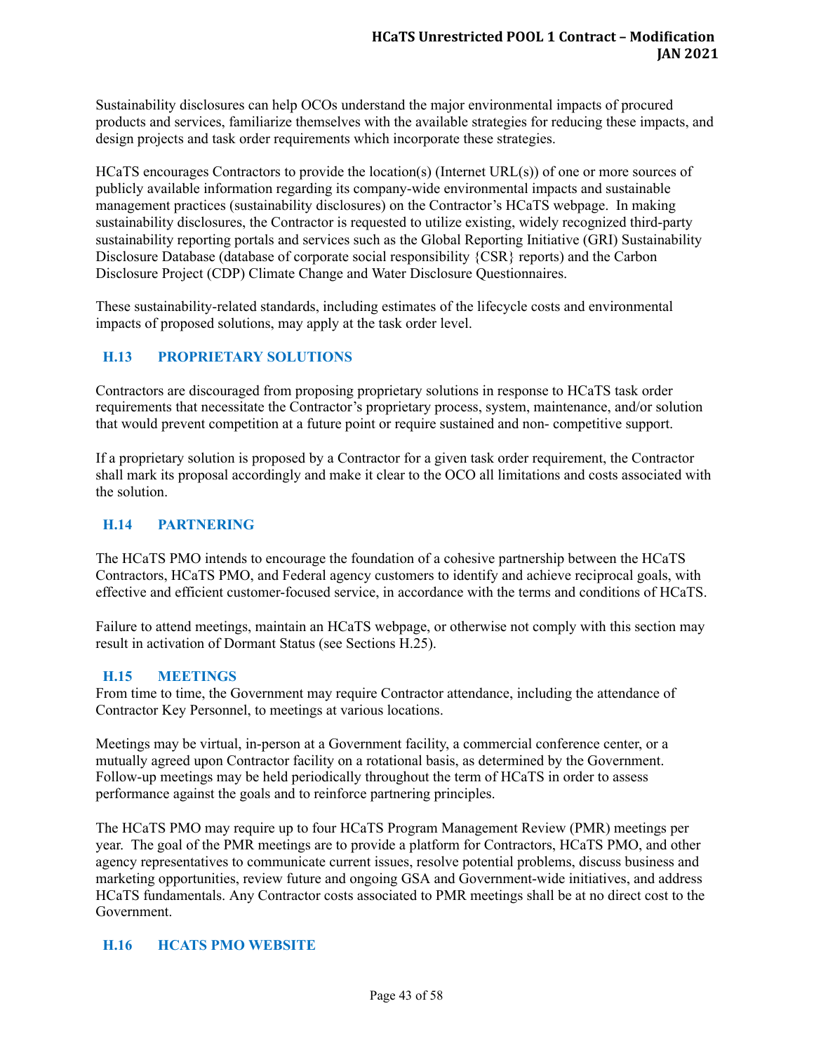Sustainability disclosures can help OCOs understand the major environmental impacts of procured products and services, familiarize themselves with the available strategies for reducing these impacts, and design projects and task order requirements which incorporate these strategies.

HCaTS encourages Contractors to provide the location(s) (Internet URL(s)) of one or more sources of publicly available information regarding its company-wide environmental impacts and sustainable management practices (sustainability disclosures) on the Contractor's HCaTS webpage. In making sustainability disclosures, the Contractor is requested to utilize existing, widely recognized third-party sustainability reporting portals and services such as the Global Reporting Initiative (GRI) Sustainability Disclosure Database (database of corporate social responsibility {CSR} reports) and the Carbon Disclosure Project (CDP) Climate Change and Water Disclosure Questionnaires.

These sustainability-related standards, including estimates of the lifecycle costs and environmental impacts of proposed solutions, may apply at the task order level.

## H.13 PROPRIETARY SOLUTIONS

Contractors are discouraged from proposing proprietary solutions in response to HCaTS task order requirements that necessitate the Contractor's proprietary process, system, maintenance, and/or solution that would prevent competition at a future point or require sustained and non- competitive support.

If a proprietary solution is proposed by a Contractor for a given task order requirement, the Contractor shall mark its proposal accordingly and make it clear to the OCO all limitations and costs associated with the solution.

## H.14 PARTNERING

The HCaTS PMO intends to encourage the foundation of a cohesive partnership between the HCaTS Contractors, HCaTS PMO, and Federal agency customers to identify and achieve reciprocal goals, with effective and efficient customer-focused service, in accordance with the terms and conditions of HCaTS.

Failure to attend meetings, maintain an HCaTS webpage, or otherwise not comply with this section may result in activation of Dormant Status (see Sections H.25).

## H.15 MEETINGS

From time to time, the Government may require Contractor attendance, including the attendance of Contractor Key Personnel, to meetings at various locations.

Meetings may be virtual, in-person at a Government facility, a commercial conference center, or a mutually agreed upon Contractor facility on a rotational basis, as determined by the Government. Follow-up meetings may be held periodically throughout the term of HCaTS in order to assess performance against the goals and to reinforce partnering principles.

The HCaTS PMO may require up to four HCaTS Program Management Review (PMR) meetings per year. The goal of the PMR meetings are to provide a platform for Contractors, HCaTS PMO, and other agency representatives to communicate current issues, resolve potential problems, discuss business and marketing opportunities, review future and ongoing GSA and Government-wide initiatives, and address HCaTS fundamentals. Any Contractor costs associated to PMR meetings shall be at no direct cost to the Government.

## H.16 HCATS PMO WEBSITE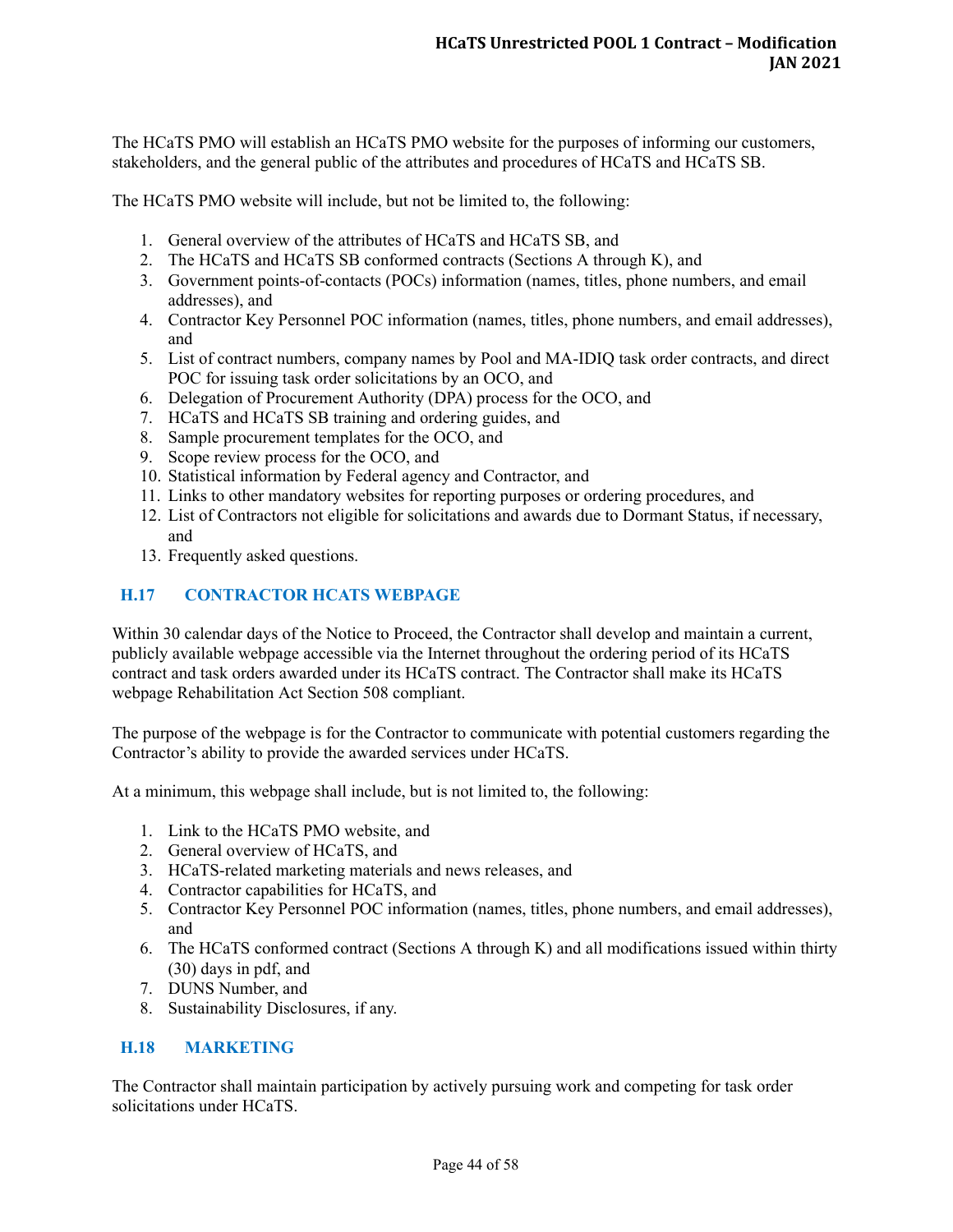The HCaTS PMO will establish an HCaTS PMO website for the purposes of informing our customers, stakeholders, and the general public of the attributes and procedures of HCaTS and HCaTS SB.

The HCaTS PMO website will include, but not be limited to, the following:

1. General overview of the attributes of HCaTS and HCaTS SB, and
2. The HCaTS and HCaTS SB conformed contracts (Sections A through K), and
3. Government points-of-contacts (POCs) information (names, titles, phone numbers, and email addresses), and
4. Contractor Key Personnel POC information (names, titles, phone numbers, and email addresses), and
5. List of contract numbers, company names by Pool and MA-IDIQ task order contracts, and direct POC for issuing task order solicitations by an OCO, and
6. Delegation of Procurement Authority (DPA) process for the OCO, and
7. HCaTS and HCaTS SB training and ordering guides, and
8. Sample procurement templates for the OCO, and
9. Scope review process for the OCO, and
10. Statistical information by Federal agency and Contractor, and
11. Links to other mandatory websites for reporting purposes or ordering procedures, and
12. List of Contractors not eligible for solicitations and awards due to Dormant Status, if necessary, and
13. Frequently asked questions.

## H.17 CONTRACTOR HCATS WEBPAGE

Within 30 calendar days of the Notice to Proceed, the Contractor shall develop and maintain a current, publicly available webpage accessible via the Internet throughout the ordering period of its HCaTS contract and task orders awarded under its HCaTS contract. The Contractor shall make its HCaTS webpage Rehabilitation Act Section 508 compliant.

The purpose of the webpage is for the Contractor to communicate with potential customers regarding the Contractor's ability to provide the awarded services under HCaTS.

At a minimum, this webpage shall include, but is not limited to, the following:

1. Link to the HCaTS PMO website, and
2. General overview of HCaTS, and
3. HCaTS-related marketing materials and news releases, and
4. Contractor capabilities for HCaTS, and
5. Contractor Key Personnel POC information (names, titles, phone numbers, and email addresses), and
6. The HCaTS conformed contract (Sections A through K) and all modifications issued within thirty (30) days in pdf, and
7. DUNS Number, and
8. Sustainability Disclosures, if any.

## H.18 MARKETING

The Contractor shall maintain participation by actively pursuing work and competing for task order solicitations under HCaTS.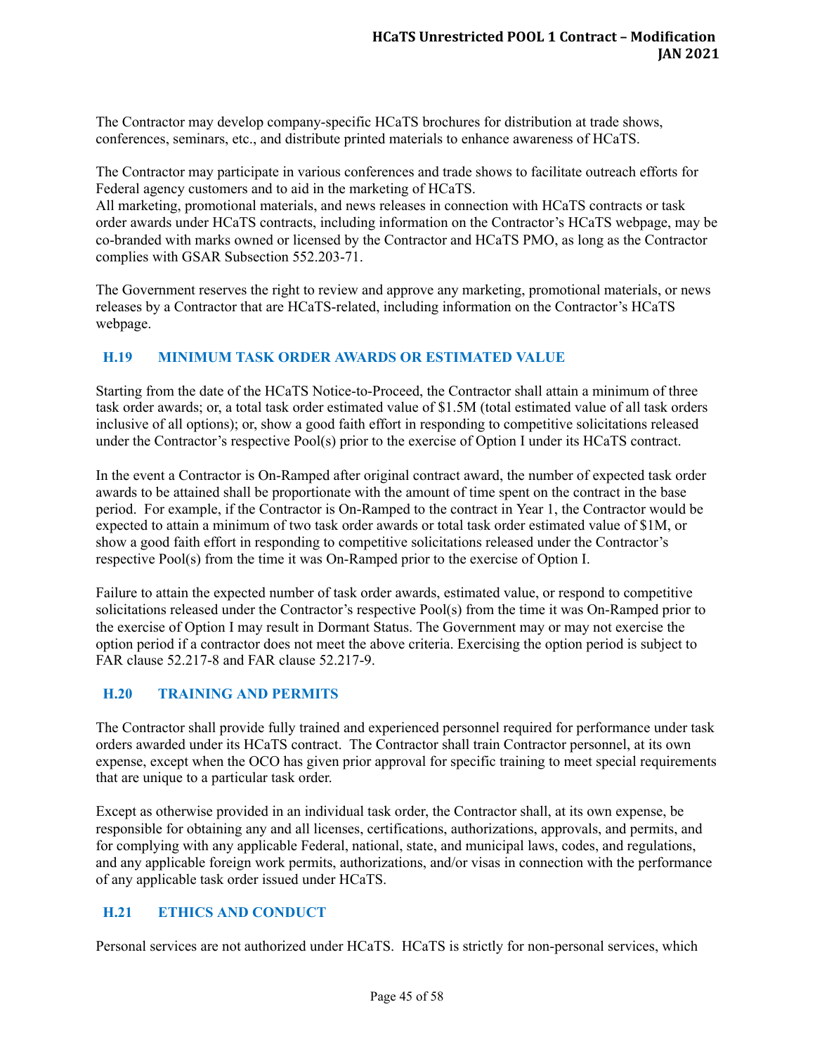The Contractor may develop company-specific HCaTS brochures for distribution at trade shows, conferences, seminars, etc., and distribute printed materials to enhance awareness of HCaTS.

The Contractor may participate in various conferences and trade shows to facilitate outreach efforts for Federal agency customers and to aid in the marketing of HCaTS.
All marketing, promotional materials, and news releases in connection with HCaTS contracts or task order awards under HCaTS contracts, including information on the Contractor's HCaTS webpage, may be co-branded with marks owned or licensed by the Contractor and HCaTS PMO, as long as the Contractor complies with GSAR Subsection 552.203-71.

The Government reserves the right to review and approve any marketing, promotional materials, or news releases by a Contractor that are HCaTS-related, including information on the Contractor's HCaTS webpage.

## H.19 MINIMUM TASK ORDER AWARDS OR ESTIMATED VALUE

Starting from the date of the HCaTS Notice-to-Proceed, the Contractor shall attain a minimum of three task order awards; or, a total task order estimated value of $1.5M (total estimated value of all task orders inclusive of all options); or, show a good faith effort in responding to competitive solicitations released under the Contractor's respective Pool(s) prior to the exercise of Option I under its HCaTS contract.

In the event a Contractor is On-Ramped after original contract award, the number of expected task order awards to be attained shall be proportionate with the amount of time spent on the contract in the base period. For example, if the Contractor is On-Ramped to the contract in Year 1, the Contractor would be expected to attain a minimum of two task order awards or total task order estimated value of $1M, or show a good faith effort in responding to competitive solicitations released under the Contractor's respective Pool(s) from the time it was On-Ramped prior to the exercise of Option I.

Failure to attain the expected number of task order awards, estimated value, or respond to competitive solicitations released under the Contractor's respective Pool(s) from the time it was On-Ramped prior to the exercise of Option I may result in Dormant Status. The Government may or may not exercise the option period if a contractor does not meet the above criteria. Exercising the option period is subject to FAR clause 52.217-8 and FAR clause 52.217-9.

## H.20 TRAINING AND PERMITS

The Contractor shall provide fully trained and experienced personnel required for performance under task orders awarded under its HCaTS contract. The Contractor shall train Contractor personnel, at its own expense, except when the OCO has given prior approval for specific training to meet special requirements that are unique to a particular task order.

Except as otherwise provided in an individual task order, the Contractor shall, at its own expense, be responsible for obtaining any and all licenses, certifications, authorizations, approvals, and permits, and for complying with any applicable Federal, national, state, and municipal laws, codes, and regulations, and any applicable foreign work permits, authorizations, and/or visas in connection with the performance of any applicable task order issued under HCaTS.

## H.21 ETHICS AND CONDUCT

Personal services are not authorized under HCaTS. HCaTS is strictly for non-personal services, which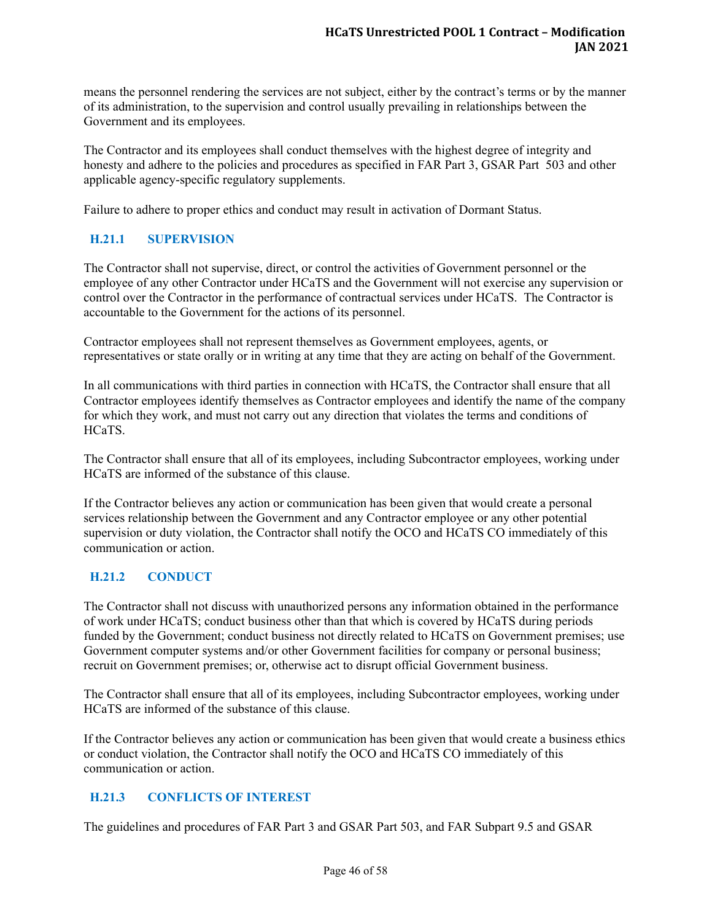means the personnel rendering the services are not subject, either by the contract's terms or by the manner of its administration, to the supervision and control usually prevailing in relationships between the Government and its employees.

The Contractor and its employees shall conduct themselves with the highest degree of integrity and honesty and adhere to the policies and procedures as specified in FAR Part 3, GSAR Part 503 and other applicable agency-specific regulatory supplements.

Failure to adhere to proper ethics and conduct may result in activation of Dormant Status.

### H.21.1 SUPERVISION

The Contractor shall not supervise, direct, or control the activities of Government personnel or the employee of any other Contractor under HCaTS and the Government will not exercise any supervision or control over the Contractor in the performance of contractual services under HCaTS. The Contractor is accountable to the Government for the actions of its personnel.

Contractor employees shall not represent themselves as Government employees, agents, or representatives or state orally or in writing at any time that they are acting on behalf of the Government.

In all communications with third parties in connection with HCaTS, the Contractor shall ensure that all Contractor employees identify themselves as Contractor employees and identify the name of the company for which they work, and must not carry out any direction that violates the terms and conditions of HCaTS.

The Contractor shall ensure that all of its employees, including Subcontractor employees, working under HCaTS are informed of the substance of this clause.

If the Contractor believes any action or communication has been given that would create a personal services relationship between the Government and any Contractor employee or any other potential supervision or duty violation, the Contractor shall notify the OCO and HCaTS CO immediately of this communication or action.

### H.21.2 CONDUCT

The Contractor shall not discuss with unauthorized persons any information obtained in the performance of work under HCaTS; conduct business other than that which is covered by HCaTS during periods funded by the Government; conduct business not directly related to HCaTS on Government premises; use Government computer systems and/or other Government facilities for company or personal business; recruit on Government premises; or, otherwise act to disrupt official Government business.

The Contractor shall ensure that all of its employees, including Subcontractor employees, working under HCaTS are informed of the substance of this clause.

If the Contractor believes any action or communication has been given that would create a business ethics or conduct violation, the Contractor shall notify the OCO and HCaTS CO immediately of this communication or action.

### H.21.3 CONFLICTS OF INTEREST

The guidelines and procedures of FAR Part 3 and GSAR Part 503, and FAR Subpart 9.5 and GSAR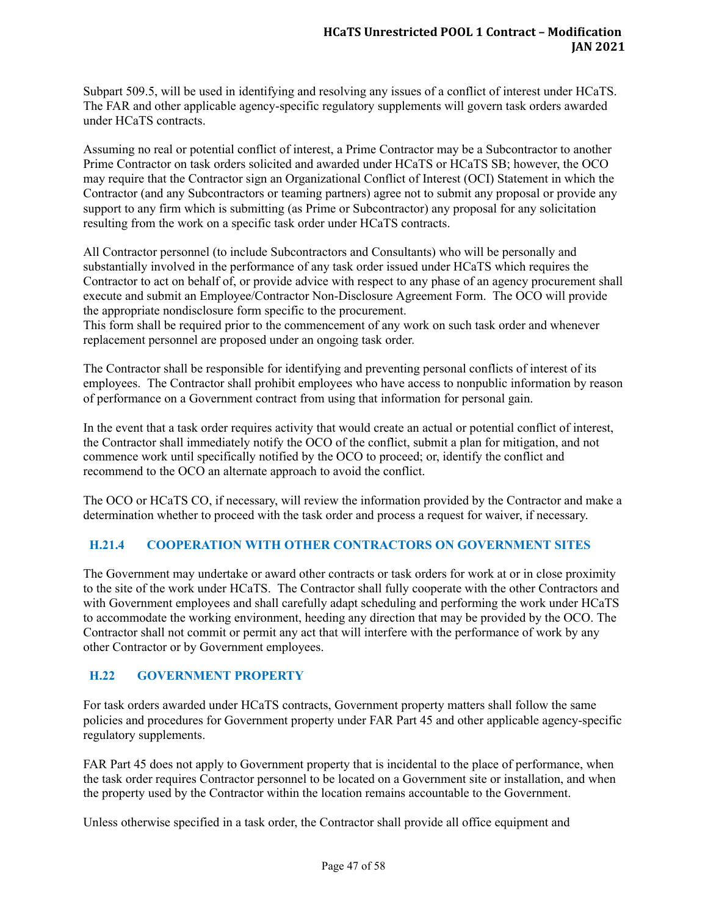Subpart 509.5, will be used in identifying and resolving any issues of a conflict of interest under HCaTS. The FAR and other applicable agency-specific regulatory supplements will govern task orders awarded under HCaTS contracts.

Assuming no real or potential conflict of interest, a Prime Contractor may be a Subcontractor to another Prime Contractor on task orders solicited and awarded under HCaTS or HCaTS SB; however, the OCO may require that the Contractor sign an Organizational Conflict of Interest (OCI) Statement in which the Contractor (and any Subcontractors or teaming partners) agree not to submit any proposal or provide any support to any firm which is submitting (as Prime or Subcontractor) any proposal for any solicitation resulting from the work on a specific task order under HCaTS contracts.

All Contractor personnel (to include Subcontractors and Consultants) who will be personally and substantially involved in the performance of any task order issued under HCaTS which requires the Contractor to act on behalf of, or provide advice with respect to any phase of an agency procurement shall execute and submit an Employee/Contractor Non-Disclosure Agreement Form. The OCO will provide the appropriate nondisclosure form specific to the procurement.
This form shall be required prior to the commencement of any work on such task order and whenever replacement personnel are proposed under an ongoing task order.

The Contractor shall be responsible for identifying and preventing personal conflicts of interest of its employees. The Contractor shall prohibit employees who have access to nonpublic information by reason of performance on a Government contract from using that information for personal gain.

In the event that a task order requires activity that would create an actual or potential conflict of interest, the Contractor shall immediately notify the OCO of the conflict, submit a plan for mitigation, and not commence work until specifically notified by the OCO to proceed; or, identify the conflict and recommend to the OCO an alternate approach to avoid the conflict.

The OCO or HCaTS CO, if necessary, will review the information provided by the Contractor and make a determination whether to proceed with the task order and process a request for waiver, if necessary.

### H.21.4 COOPERATION WITH OTHER CONTRACTORS ON GOVERNMENT SITES

The Government may undertake or award other contracts or task orders for work at or in close proximity to the site of the work under HCaTS. The Contractor shall fully cooperate with the other Contractors and with Government employees and shall carefully adapt scheduling and performing the work under HCaTS to accommodate the working environment, heeding any direction that may be provided by the OCO. The Contractor shall not commit or permit any act that will interfere with the performance of work by any other Contractor or by Government employees.

## H.22 GOVERNMENT PROPERTY

For task orders awarded under HCaTS contracts, Government property matters shall follow the same policies and procedures for Government property under FAR Part 45 and other applicable agency-specific regulatory supplements.

FAR Part 45 does not apply to Government property that is incidental to the place of performance, when the task order requires Contractor personnel to be located on a Government site or installation, and when the property used by the Contractor within the location remains accountable to the Government.

Unless otherwise specified in a task order, the Contractor shall provide all office equipment and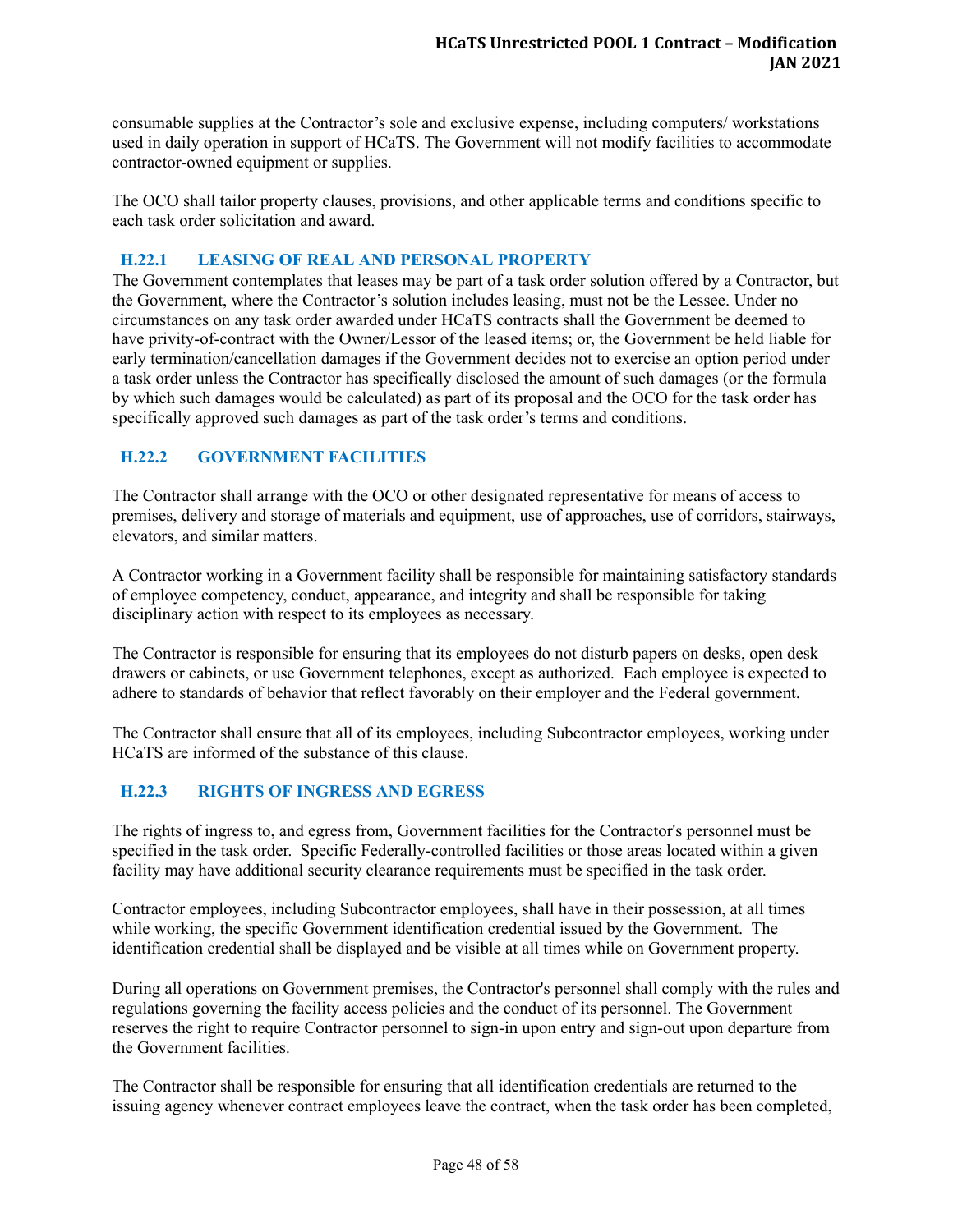consumable supplies at the Contractor's sole and exclusive expense, including computers/ workstations used in daily operation in support of HCaTS. The Government will not modify facilities to accommodate contractor-owned equipment or supplies.

The OCO shall tailor property clauses, provisions, and other applicable terms and conditions specific to each task order solicitation and award.

### H.22.1 LEASING OF REAL AND PERSONAL PROPERTY

The Government contemplates that leases may be part of a task order solution offered by a Contractor, but the Government, where the Contractor's solution includes leasing, must not be the Lessee. Under no circumstances on any task order awarded under HCaTS contracts shall the Government be deemed to have privity-of-contract with the Owner/Lessor of the leased items; or, the Government be held liable for early termination/cancellation damages if the Government decides not to exercise an option period under a task order unless the Contractor has specifically disclosed the amount of such damages (or the formula by which such damages would be calculated) as part of its proposal and the OCO for the task order has specifically approved such damages as part of the task order's terms and conditions.

### H.22.2 GOVERNMENT FACILITIES

The Contractor shall arrange with the OCO or other designated representative for means of access to premises, delivery and storage of materials and equipment, use of approaches, use of corridors, stairways, elevators, and similar matters.

A Contractor working in a Government facility shall be responsible for maintaining satisfactory standards of employee competency, conduct, appearance, and integrity and shall be responsible for taking disciplinary action with respect to its employees as necessary.

The Contractor is responsible for ensuring that its employees do not disturb papers on desks, open desk drawers or cabinets, or use Government telephones, except as authorized. Each employee is expected to adhere to standards of behavior that reflect favorably on their employer and the Federal government.

The Contractor shall ensure that all of its employees, including Subcontractor employees, working under HCaTS are informed of the substance of this clause.

### H.22.3 RIGHTS OF INGRESS AND EGRESS

The rights of ingress to, and egress from, Government facilities for the Contractor's personnel must be specified in the task order. Specific Federally-controlled facilities or those areas located within a given facility may have additional security clearance requirements must be specified in the task order.

Contractor employees, including Subcontractor employees, shall have in their possession, at all times while working, the specific Government identification credential issued by the Government. The identification credential shall be displayed and be visible at all times while on Government property.

During all operations on Government premises, the Contractor's personnel shall comply with the rules and regulations governing the facility access policies and the conduct of its personnel. The Government reserves the right to require Contractor personnel to sign-in upon entry and sign-out upon departure from the Government facilities.

The Contractor shall be responsible for ensuring that all identification credentials are returned to the issuing agency whenever contract employees leave the contract, when the task order has been completed,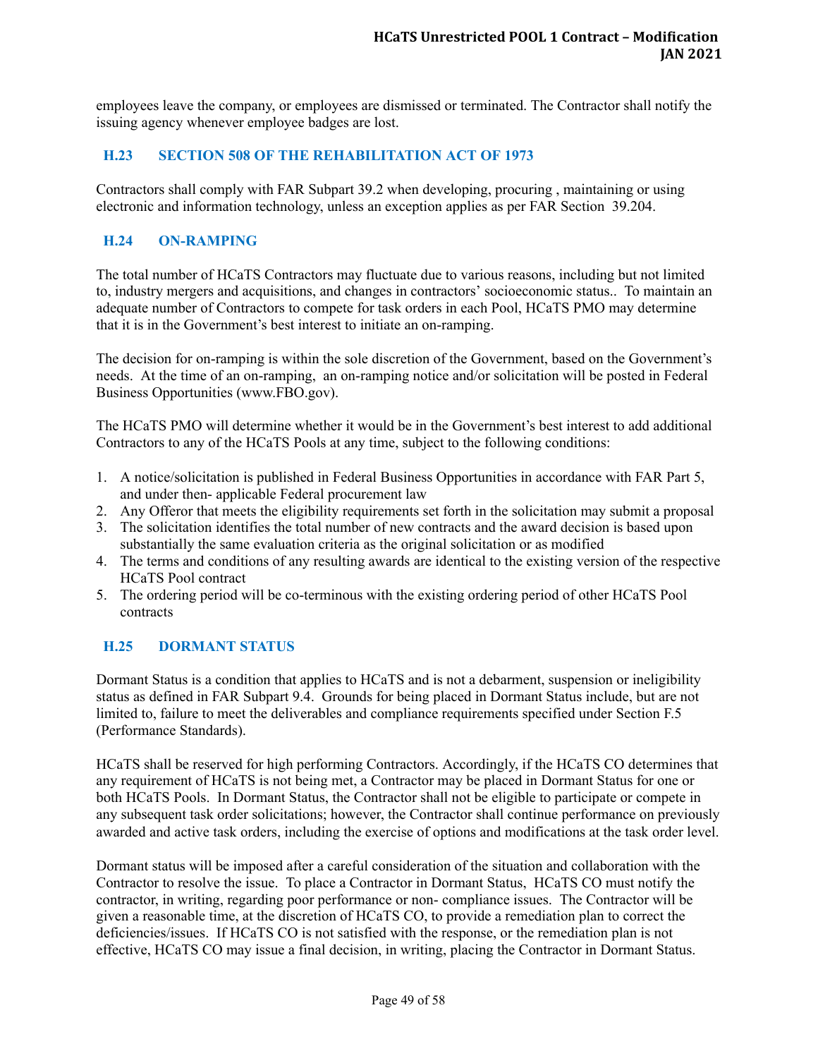employees leave the company, or employees are dismissed or terminated. The Contractor shall notify the issuing agency whenever employee badges are lost.

### H.23 SECTION 508 OF THE REHABILITATION ACT OF 1973

Contractors shall comply with FAR Subpart 39.2 when developing, procuring , maintaining or using electronic and information technology, unless an exception applies as per FAR Section 39.204.

### H.24 ON-RAMPING

The total number of HCaTS Contractors may fluctuate due to various reasons, including but not limited to, industry mergers and acquisitions, and changes in contractors' socioeconomic status.. To maintain an adequate number of Contractors to compete for task orders in each Pool, HCaTS PMO may determine that it is in the Government's best interest to initiate an on-ramping.

The decision for on-ramping is within the sole discretion of the Government, based on the Government's needs. At the time of an on-ramping, an on-ramping notice and/or solicitation will be posted in Federal Business Opportunities (www.FBO.gov).

The HCaTS PMO will determine whether it would be in the Government's best interest to add additional Contractors to any of the HCaTS Pools at any time, subject to the following conditions:

1. A notice/solicitation is published in Federal Business Opportunities in accordance with FAR Part 5, and under then- applicable Federal procurement law
2. Any Offeror that meets the eligibility requirements set forth in the solicitation may submit a proposal
3. The solicitation identifies the total number of new contracts and the award decision is based upon substantially the same evaluation criteria as the original solicitation or as modified
4. The terms and conditions of any resulting awards are identical to the existing version of the respective HCaTS Pool contract
5. The ordering period will be co-terminous with the existing ordering period of other HCaTS Pool contracts

### H.25 DORMANT STATUS

Dormant Status is a condition that applies to HCaTS and is not a debarment, suspension or ineligibility status as defined in FAR Subpart 9.4. Grounds for being placed in Dormant Status include, but are not limited to, failure to meet the deliverables and compliance requirements specified under Section F.5 (Performance Standards).

HCaTS shall be reserved for high performing Contractors. Accordingly, if the HCaTS CO determines that any requirement of HCaTS is not being met, a Contractor may be placed in Dormant Status for one or both HCaTS Pools. In Dormant Status, the Contractor shall not be eligible to participate or compete in any subsequent task order solicitations; however, the Contractor shall continue performance on previously awarded and active task orders, including the exercise of options and modifications at the task order level.

Dormant status will be imposed after a careful consideration of the situation and collaboration with the Contractor to resolve the issue. To place a Contractor in Dormant Status, HCaTS CO must notify the contractor, in writing, regarding poor performance or non- compliance issues. The Contractor will be given a reasonable time, at the discretion of HCaTS CO, to provide a remediation plan to correct the deficiencies/issues. If HCaTS CO is not satisfied with the response, or the remediation plan is not effective, HCaTS CO may issue a final decision, in writing, placing the Contractor in Dormant Status.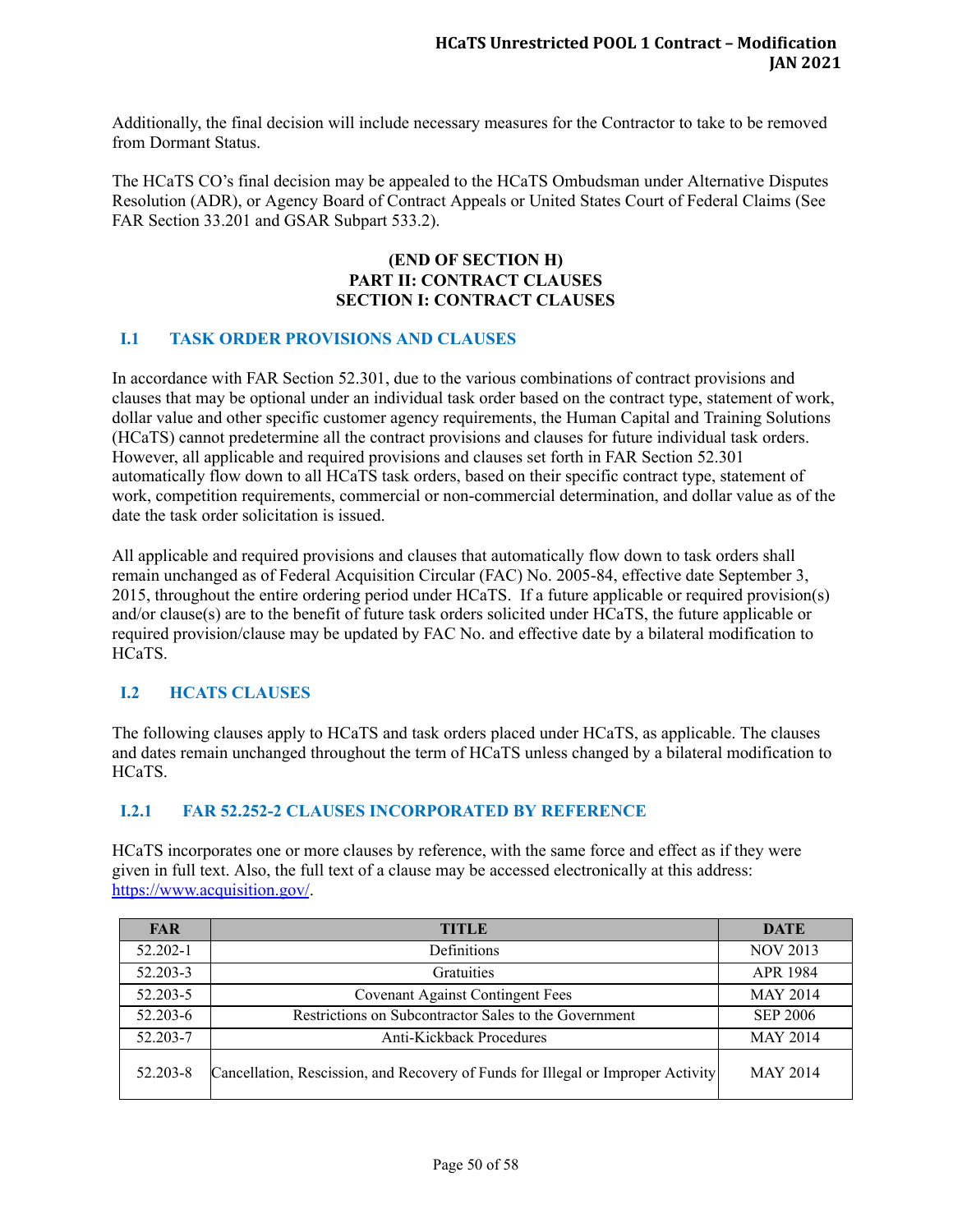Additionally, the final decision will include necessary measures for the Contractor to take to be removed from Dormant Status.

The HCaTS CO's final decision may be appealed to the HCaTS Ombudsman under Alternative Disputes Resolution (ADR), or Agency Board of Contract Appeals or United States Court of Federal Claims (See FAR Section 33.201 and GSAR Subpart 533.2).

**(END OF SECTION H)**
**PART II: CONTRACT CLAUSES**
**SECTION I: CONTRACT CLAUSES**

## I.1 TASK ORDER PROVISIONS AND CLAUSES

In accordance with FAR Section 52.301, due to the various combinations of contract provisions and clauses that may be optional under an individual task order based on the contract type, statement of work, dollar value and other specific customer agency requirements, the Human Capital and Training Solutions (HCaTS) cannot predetermine all the contract provisions and clauses for future individual task orders. However, all applicable and required provisions and clauses set forth in FAR Section 52.301 automatically flow down to all HCaTS task orders, based on their specific contract type, statement of work, competition requirements, commercial or non-commercial determination, and dollar value as of the date the task order solicitation is issued.

All applicable and required provisions and clauses that automatically flow down to task orders shall remain unchanged as of Federal Acquisition Circular (FAC) No. 2005-84, effective date September 3, 2015, throughout the entire ordering period under HCaTS. If a future applicable or required provision(s) and/or clause(s) are to the benefit of future task orders solicited under HCaTS, the future applicable or required provision/clause may be updated by FAC No. and effective date by a bilateral modification to HCaTS.

## I.2 HCATS CLAUSES

The following clauses apply to HCaTS and task orders placed under HCaTS, as applicable. The clauses and dates remain unchanged throughout the term of HCaTS unless changed by a bilateral modification to HCaTS.

### I.2.1 FAR 52.252-2 CLAUSES INCORPORATED BY REFERENCE

HCaTS incorporates one or more clauses by reference, with the same force and effect as if they were given in full text. Also, the full text of a clause may be accessed electronically at this address: https://www.acquisition.gov/.

| FAR | TITLE | DATE |
|---|---|---|
| 52.202-1 | Definitions | NOV 2013 |
| 52.203-3 | Gratuities | APR 1984 |
| 52.203-5 | Covenant Against Contingent Fees | MAY 2014 |
| 52.203-6 | Restrictions on Subcontractor Sales to the Government | SEP 2006 |
| 52.203-7 | Anti-Kickback Procedures | MAY 2014 |
| 52.203-8 | Cancellation, Rescission, and Recovery of Funds for Illegal or Improper Activity | MAY 2014 |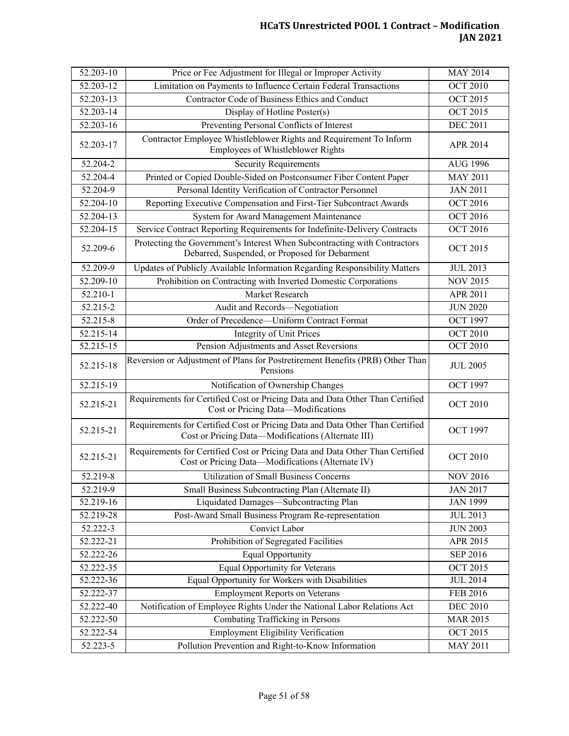| | | |
|---|---|---|
| 52.203-10 | Price or Fee Adjustment for Illegal or Improper Activity | MAY 2014 |
| 52.203-12 | Limitation on Payments to Influence Certain Federal Transactions | OCT 2010 |
| 52.203-13 | Contractor Code of Business Ethics and Conduct | OCT 2015 |
| 52.203-14 | Display of Hotline Poster(s) | OCT 2015 |
| 52.203-16 | Preventing Personal Conflicts of Interest | DEC 2011 |
| 52.203-17 | Contractor Employee Whistleblower Rights and Requirement To Inform Employees of Whistleblower Rights | APR 2014 |
| 52.204-2 | Security Requirements | AUG 1996 |
| 52.204-4 | Printed or Copied Double-Sided on Postconsumer Fiber Content Paper | MAY 2011 |
| 52.204-9 | Personal Identity Verification of Contractor Personnel | JAN 2011 |
| 52.204-10 | Reporting Executive Compensation and First-Tier Subcontract Awards | OCT 2016 |
| 52.204-13 | System for Award Management Maintenance | OCT 2016 |
| 52.204-15 | Service Contract Reporting Requirements for Indefinite-Delivery Contracts | OCT 2016 |
| 52.209-6 | Protecting the Government's Interest When Subcontracting with Contractors Debarred, Suspended, or Proposed for Debarment | OCT 2015 |
| 52.209-9 | Updates of Publicly Available Information Regarding Responsibility Matters | JUL 2013 |
| 52.209-10 | Prohibition on Contracting with Inverted Domestic Corporations | NOV 2015 |
| 52.210-1 | Market Research | APR 2011 |
| 52.215-2 | Audit and Records—Negotiation | JUN 2020 |
| 52.215-8 | Order of Precedence—Uniform Contract Format | OCT 1997 |
| 52.215-14 | Integrity of Unit Prices | OCT 2010 |
| 52.215-15 | Pension Adjustments and Asset Reversions | OCT 2010 |
| 52.215-18 | Reversion or Adjustment of Plans for Postretirement Benefits (PRB) Other Than Pensions | JUL 2005 |
| 52.215-19 | Notification of Ownership Changes | OCT 1997 |
| 52.215-21 | Requirements for Certified Cost or Pricing Data and Data Other Than Certified Cost or Pricing Data—Modifications | OCT 2010 |
| 52.215-21 | Requirements for Certified Cost or Pricing Data and Data Other Than Certified Cost or Pricing Data—Modifications (Alternate III) | OCT 1997 |
| 52.215-21 | Requirements for Certified Cost or Pricing Data and Data Other Than Certified Cost or Pricing Data—Modifications (Alternate IV) | OCT 2010 |
| 52.219-8 | Utilization of Small Business Concerns | NOV 2016 |
| 52.219-9 | Small Business Subcontracting Plan (Alternate II) | JAN 2017 |
| 52.219-16 | Liquidated Damages—Subcontracting Plan | JAN 1999 |
| 52.219-28 | Post-Award Small Business Program Re-representation | JUL 2013 |
| 52.222-3 | Convict Labor | JUN 2003 |
| 52.222-21 | Prohibition of Segregated Facilities | APR 2015 |
| 52.222-26 | Equal Opportunity | SEP 2016 |
| 52.222-35 | Equal Opportunity for Veterans | OCT 2015 |
| 52.222-36 | Equal Opportunity for Workers with Disabilities | JUL 2014 |
| 52.222-37 | Employment Reports on Veterans | FEB 2016 |
| 52.222-40 | Notification of Employee Rights Under the National Labor Relations Act | DEC 2010 |
| 52.222-50 | Combating Trafficking in Persons | MAR 2015 |
| 52.222-54 | Employment Eligibility Verification | OCT 2015 |
| 52.223-5 | Pollution Prevention and Right-to-Know Information | MAY 2011 |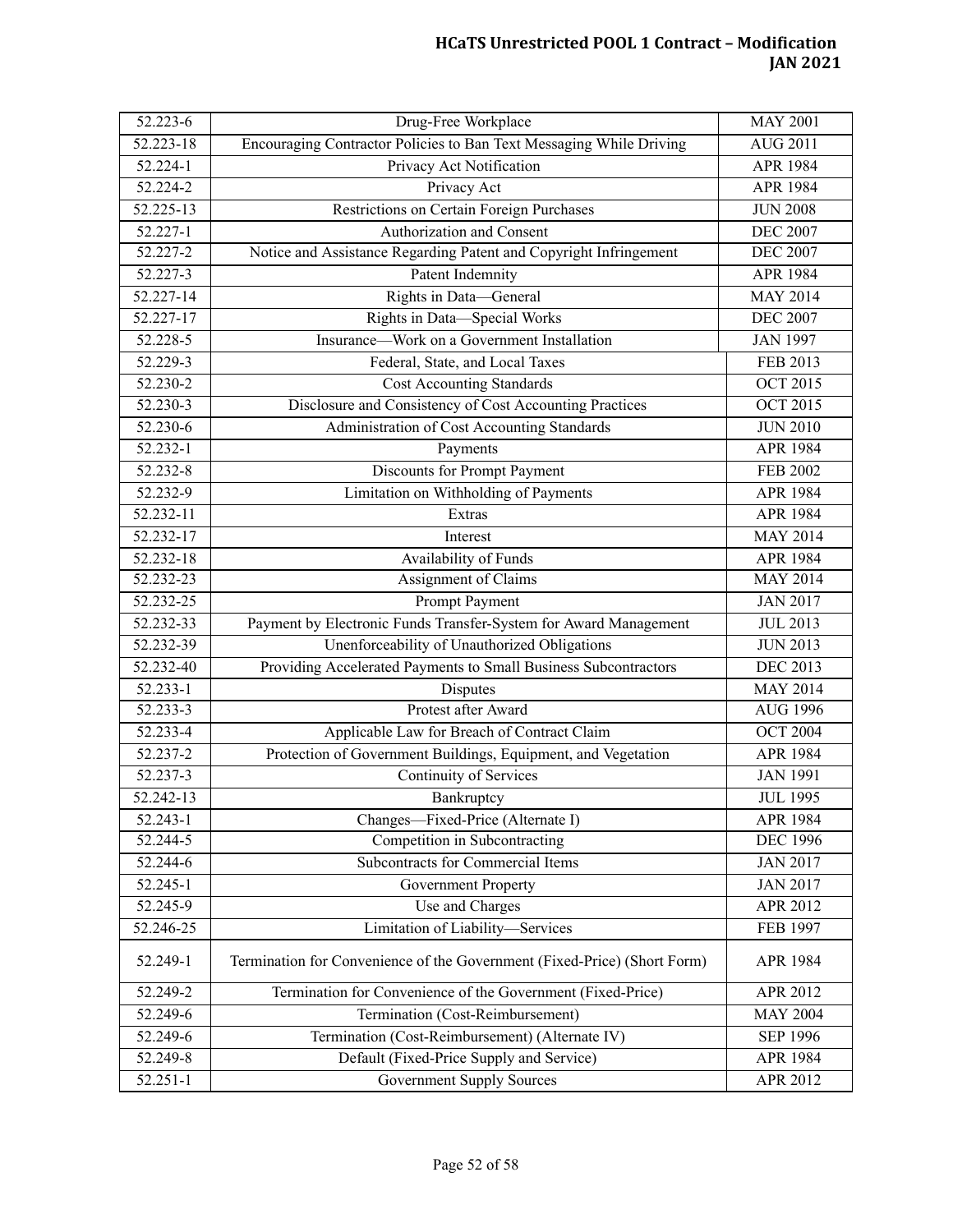| | | |
|---|---|---|
| 52.223-6 | Drug-Free Workplace | MAY 2001 |
| 52.223-18 | Encouraging Contractor Policies to Ban Text Messaging While Driving | AUG 2011 |
| 52.224-1 | Privacy Act Notification | APR 1984 |
| 52.224-2 | Privacy Act | APR 1984 |
| 52.225-13 | Restrictions on Certain Foreign Purchases | JUN 2008 |
| 52.227-1 | Authorization and Consent | DEC 2007 |
| 52.227-2 | Notice and Assistance Regarding Patent and Copyright Infringement | DEC 2007 |
| 52.227-3 | Patent Indemnity | APR 1984 |
| 52.227-14 | Rights in Data—General | MAY 2014 |
| 52.227-17 | Rights in Data—Special Works | DEC 2007 |
| 52.228-5 | Insurance—Work on a Government Installation | JAN 1997 |
| 52.229-3 | Federal, State, and Local Taxes | FEB 2013 |
| 52.230-2 | Cost Accounting Standards | OCT 2015 |
| 52.230-3 | Disclosure and Consistency of Cost Accounting Practices | OCT 2015 |
| 52.230-6 | Administration of Cost Accounting Standards | JUN 2010 |
| 52.232-1 | Payments | APR 1984 |
| 52.232-8 | Discounts for Prompt Payment | FEB 2002 |
| 52.232-9 | Limitation on Withholding of Payments | APR 1984 |
| 52.232-11 | Extras | APR 1984 |
| 52.232-17 | Interest | MAY 2014 |
| 52.232-18 | Availability of Funds | APR 1984 |
| 52.232-23 | Assignment of Claims | MAY 2014 |
| 52.232-25 | Prompt Payment | JAN 2017 |
| 52.232-33 | Payment by Electronic Funds Transfer-System for Award Management | JUL 2013 |
| 52.232-39 | Unenforceability of Unauthorized Obligations | JUN 2013 |
| 52.232-40 | Providing Accelerated Payments to Small Business Subcontractors | DEC 2013 |
| 52.233-1 | Disputes | MAY 2014 |
| 52.233-3 | Protest after Award | AUG 1996 |
| 52.233-4 | Applicable Law for Breach of Contract Claim | OCT 2004 |
| 52.237-2 | Protection of Government Buildings, Equipment, and Vegetation | APR 1984 |
| 52.237-3 | Continuity of Services | JAN 1991 |
| 52.242-13 | Bankruptcy | JUL 1995 |
| 52.243-1 | Changes—Fixed-Price (Alternate I) | APR 1984 |
| 52.244-5 | Competition in Subcontracting | DEC 1996 |
| 52.244-6 | Subcontracts for Commercial Items | JAN 2017 |
| 52.245-1 | Government Property | JAN 2017 |
| 52.245-9 | Use and Charges | APR 2012 |
| 52.246-25 | Limitation of Liability—Services | FEB 1997 |
| 52.249-1 | Termination for Convenience of the Government (Fixed-Price) (Short Form) | APR 1984 |
| 52.249-2 | Termination for Convenience of the Government (Fixed-Price) | APR 2012 |
| 52.249-6 | Termination (Cost-Reimbursement) | MAY 2004 |
| 52.249-6 | Termination (Cost-Reimbursement) (Alternate IV) | SEP 1996 |
| 52.249-8 | Default (Fixed-Price Supply and Service) | APR 1984 |
| 52.251-1 | Government Supply Sources | APR 2012 |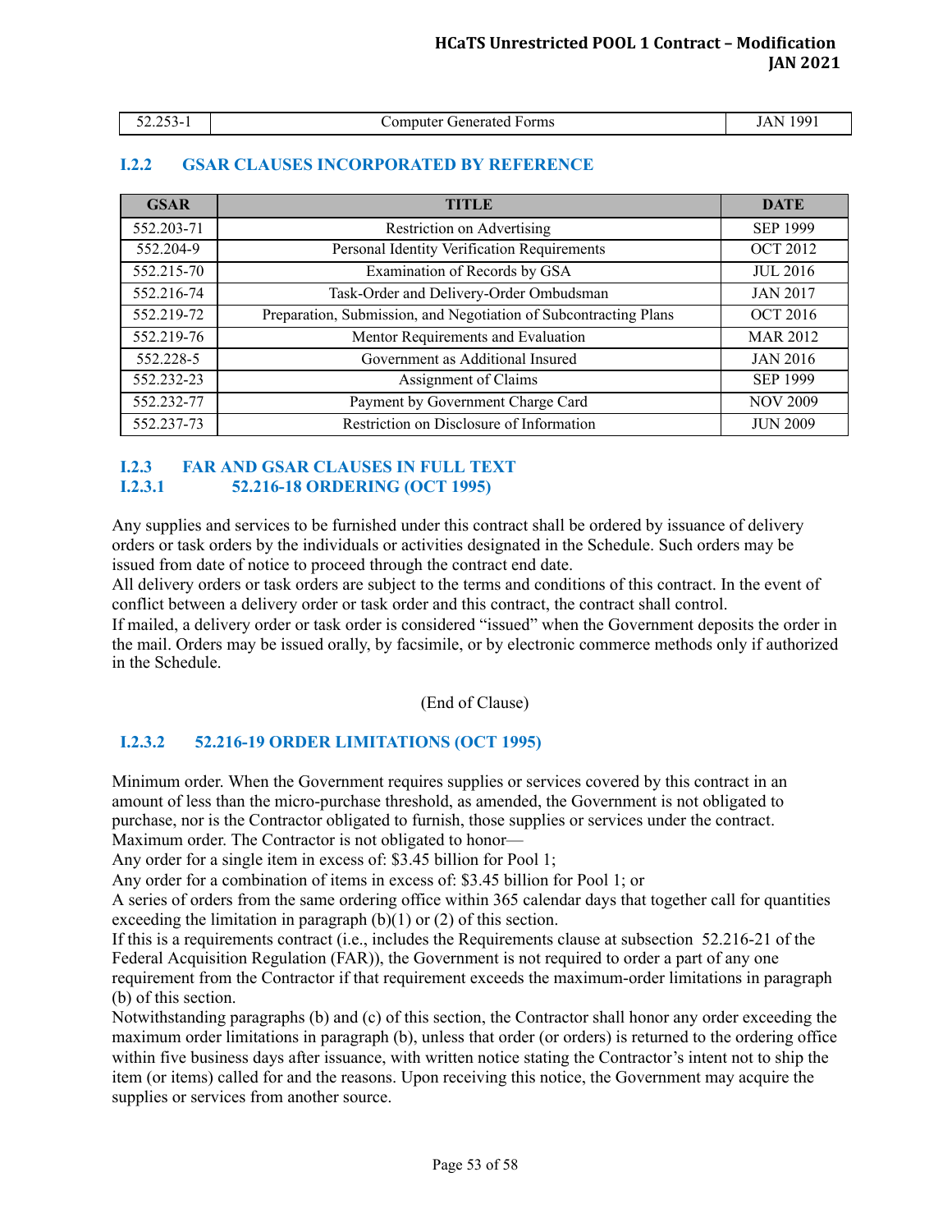| | | |
|---|---|---|
| 52.253-1 | Computer Generated Forms | JAN 1991 |

### I.2.2 GSAR CLAUSES INCORPORATED BY REFERENCE

| GSAR | TITLE | DATE |
|---|---|---|
| 552.203-71 | Restriction on Advertising | SEP 1999 |
| 552.204-9 | Personal Identity Verification Requirements | OCT 2012 |
| 552.215-70 | Examination of Records by GSA | JUL 2016 |
| 552.216-74 | Task-Order and Delivery-Order Ombudsman | JAN 2017 |
| 552.219-72 | Preparation, Submission, and Negotiation of Subcontracting Plans | OCT 2016 |
| 552.219-76 | Mentor Requirements and Evaluation | MAR 2012 |
| 552.228-5 | Government as Additional Insured | JAN 2016 |
| 552.232-23 | Assignment of Claims | SEP 1999 |
| 552.232-77 | Payment by Government Charge Card | NOV 2009 |
| 552.237-73 | Restriction on Disclosure of Information | JUN 2009 |

### I.2.3 FAR AND GSAR CLAUSES IN FULL TEXT

#### I.2.3.1 52.216-18 ORDERING (OCT 1995)

Any supplies and services to be furnished under this contract shall be ordered by issuance of delivery orders or task orders by the individuals or activities designated in the Schedule. Such orders may be issued from date of notice to proceed through the contract end date.

All delivery orders or task orders are subject to the terms and conditions of this contract. In the event of conflict between a delivery order or task order and this contract, the contract shall control.

If mailed, a delivery order or task order is considered "issued" when the Government deposits the order in the mail. Orders may be issued orally, by facsimile, or by electronic commerce methods only if authorized in the Schedule.

(End of Clause)

#### I.2.3.2 52.216-19 ORDER LIMITATIONS (OCT 1995)

Minimum order. When the Government requires supplies or services covered by this contract in an amount of less than the micro-purchase threshold, as amended, the Government is not obligated to purchase, nor is the Contractor obligated to furnish, those supplies or services under the contract.

Maximum order. The Contractor is not obligated to honor—

Any order for a single item in excess of: $3.45 billion for Pool 1;

Any order for a combination of items in excess of: $3.45 billion for Pool 1; or

A series of orders from the same ordering office within 365 calendar days that together call for quantities exceeding the limitation in paragraph (b)(1) or (2) of this section.

If this is a requirements contract (i.e., includes the Requirements clause at subsection 52.216-21 of the Federal Acquisition Regulation (FAR)), the Government is not required to order a part of any one requirement from the Contractor if that requirement exceeds the maximum-order limitations in paragraph (b) of this section.

Notwithstanding paragraphs (b) and (c) of this section, the Contractor shall honor any order exceeding the maximum order limitations in paragraph (b), unless that order (or orders) is returned to the ordering office within five business days after issuance, with written notice stating the Contractor's intent not to ship the item (or items) called for and the reasons. Upon receiving this notice, the Government may acquire the supplies or services from another source.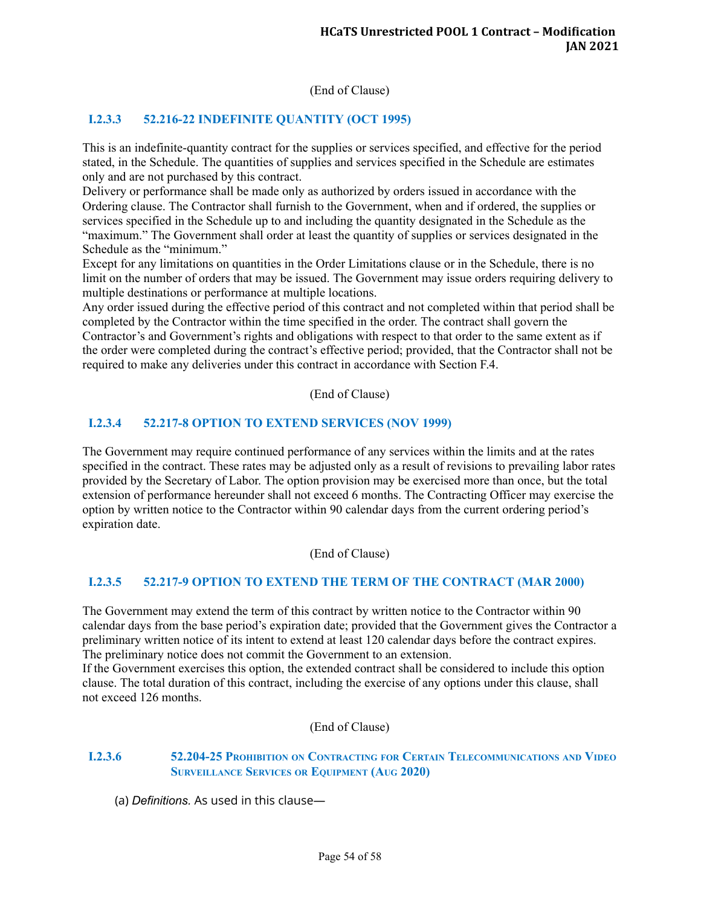(End of Clause)

### I.2.3.3 52.216-22 INDEFINITE QUANTITY (OCT 1995)

This is an indefinite-quantity contract for the supplies or services specified, and effective for the period stated, in the Schedule. The quantities of supplies and services specified in the Schedule are estimates only and are not purchased by this contract.

Delivery or performance shall be made only as authorized by orders issued in accordance with the Ordering clause. The Contractor shall furnish to the Government, when and if ordered, the supplies or services specified in the Schedule up to and including the quantity designated in the Schedule as the "maximum." The Government shall order at least the quantity of supplies or services designated in the Schedule as the "minimum."

Except for any limitations on quantities in the Order Limitations clause or in the Schedule, there is no limit on the number of orders that may be issued. The Government may issue orders requiring delivery to multiple destinations or performance at multiple locations.

Any order issued during the effective period of this contract and not completed within that period shall be completed by the Contractor within the time specified in the order. The contract shall govern the Contractor's and Government's rights and obligations with respect to that order to the same extent as if the order were completed during the contract's effective period; provided, that the Contractor shall not be required to make any deliveries under this contract in accordance with Section F.4.

(End of Clause)

### I.2.3.4 52.217-8 OPTION TO EXTEND SERVICES (NOV 1999)

The Government may require continued performance of any services within the limits and at the rates specified in the contract. These rates may be adjusted only as a result of revisions to prevailing labor rates provided by the Secretary of Labor. The option provision may be exercised more than once, but the total extension of performance hereunder shall not exceed 6 months. The Contracting Officer may exercise the option by written notice to the Contractor within 90 calendar days from the current ordering period's expiration date.

(End of Clause)

### I.2.3.5 52.217-9 OPTION TO EXTEND THE TERM OF THE CONTRACT (MAR 2000)

The Government may extend the term of this contract by written notice to the Contractor within 90 calendar days from the base period's expiration date; provided that the Government gives the Contractor a preliminary written notice of its intent to extend at least 120 calendar days before the contract expires. The preliminary notice does not commit the Government to an extension.

If the Government exercises this option, the extended contract shall be considered to include this option clause. The total duration of this contract, including the exercise of any options under this clause, shall not exceed 126 months.

(End of Clause)

### I.2.3.6 52.204-25 PROHIBITION ON CONTRACTING FOR CERTAIN TELECOMMUNICATIONS AND VIDEO SURVEILLANCE SERVICES OR EQUIPMENT (AUG 2020)

(a) *Definitions.* As used in this clause—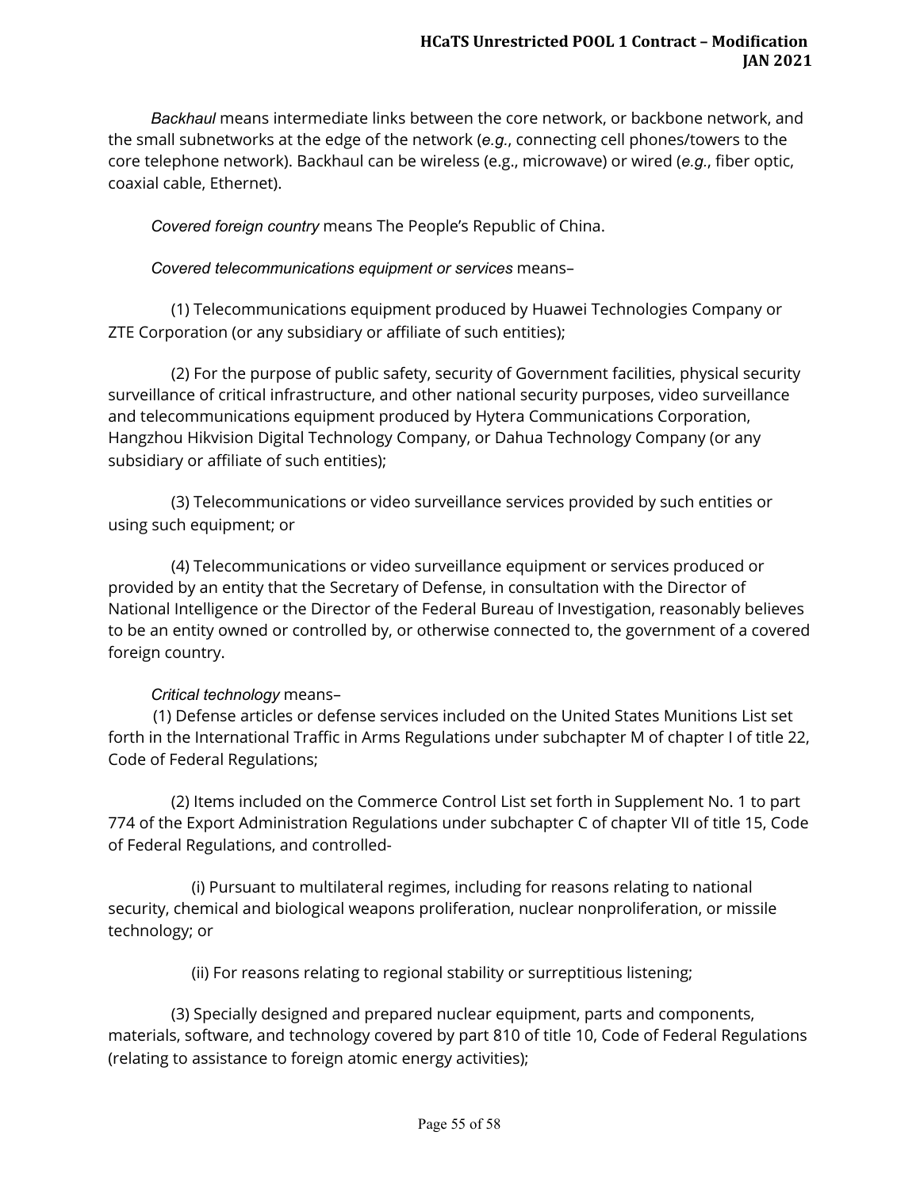*Backhaul* means intermediate links between the core network, or backbone network, and the small subnetworks at the edge of the network (*e.g.*, connecting cell phones/towers to the core telephone network). Backhaul can be wireless (e.g., microwave) or wired (*e.g.*, fiber optic, coaxial cable, Ethernet).

*Covered foreign country* means The People's Republic of China.

*Covered telecommunications equipment or services* means–

(1) Telecommunications equipment produced by Huawei Technologies Company or ZTE Corporation (or any subsidiary or affiliate of such entities);

(2) For the purpose of public safety, security of Government facilities, physical security surveillance of critical infrastructure, and other national security purposes, video surveillance and telecommunications equipment produced by Hytera Communications Corporation, Hangzhou Hikvision Digital Technology Company, or Dahua Technology Company (or any subsidiary or affiliate of such entities);

(3) Telecommunications or video surveillance services provided by such entities or using such equipment; or

(4) Telecommunications or video surveillance equipment or services produced or provided by an entity that the Secretary of Defense, in consultation with the Director of National Intelligence or the Director of the Federal Bureau of Investigation, reasonably believes to be an entity owned or controlled by, or otherwise connected to, the government of a covered foreign country.

*Critical technology* means–

(1) Defense articles or defense services included on the United States Munitions List set forth in the International Traffic in Arms Regulations under subchapter M of chapter I of title 22, Code of Federal Regulations;

(2) Items included on the Commerce Control List set forth in Supplement No. 1 to part 774 of the Export Administration Regulations under subchapter C of chapter VII of title 15, Code of Federal Regulations, and controlled-

(i) Pursuant to multilateral regimes, including for reasons relating to national security, chemical and biological weapons proliferation, nuclear nonproliferation, or missile technology; or

(ii) For reasons relating to regional stability or surreptitious listening;

(3) Specially designed and prepared nuclear equipment, parts and components, materials, software, and technology covered by part 810 of title 10, Code of Federal Regulations (relating to assistance to foreign atomic energy activities);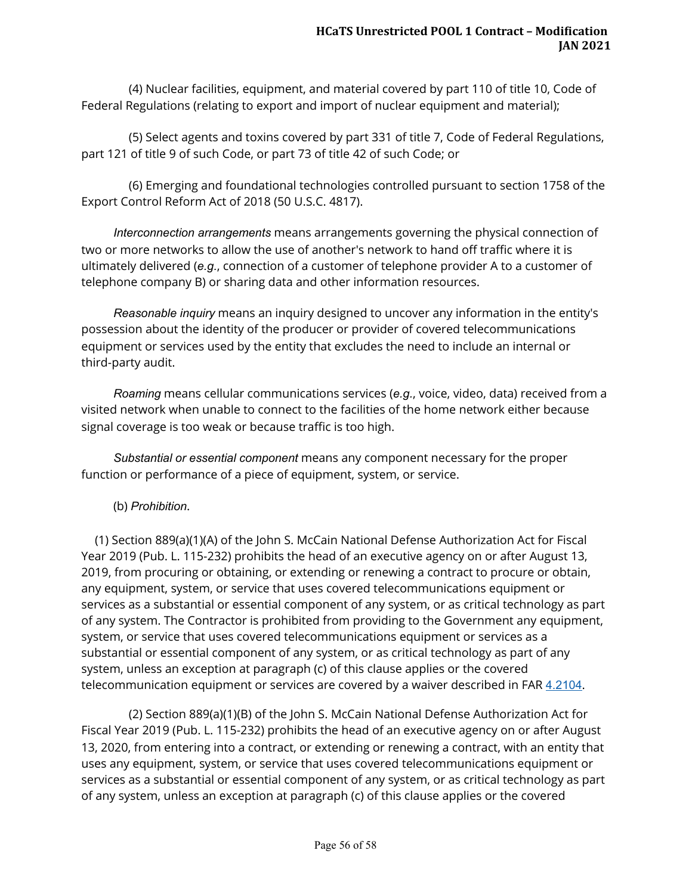(4) Nuclear facilities, equipment, and material covered by part 110 of title 10, Code of Federal Regulations (relating to export and import of nuclear equipment and material);

(5) Select agents and toxins covered by part 331 of title 7, Code of Federal Regulations, part 121 of title 9 of such Code, or part 73 of title 42 of such Code; or

(6) Emerging and foundational technologies controlled pursuant to section 1758 of the Export Control Reform Act of 2018 (50 U.S.C. 4817).

*Interconnection arrangements* means arrangements governing the physical connection of two or more networks to allow the use of another's network to hand off traffic where it is ultimately delivered (*e.g.*, connection of a customer of telephone provider A to a customer of telephone company B) or sharing data and other information resources.

*Reasonable inquiry* means an inquiry designed to uncover any information in the entity's possession about the identity of the producer or provider of covered telecommunications equipment or services used by the entity that excludes the need to include an internal or third-party audit.

*Roaming* means cellular communications services (*e.g.*, voice, video, data) received from a visited network when unable to connect to the facilities of the home network either because signal coverage is too weak or because traffic is too high.

*Substantial or essential component* means any component necessary for the proper function or performance of a piece of equipment, system, or service.

(b) *Prohibition*.

(1) Section 889(a)(1)(A) of the John S. McCain National Defense Authorization Act for Fiscal Year 2019 (Pub. L. 115-232) prohibits the head of an executive agency on or after August 13, 2019, from procuring or obtaining, or extending or renewing a contract to procure or obtain, any equipment, system, or service that uses covered telecommunications equipment or services as a substantial or essential component of any system, or as critical technology as part of any system. The Contractor is prohibited from providing to the Government any equipment, system, or service that uses covered telecommunications equipment or services as a substantial or essential component of any system, or as critical technology as part of any system, unless an exception at paragraph (c) of this clause applies or the covered telecommunication equipment or services are covered by a waiver described in FAR [4.2104](#).

(2) Section 889(a)(1)(B) of the John S. McCain National Defense Authorization Act for Fiscal Year 2019 (Pub. L. 115-232) prohibits the head of an executive agency on or after August 13, 2020, from entering into a contract, or extending or renewing a contract, with an entity that uses any equipment, system, or service that uses covered telecommunications equipment or services as a substantial or essential component of any system, or as critical technology as part of any system, unless an exception at paragraph (c) of this clause applies or the covered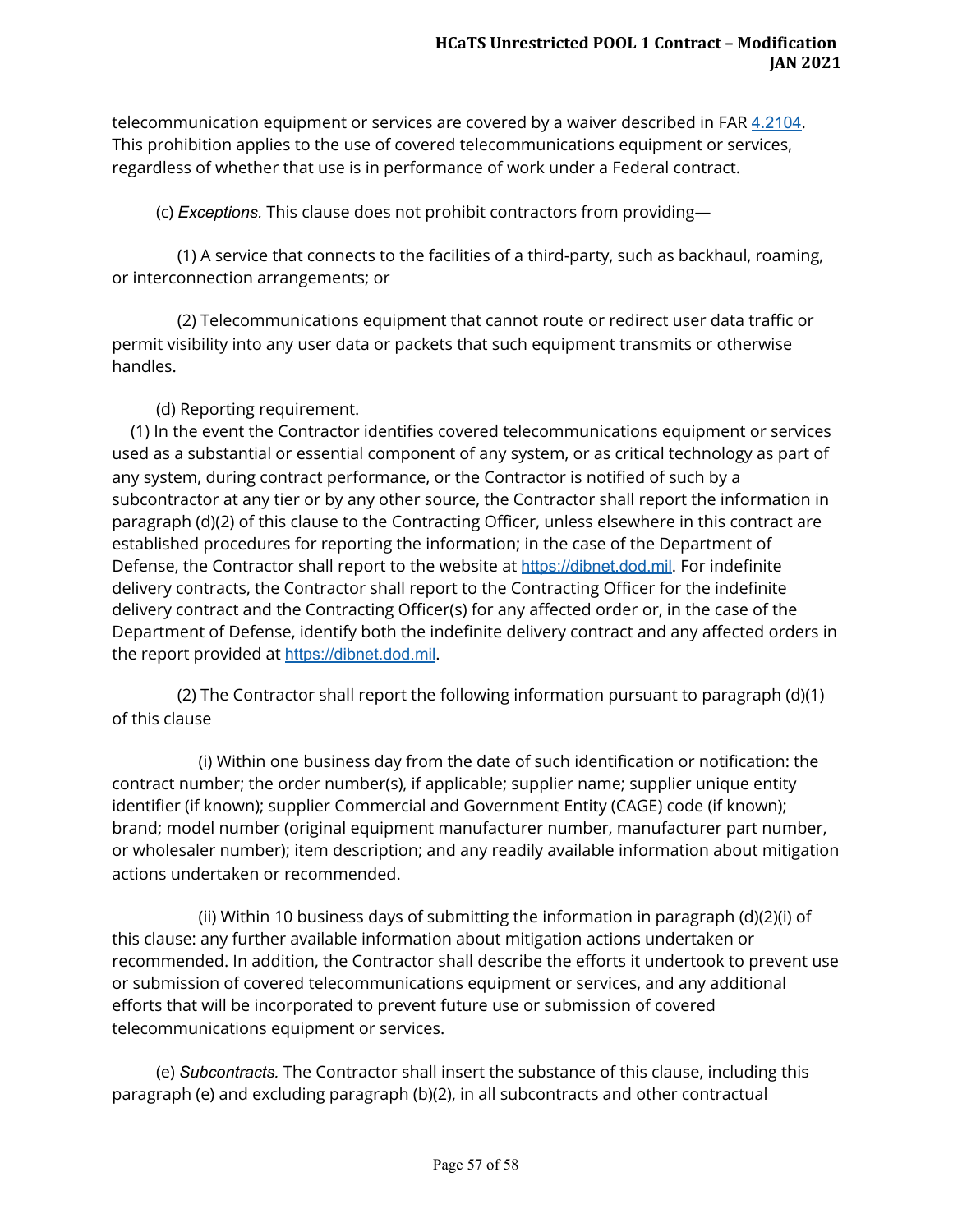telecommunication equipment or services are covered by a waiver described in FAR [4.2104](). This prohibition applies to the use of covered telecommunications equipment or services, regardless of whether that use is in performance of work under a Federal contract.

(c) *Exceptions.* This clause does not prohibit contractors from providing—

(1) A service that connects to the facilities of a third-party, such as backhaul, roaming, or interconnection arrangements; or

(2) Telecommunications equipment that cannot route or redirect user data traffic or permit visibility into any user data or packets that such equipment transmits or otherwise handles.

(d) Reporting requirement.

(1) In the event the Contractor identifies covered telecommunications equipment or services used as a substantial or essential component of any system, or as critical technology as part of any system, during contract performance, or the Contractor is notified of such by a subcontractor at any tier or by any other source, the Contractor shall report the information in paragraph (d)(2) of this clause to the Contracting Officer, unless elsewhere in this contract are established procedures for reporting the information; in the case of the Department of Defense, the Contractor shall report to the website at https://dibnet.dod.mil. For indefinite delivery contracts, the Contractor shall report to the Contracting Officer for the indefinite delivery contract and the Contracting Officer(s) for any affected order or, in the case of the Department of Defense, identify both the indefinite delivery contract and any affected orders in the report provided at https://dibnet.dod.mil.

(2) The Contractor shall report the following information pursuant to paragraph (d)(1) of this clause

(i) Within one business day from the date of such identification or notification: the contract number; the order number(s), if applicable; supplier name; supplier unique entity identifier (if known); supplier Commercial and Government Entity (CAGE) code (if known); brand; model number (original equipment manufacturer number, manufacturer part number, or wholesaler number); item description; and any readily available information about mitigation actions undertaken or recommended.

(ii) Within 10 business days of submitting the information in paragraph (d)(2)(i) of this clause: any further available information about mitigation actions undertaken or recommended. In addition, the Contractor shall describe the efforts it undertook to prevent use or submission of covered telecommunications equipment or services, and any additional efforts that will be incorporated to prevent future use or submission of covered telecommunications equipment or services.

(e) *Subcontracts.* The Contractor shall insert the substance of this clause, including this paragraph (e) and excluding paragraph (b)(2), in all subcontracts and other contractual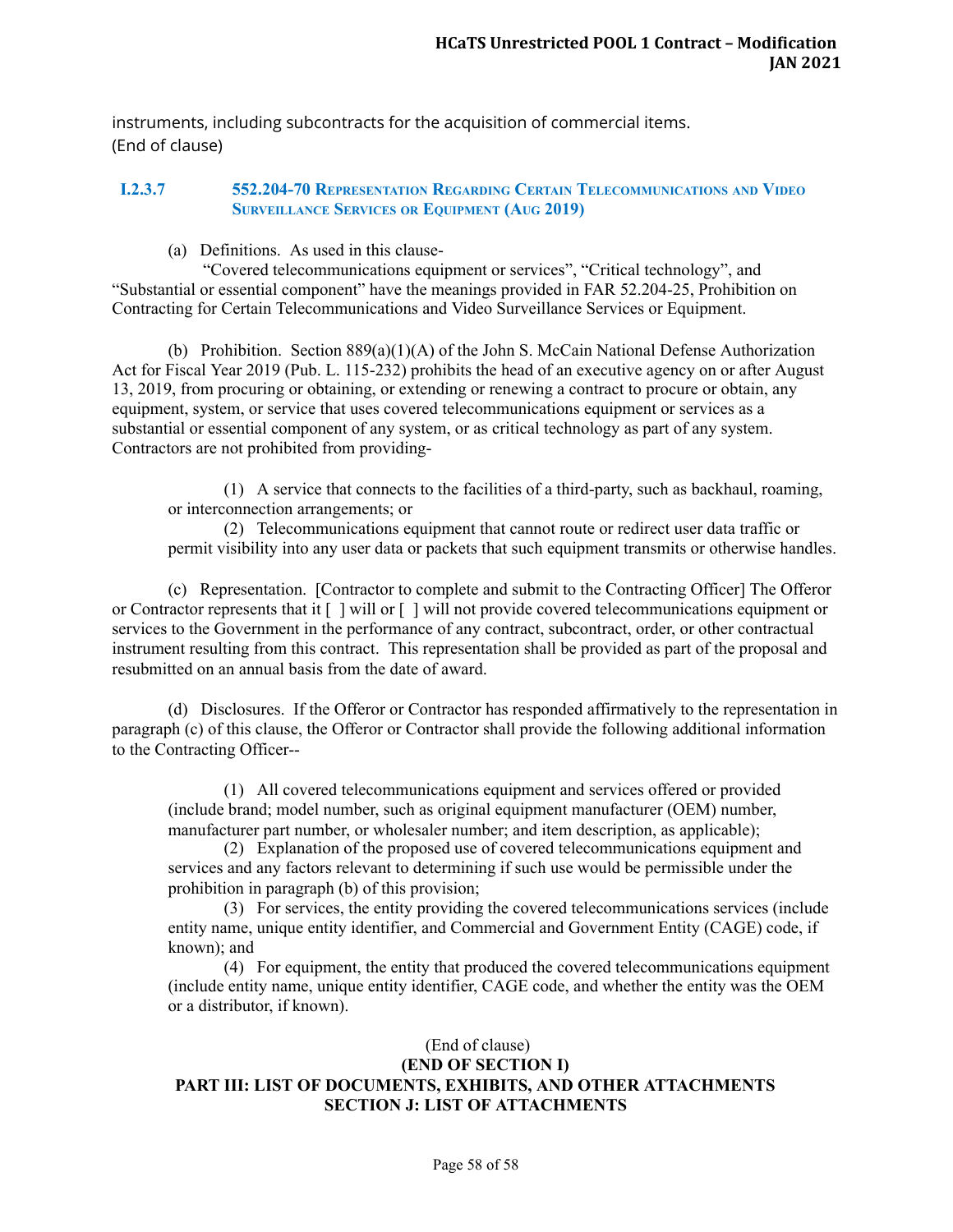instruments, including subcontracts for the acquisition of commercial items.
(End of clause)

### I.2.3.7 552.204-70 Representation Regarding Certain Telecommunications and Video Surveillance Services or Equipment (Aug 2019)

(a) Definitions. As used in this clause-

"Covered telecommunications equipment or services", "Critical technology", and "Substantial or essential component" have the meanings provided in FAR 52.204-25, Prohibition on Contracting for Certain Telecommunications and Video Surveillance Services or Equipment.

(b) Prohibition. Section 889(a)(1)(A) of the John S. McCain National Defense Authorization Act for Fiscal Year 2019 (Pub. L. 115-232) prohibits the head of an executive agency on or after August 13, 2019, from procuring or obtaining, or extending or renewing a contract to procure or obtain, any equipment, system, or service that uses covered telecommunications equipment or services as a substantial or essential component of any system, or as critical technology as part of any system. Contractors are not prohibited from providing-

(1) A service that connects to the facilities of a third-party, such as backhaul, roaming, or interconnection arrangements; or

(2) Telecommunications equipment that cannot route or redirect user data traffic or permit visibility into any user data or packets that such equipment transmits or otherwise handles.

(c) Representation. [Contractor to complete and submit to the Contracting Officer] The Offeror or Contractor represents that it [ ] will or [ ] will not provide covered telecommunications equipment or services to the Government in the performance of any contract, subcontract, order, or other contractual instrument resulting from this contract. This representation shall be provided as part of the proposal and resubmitted on an annual basis from the date of award.

(d) Disclosures. If the Offeror or Contractor has responded affirmatively to the representation in paragraph (c) of this clause, the Offeror or Contractor shall provide the following additional information to the Contracting Officer--

(1) All covered telecommunications equipment and services offered or provided (include brand; model number, such as original equipment manufacturer (OEM) number, manufacturer part number, or wholesaler number; and item description, as applicable);

(2) Explanation of the proposed use of covered telecommunications equipment and services and any factors relevant to determining if such use would be permissible under the prohibition in paragraph (b) of this provision;

(3) For services, the entity providing the covered telecommunications services (include entity name, unique entity identifier, and Commercial and Government Entity (CAGE) code, if known); and

(4) For equipment, the entity that produced the covered telecommunications equipment (include entity name, unique entity identifier, CAGE code, and whether the entity was the OEM or a distributor, if known).

(End of clause)

**(END OF SECTION I)**

## PART III: LIST OF DOCUMENTS, EXHIBITS, AND OTHER ATTACHMENTS

## SECTION J: LIST OF ATTACHMENTS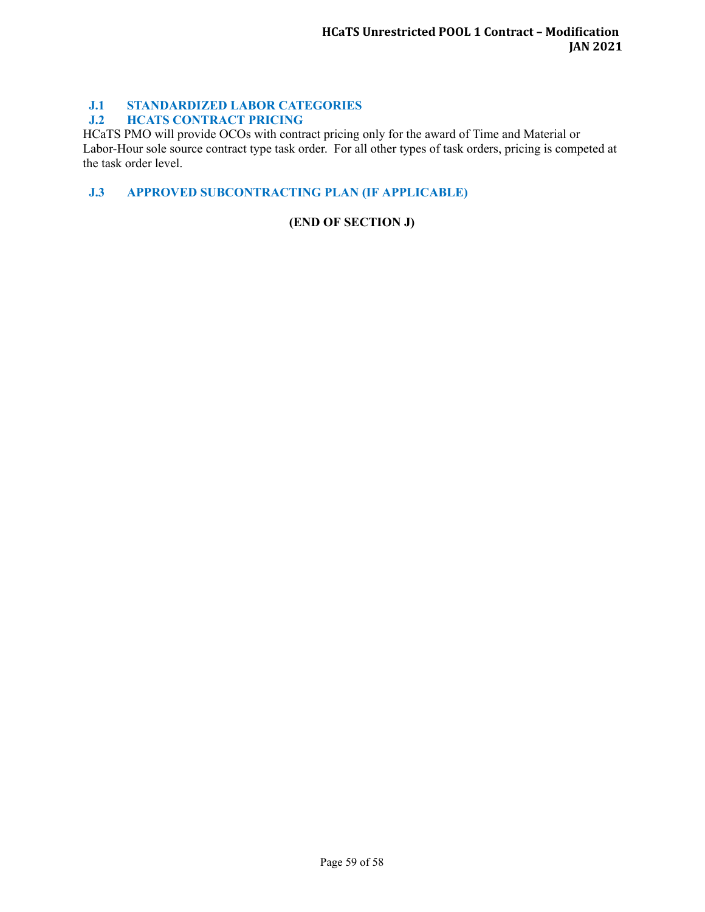## J.1 STANDARDIZED LABOR CATEGORIES

## J.2 HCATS CONTRACT PRICING

HCaTS PMO will provide OCOs with contract pricing only for the award of Time and Material or Labor-Hour sole source contract type task order. For all other types of task orders, pricing is competed at the task order level.

## J.3 APPROVED SUBCONTRACTING PLAN (IF APPLICABLE)

**(END OF SECTION J)**